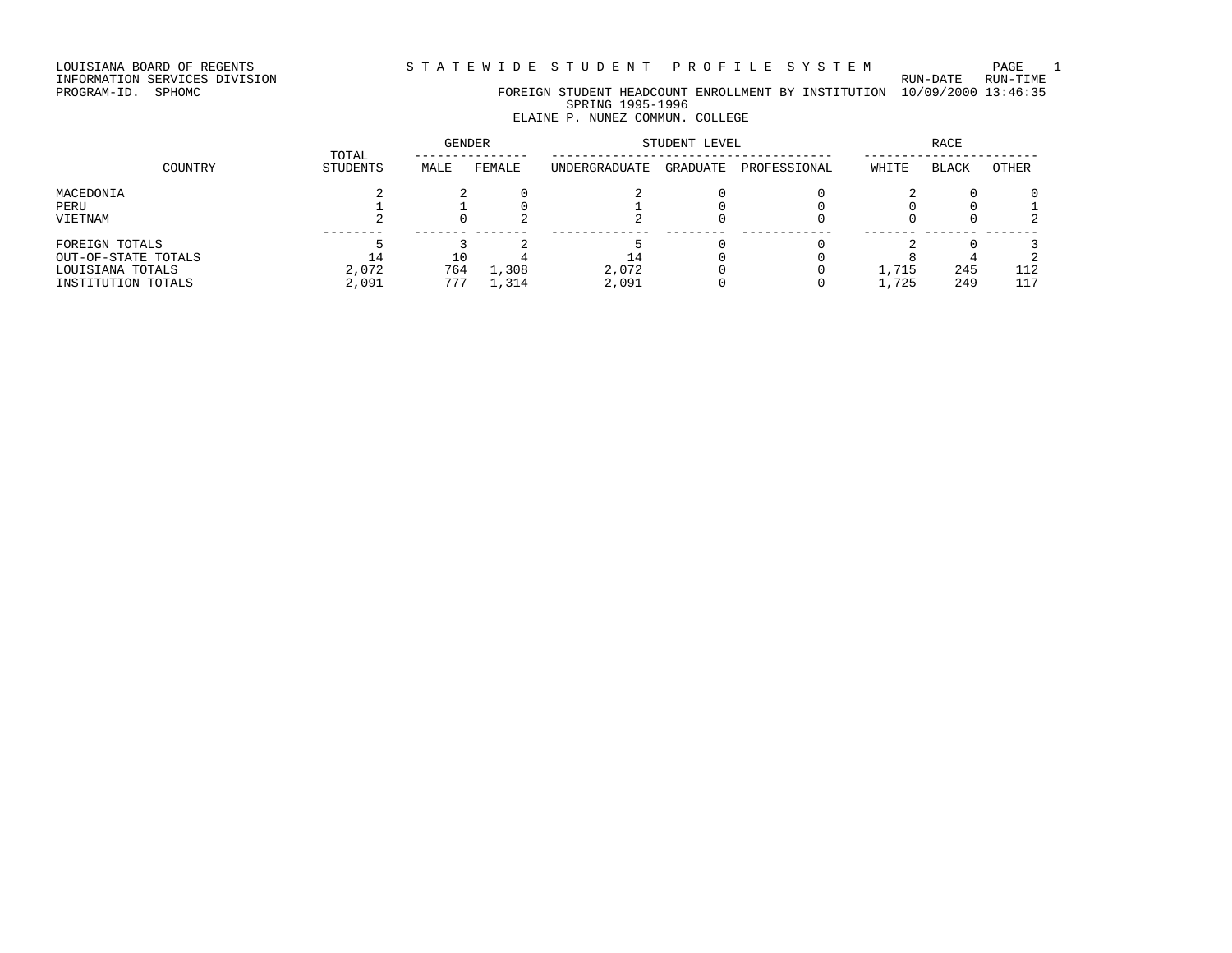LOUISIANA BOARD OF REGENTS
INFORMATION SERVICES DIVISION
PROGRAM-ID. SPHOMC

# S T A T E W I D E  S T U D E N T  P R O F I L E  S Y S T E M

RUN-DATE 10/09/2000 RUN-TIME 13:46:35

## FOREIGN STUDENT HEADCOUNT ENROLLMENT BY INSTITUTION
SPRING 1995-1996
ELAINE P. NUNEZ COMMUN. COLLEGE

| COUNTRY | TOTAL STUDENTS | GENDER | | STUDENT LEVEL | | | RACE | | |
|---|---|---|---|---|---|---|---|---|---|
| | | MALE | FEMALE | UNDERGRADUATE | GRADUATE | PROFESSIONAL | WHITE | BLACK | OTHER |
| MACEDONIA | 2 | 2 | 0 | 2 | 0 | 0 | 2 | 0 | 0 |
| PERU | 1 | 1 | 0 | 1 | 0 | 0 | 0 | 0 | 1 |
| VIETNAM | 2 | 0 | 2 | 2 | 0 | 0 | 0 | 0 | 2 |
| FOREIGN TOTALS | 5 | 3 | 2 | 5 | 0 | 0 | 2 | 0 | 3 |
| OUT-OF-STATE TOTALS | 14 | 10 | 4 | 14 | 0 | 0 | 8 | 4 | 2 |
| LOUISIANA TOTALS | 2,072 | 764 | 1,308 | 2,072 | 0 | 0 | 1,715 | 245 | 112 |
| INSTITUTION TOTALS | 2,091 | 777 | 1,314 | 2,091 | 0 | 0 | 1,725 | 249 | 117 |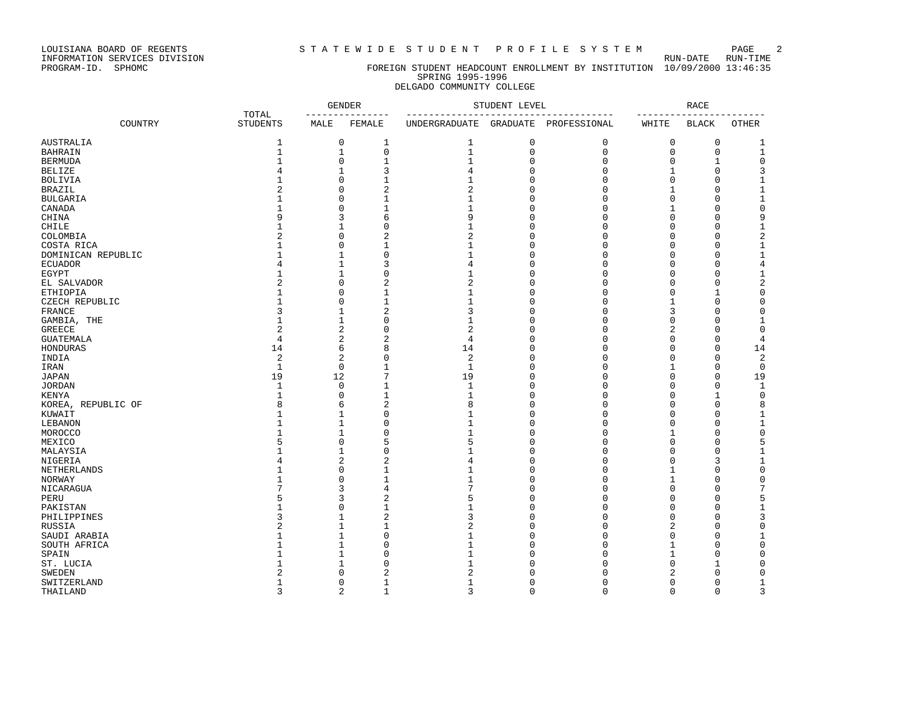LOUISIANA BOARD OF REGENTS
INFORMATION SERVICES DIVISION
PROGRAM-ID. SPHOMC

# STATEWIDE STUDENT PROFILE SYSTEM

## FOREIGN STUDENT HEADCOUNT ENROLLMENT BY INSTITUTION

SPRING 1995-1996

DELGADO COMMUNITY COLLEGE

RUN-DATE 10/09/2000 RUN-TIME 13:46:35

| COUNTRY | TOTAL STUDENTS | GENDER | | STUDENT LEVEL | | | RACE | | |
|---|---|---|---|---|---|---|---|---|---|
| | | MALE | FEMALE | UNDERGRADUATE | GRADUATE | PROFESSIONAL | WHITE | BLACK | OTHER |
| AUSTRALIA | 1 | 0 | 1 | 1 | 0 | 0 | 0 | 0 | 1 |
| BAHRAIN | 1 | 1 | 0 | 1 | 0 | 0 | 0 | 0 | 1 |
| BERMUDA | 1 | 0 | 1 | 1 | 0 | 0 | 0 | 1 | 0 |
| BELIZE | 4 | 1 | 3 | 4 | 0 | 0 | 1 | 0 | 3 |
| BOLIVIA | 1 | 0 | 1 | 1 | 0 | 0 | 0 | 0 | 1 |
| BRAZIL | 2 | 0 | 2 | 2 | 0 | 0 | 1 | 0 | 1 |
| BULGARIA | 1 | 0 | 1 | 1 | 0 | 0 | 0 | 0 | 1 |
| CANADA | 1 | 0 | 1 | 1 | 0 | 0 | 1 | 0 | 0 |
| CHINA | 9 | 3 | 6 | 9 | 0 | 0 | 0 | 0 | 9 |
| CHILE | 1 | 1 | 0 | 1 | 0 | 0 | 0 | 0 | 1 |
| COLOMBIA | 2 | 0 | 2 | 2 | 0 | 0 | 0 | 0 | 2 |
| COSTA RICA | 1 | 0 | 1 | 1 | 0 | 0 | 0 | 0 | 1 |
| DOMINICAN REPUBLIC | 1 | 1 | 0 | 1 | 0 | 0 | 0 | 0 | 1 |
| ECUADOR | 4 | 1 | 3 | 4 | 0 | 0 | 0 | 0 | 4 |
| EGYPT | 1 | 1 | 0 | 1 | 0 | 0 | 0 | 0 | 1 |
| EL SALVADOR | 2 | 0 | 2 | 2 | 0 | 0 | 0 | 0 | 2 |
| ETHIOPIA | 1 | 0 | 1 | 1 | 0 | 0 | 0 | 1 | 0 |
| CZECH REPUBLIC | 1 | 0 | 1 | 1 | 0 | 0 | 1 | 0 | 0 |
| FRANCE | 3 | 1 | 2 | 3 | 0 | 0 | 3 | 0 | 0 |
| GAMBIA, THE | 1 | 1 | 0 | 1 | 0 | 0 | 0 | 0 | 1 |
| GREECE | 2 | 2 | 0 | 2 | 0 | 0 | 2 | 0 | 0 |
| GUATEMALA | 4 | 2 | 2 | 4 | 0 | 0 | 0 | 0 | 4 |
| HONDURAS | 14 | 6 | 8 | 14 | 0 | 0 | 0 | 0 | 14 |
| INDIA | 2 | 2 | 0 | 2 | 0 | 0 | 0 | 0 | 2 |
| IRAN | 1 | 0 | 1 | 1 | 0 | 0 | 1 | 0 | 0 |
| JAPAN | 19 | 12 | 7 | 19 | 0 | 0 | 0 | 0 | 19 |
| JORDAN | 1 | 0 | 1 | 1 | 0 | 0 | 0 | 0 | 1 |
| KENYA | 1 | 0 | 1 | 1 | 0 | 0 | 0 | 1 | 0 |
| KOREA, REPUBLIC OF | 8 | 6 | 2 | 8 | 0 | 0 | 0 | 0 | 8 |
| KUWAIT | 1 | 1 | 0 | 1 | 0 | 0 | 0 | 0 | 1 |
| LEBANON | 1 | 1 | 0 | 1 | 0 | 0 | 0 | 0 | 1 |
| MOROCCO | 1 | 1 | 0 | 1 | 0 | 0 | 1 | 0 | 0 |
| MEXICO | 5 | 0 | 5 | 5 | 0 | 0 | 0 | 0 | 5 |
| MALAYSIA | 1 | 1 | 0 | 1 | 0 | 0 | 0 | 0 | 1 |
| NIGERIA | 4 | 2 | 2 | 4 | 0 | 0 | 0 | 3 | 1 |
| NETHERLANDS | 1 | 0 | 1 | 1 | 0 | 0 | 1 | 0 | 0 |
| NORWAY | 1 | 0 | 1 | 1 | 0 | 0 | 1 | 0 | 0 |
| NICARAGUA | 7 | 3 | 4 | 7 | 0 | 0 | 0 | 0 | 7 |
| PERU | 5 | 3 | 2 | 5 | 0 | 0 | 0 | 0 | 5 |
| PAKISTAN | 1 | 0 | 1 | 1 | 0 | 0 | 0 | 0 | 1 |
| PHILIPPINES | 3 | 1 | 2 | 3 | 0 | 0 | 0 | 0 | 3 |
| RUSSIA | 2 | 1 | 1 | 2 | 0 | 0 | 2 | 0 | 0 |
| SAUDI ARABIA | 1 | 1 | 0 | 1 | 0 | 0 | 0 | 0 | 1 |
| SOUTH AFRICA | 1 | 1 | 0 | 1 | 0 | 0 | 1 | 0 | 0 |
| SPAIN | 1 | 1 | 0 | 1 | 0 | 0 | 1 | 0 | 0 |
| ST. LUCIA | 1 | 1 | 0 | 1 | 0 | 0 | 0 | 1 | 0 |
| SWEDEN | 2 | 0 | 2 | 2 | 0 | 0 | 2 | 0 | 0 |
| SWITZERLAND | 1 | 0 | 1 | 1 | 0 | 0 | 0 | 0 | 1 |
| THAILAND | 3 | 2 | 1 | 3 | 0 | 0 | 0 | 0 | 3 |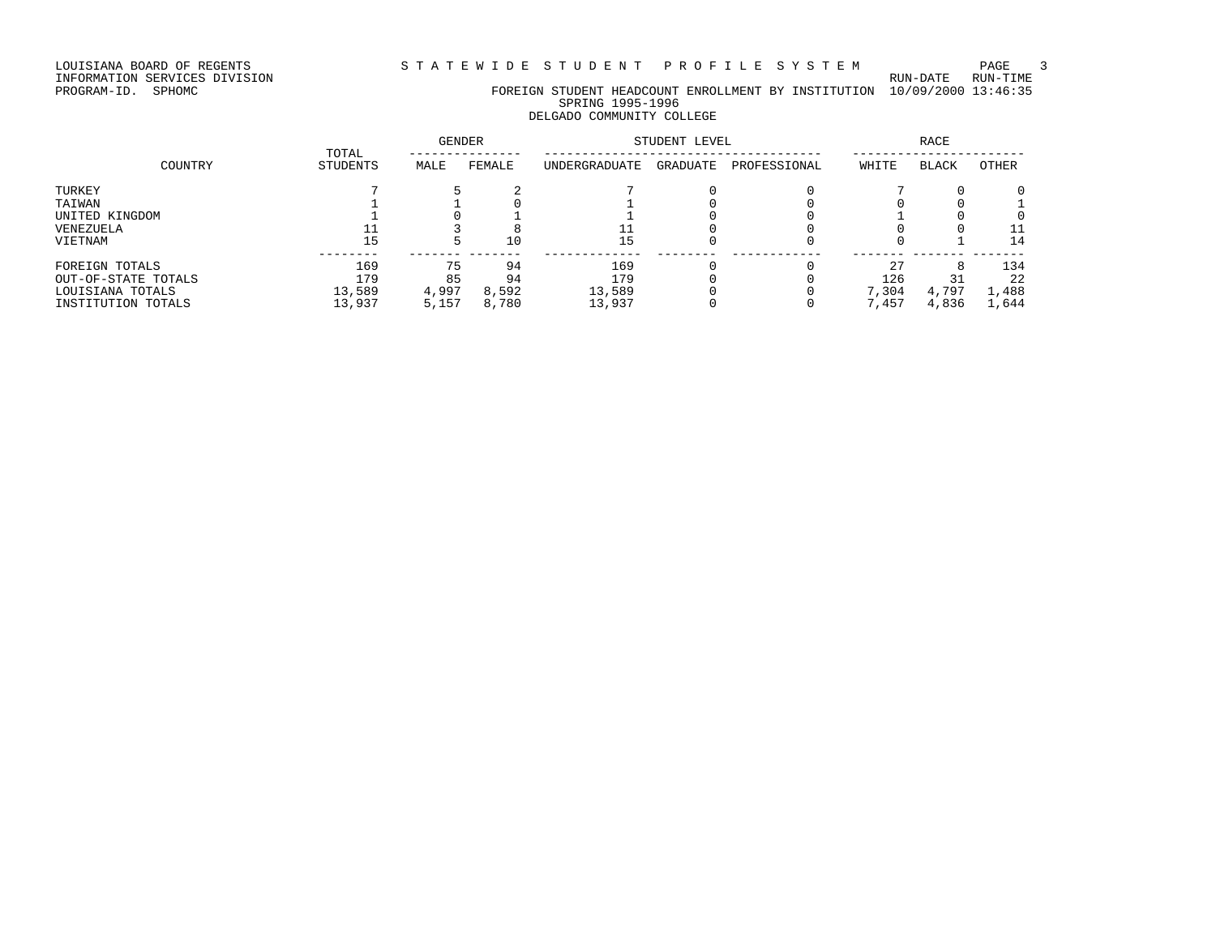LOUISIANA BOARD OF REGENTS
INFORMATION SERVICES DIVISION
PROGRAM-ID. SPHOMC

# STATEWIDE STUDENT PROFILE SYSTEM

RUN-DATE 10/09/2000 RUN-TIME 13:46:35

## FOREIGN STUDENT HEADCOUNT ENROLLMENT BY INSTITUTION
### SPRING 1995-1996
### DELGADO COMMUNITY COLLEGE

| COUNTRY | TOTAL STUDENTS | GENDER | | STUDENT LEVEL | | | RACE | | |
|---|---|---|---|---|---|---|---|---|---|
| | | MALE | FEMALE | UNDERGRADUATE | GRADUATE | PROFESSIONAL | WHITE | BLACK | OTHER |
| TURKEY | 7 | 5 | 2 | 7 | 0 | 0 | 7 | 0 | 0 |
| TAIWAN | 1 | 1 | 0 | 1 | 0 | 0 | 0 | 0 | 1 |
| UNITED KINGDOM | 1 | 0 | 1 | 1 | 0 | 0 | 1 | 0 | 0 |
| VENEZUELA | 11 | 3 | 8 | 11 | 0 | 0 | 0 | 0 | 11 |
| VIETNAM | 15 | 5 | 10 | 15 | 0 | 0 | 0 | 1 | 14 |
| FOREIGN TOTALS | 169 | 75 | 94 | 169 | 0 | 0 | 27 | 8 | 134 |
| OUT-OF-STATE TOTALS | 179 | 85 | 94 | 179 | 0 | 0 | 126 | 31 | 22 |
| LOUISIANA TOTALS | 13,589 | 4,997 | 8,592 | 13,589 | 0 | 0 | 7,304 | 4,797 | 1,488 |
| INSTITUTION TOTALS | 13,937 | 5,157 | 8,780 | 13,937 | 0 | 0 | 7,457 | 4,836 | 1,644 |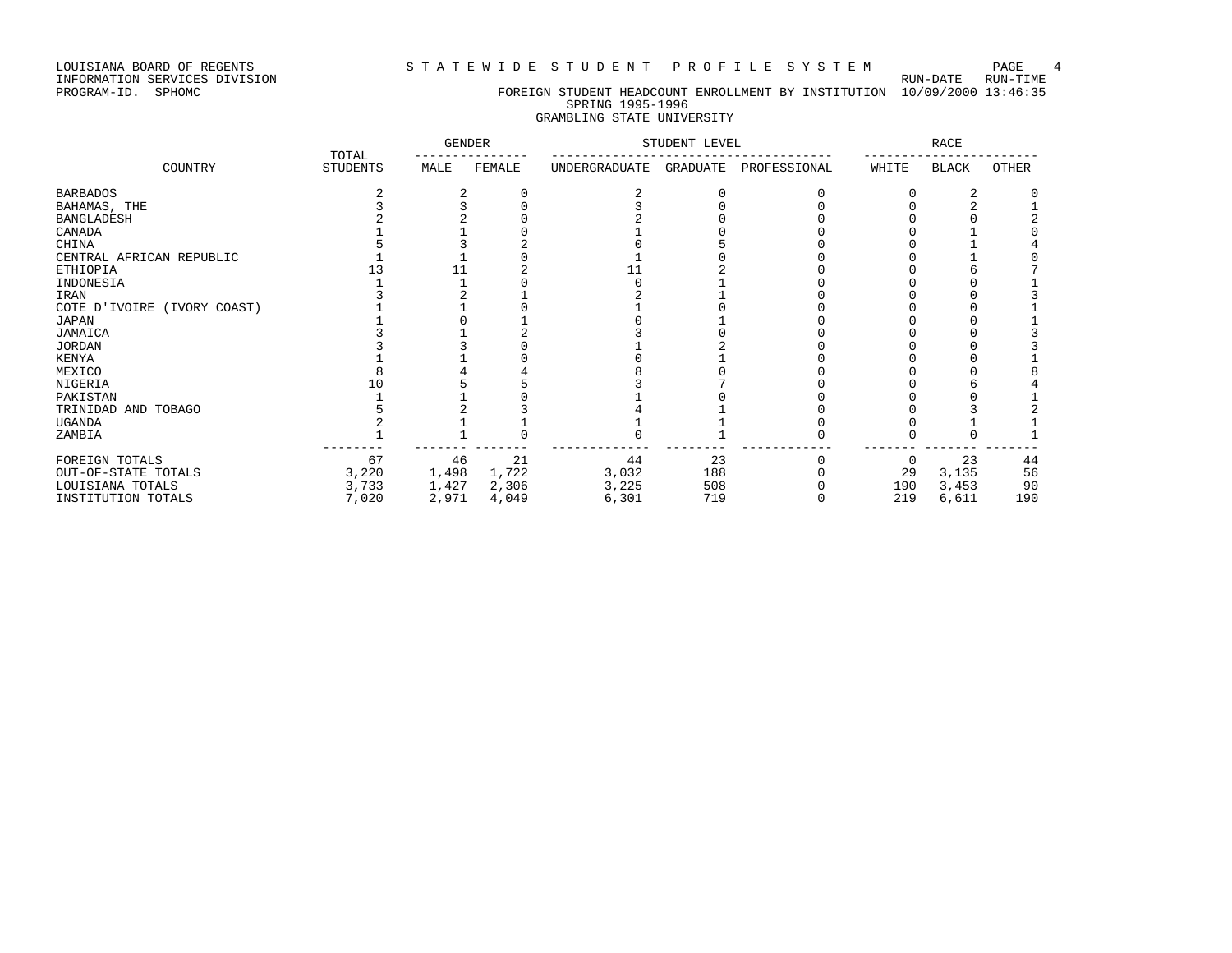LOUISIANA BOARD OF REGENTS
INFORMATION SERVICES DIVISION
PROGRAM-ID. SPHOMC

# STATEWIDE STUDENT PROFILE SYSTEM

RUN-DATE 10/09/2000 RUN-TIME 13:46:35

## FOREIGN STUDENT HEADCOUNT ENROLLMENT BY INSTITUTION
### SPRING 1995-1996
### GRAMBLING STATE UNIVERSITY

| COUNTRY | TOTAL STUDENTS | GENDER | | STUDENT LEVEL | | | RACE | | |
|---|---|---|---|---|---|---|---|---|---|
| | | MALE | FEMALE | UNDERGRADUATE | GRADUATE | PROFESSIONAL | WHITE | BLACK | OTHER |
| BARBADOS | 2 | 2 | 0 | 2 | 0 | 0 | 0 | 2 | 0 |
| BAHAMAS, THE | 3 | 3 | 0 | 3 | 0 | 0 | 0 | 2 | 1 |
| BANGLADESH | 2 | 2 | 0 | 2 | 0 | 0 | 0 | 0 | 2 |
| CANADA | 1 | 1 | 0 | 1 | 0 | 0 | 0 | 1 | 0 |
| CHINA | 5 | 3 | 2 | 0 | 5 | 0 | 0 | 1 | 4 |
| CENTRAL AFRICAN REPUBLIC | 1 | 1 | 0 | 1 | 0 | 0 | 0 | 1 | 0 |
| ETHIOPIA | 13 | 11 | 2 | 11 | 2 | 0 | 0 | 6 | 7 |
| INDONESIA | 1 | 1 | 0 | 0 | 1 | 0 | 0 | 0 | 1 |
| IRAN | 3 | 2 | 1 | 2 | 1 | 0 | 0 | 0 | 3 |
| COTE D'IVOIRE (IVORY COAST) | 1 | 1 | 0 | 1 | 0 | 0 | 0 | 0 | 1 |
| JAPAN | 1 | 0 | 1 | 0 | 1 | 0 | 0 | 0 | 1 |
| JAMAICA | 3 | 1 | 2 | 3 | 0 | 0 | 0 | 0 | 3 |
| JORDAN | 3 | 3 | 0 | 1 | 2 | 0 | 0 | 0 | 3 |
| KENYA | 1 | 1 | 0 | 0 | 1 | 0 | 0 | 0 | 1 |
| MEXICO | 8 | 4 | 4 | 8 | 0 | 0 | 0 | 0 | 8 |
| NIGERIA | 10 | 5 | 5 | 3 | 7 | 0 | 0 | 6 | 4 |
| PAKISTAN | 1 | 1 | 0 | 1 | 0 | 0 | 0 | 0 | 1 |
| TRINIDAD AND TOBAGO | 5 | 2 | 3 | 4 | 1 | 0 | 0 | 3 | 2 |
| UGANDA | 2 | 1 | 1 | 1 | 1 | 0 | 0 | 1 | 1 |
| ZAMBIA | 1 | 1 | 0 | 0 | 1 | 0 | 0 | 0 | 1 |
| FOREIGN TOTALS | 67 | 46 | 21 | 44 | 23 | 0 | 0 | 23 | 44 |
| OUT-OF-STATE TOTALS | 3,220 | 1,498 | 1,722 | 3,032 | 188 | 0 | 29 | 3,135 | 56 |
| LOUISIANA TOTALS | 3,733 | 1,427 | 2,306 | 3,225 | 508 | 0 | 190 | 3,453 | 90 |
| INSTITUTION TOTALS | 7,020 | 2,971 | 4,049 | 6,301 | 719 | 0 | 219 | 6,611 | 190 |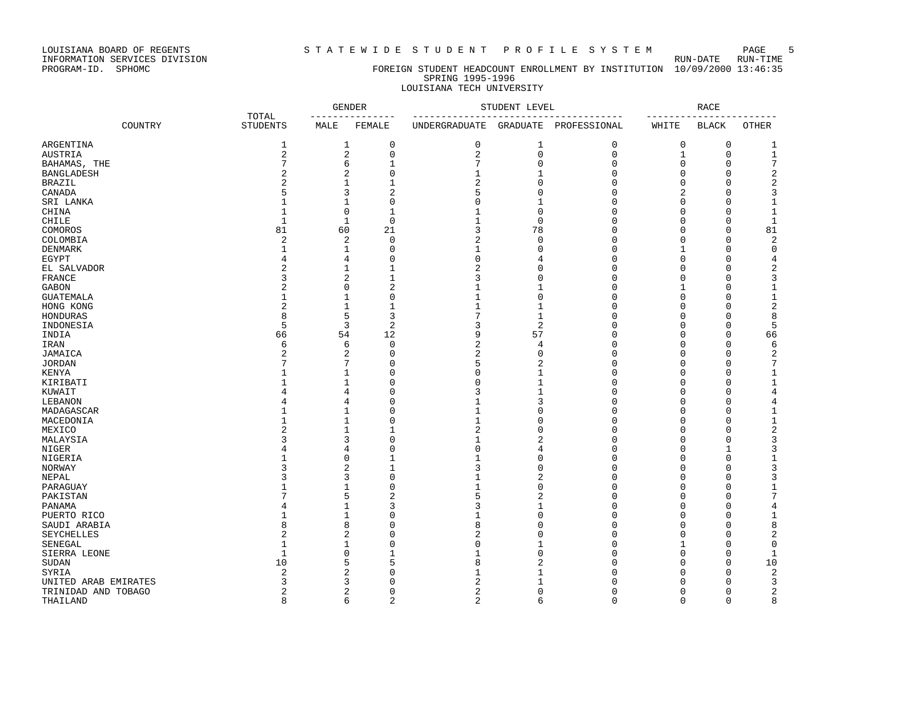LOUISIANA BOARD OF REGENTS
INFORMATION SERVICES DIVISION
PROGRAM-ID. SPHOMC

S T A T E W I D E   S T U D E N T   P R O F I L E   S Y S T E M

RUN-DATE RUN-TIME
FOREIGN STUDENT HEADCOUNT ENROLLMENT BY INSTITUTION 10/09/2000 13:46:35

SPRING 1995-1996
LOUISIANA TECH UNIVERSITY

| COUNTRY | TOTAL STUDENTS | GENDER | | STUDENT LEVEL | | | RACE | | |
|---|---|---|---|---|---|---|---|---|---|
| | | MALE | FEMALE | UNDERGRADUATE | GRADUATE | PROFESSIONAL | WHITE | BLACK | OTHER |
| ARGENTINA | 1 | 1 | 0 | 0 | 1 | 0 | 0 | 0 | 1 |
| AUSTRIA | 2 | 2 | 0 | 2 | 0 | 0 | 1 | 0 | 1 |
| BAHAMAS, THE | 7 | 6 | 1 | 7 | 0 | 0 | 0 | 0 | 7 |
| BANGLADESH | 2 | 2 | 0 | 1 | 1 | 0 | 0 | 0 | 2 |
| BRAZIL | 2 | 1 | 1 | 2 | 0 | 0 | 0 | 0 | 2 |
| CANADA | 5 | 3 | 2 | 5 | 0 | 0 | 2 | 0 | 3 |
| SRI LANKA | 1 | 1 | 0 | 0 | 1 | 0 | 0 | 0 | 1 |
| CHINA | 1 | 0 | 1 | 1 | 0 | 0 | 0 | 0 | 1 |
| CHILE | 1 | 1 | 0 | 1 | 0 | 0 | 0 | 0 | 1 |
| COMOROS | 81 | 60 | 21 | 3 | 78 | 0 | 0 | 0 | 81 |
| COLOMBIA | 2 | 2 | 0 | 2 | 0 | 0 | 0 | 0 | 2 |
| DENMARK | 1 | 1 | 0 | 1 | 0 | 0 | 1 | 0 | 0 |
| EGYPT | 4 | 4 | 0 | 0 | 4 | 0 | 0 | 0 | 4 |
| EL SALVADOR | 2 | 1 | 1 | 2 | 0 | 0 | 0 | 0 | 2 |
| FRANCE | 3 | 2 | 1 | 3 | 0 | 0 | 0 | 0 | 3 |
| GABON | 2 | 0 | 2 | 1 | 1 | 0 | 1 | 0 | 1 |
| GUATEMALA | 1 | 1 | 0 | 1 | 0 | 0 | 0 | 0 | 1 |
| HONG KONG | 2 | 1 | 1 | 1 | 1 | 0 | 0 | 0 | 2 |
| HONDURAS | 8 | 5 | 3 | 7 | 1 | 0 | 0 | 0 | 8 |
| INDONESIA | 5 | 3 | 2 | 3 | 2 | 0 | 0 | 0 | 5 |
| INDIA | 66 | 54 | 12 | 9 | 57 | 0 | 0 | 0 | 66 |
| IRAN | 6 | 6 | 0 | 2 | 4 | 0 | 0 | 0 | 6 |
| JAMAICA | 2 | 2 | 0 | 2 | 0 | 0 | 0 | 0 | 2 |
| JORDAN | 7 | 7 | 0 | 5 | 2 | 0 | 0 | 0 | 7 |
| KENYA | 1 | 1 | 0 | 0 | 1 | 0 | 0 | 0 | 1 |
| KIRIBATI | 1 | 1 | 0 | 0 | 1 | 0 | 0 | 0 | 1 |
| KUWAIT | 4 | 4 | 0 | 3 | 1 | 0 | 0 | 0 | 4 |
| LEBANON | 4 | 4 | 0 | 1 | 3 | 0 | 0 | 0 | 4 |
| MADAGASCAR | 1 | 1 | 0 | 1 | 0 | 0 | 0 | 0 | 1 |
| MACEDONIA | 1 | 1 | 0 | 1 | 0 | 0 | 0 | 0 | 1 |
| MEXICO | 2 | 1 | 1 | 2 | 0 | 0 | 0 | 0 | 2 |
| MALAYSIA | 3 | 3 | 0 | 1 | 2 | 0 | 0 | 0 | 3 |
| NIGER | 4 | 4 | 0 | 0 | 4 | 0 | 0 | 1 | 3 |
| NIGERIA | 1 | 0 | 1 | 1 | 0 | 0 | 0 | 0 | 1 |
| NORWAY | 3 | 2 | 1 | 3 | 0 | 0 | 0 | 0 | 3 |
| NEPAL | 3 | 3 | 0 | 1 | 2 | 0 | 0 | 0 | 3 |
| PARAGUAY | 1 | 1 | 0 | 1 | 0 | 0 | 0 | 0 | 1 |
| PAKISTAN | 7 | 5 | 2 | 5 | 2 | 0 | 0 | 0 | 7 |
| PANAMA | 4 | 1 | 3 | 3 | 1 | 0 | 0 | 0 | 4 |
| PUERTO RICO | 1 | 1 | 0 | 1 | 0 | 0 | 0 | 0 | 1 |
| SAUDI ARABIA | 8 | 8 | 0 | 8 | 0 | 0 | 0 | 0 | 8 |
| SEYCHELLES | 2 | 2 | 0 | 2 | 0 | 0 | 0 | 0 | 2 |
| SENEGAL | 1 | 1 | 0 | 0 | 1 | 0 | 1 | 0 | 0 |
| SIERRA LEONE | 1 | 0 | 1 | 1 | 0 | 0 | 0 | 0 | 1 |
| SUDAN | 10 | 5 | 5 | 8 | 2 | 0 | 0 | 0 | 10 |
| SYRIA | 2 | 2 | 0 | 1 | 1 | 0 | 0 | 0 | 2 |
| UNITED ARAB EMIRATES | 3 | 3 | 0 | 2 | 1 | 0 | 0 | 0 | 3 |
| TRINIDAD AND TOBAGO | 2 | 2 | 0 | 2 | 0 | 0 | 0 | 0 | 2 |
| THAILAND | 8 | 6 | 2 | 2 | 6 | 0 | 0 | 0 | 8 |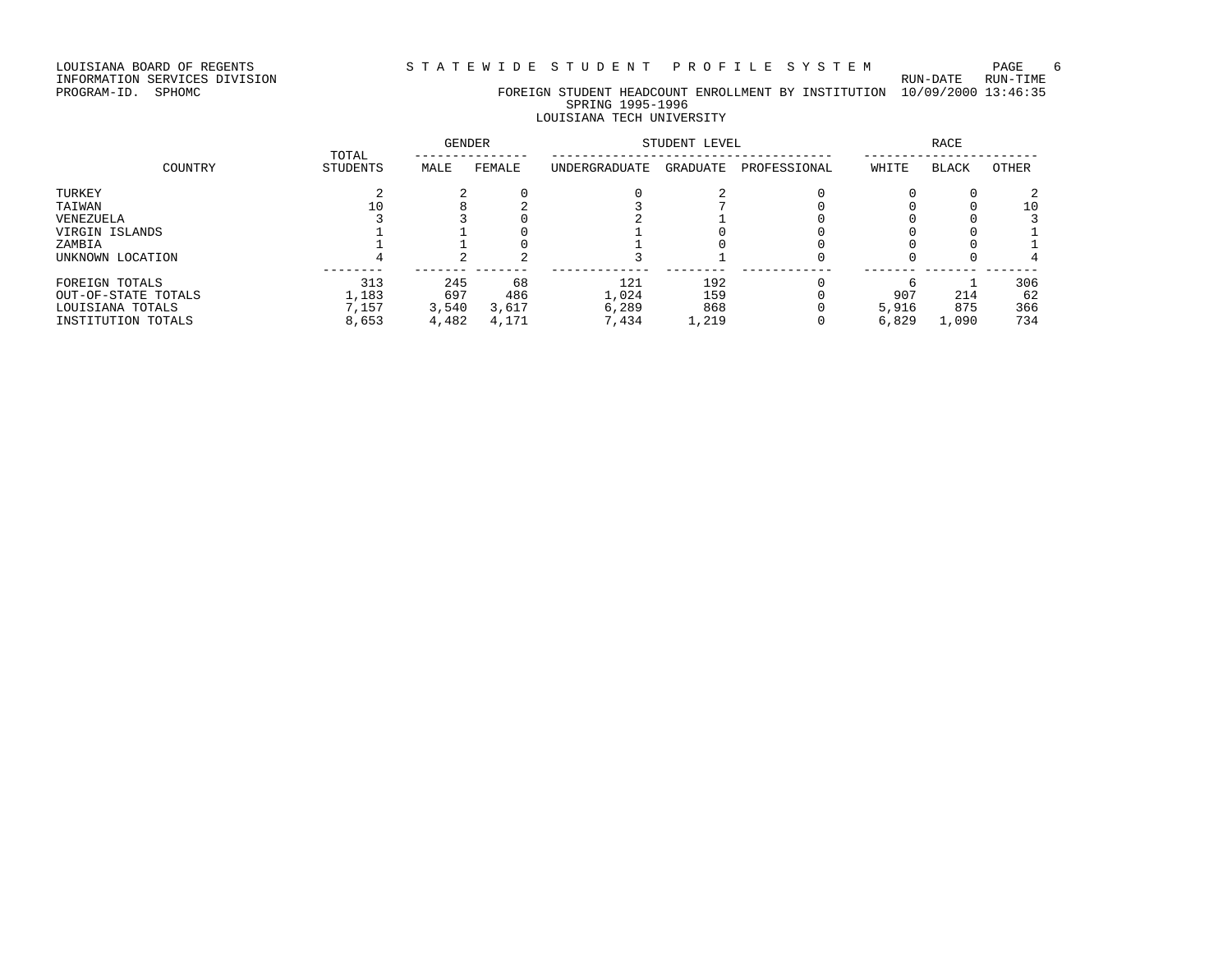LOUISIANA BOARD OF REGENTS
INFORMATION SERVICES DIVISION
PROGRAM-ID. SPHOMC

# STATEWIDE STUDENT PROFILE SYSTEM

RUN-DATE 10/09/2000 RUN-TIME 13:46:35

## FOREIGN STUDENT HEADCOUNT ENROLLMENT BY INSTITUTION
SPRING 1995-1996
LOUISIANA TECH UNIVERSITY

| COUNTRY | TOTAL STUDENTS | GENDER | | STUDENT LEVEL | | | RACE | | |
|---|---|---|---|---|---|---|---|---|---|
| | | MALE | FEMALE | UNDERGRADUATE | GRADUATE | PROFESSIONAL | WHITE | BLACK | OTHER |
| TURKEY | 2 | 2 | 0 | 0 | 2 | 0 | 0 | 0 | 2 |
| TAIWAN | 10 | 8 | 2 | 3 | 7 | 0 | 0 | 0 | 10 |
| VENEZUELA | 3 | 3 | 0 | 2 | 1 | 0 | 0 | 0 | 3 |
| VIRGIN ISLANDS | 1 | 1 | 0 | 1 | 0 | 0 | 0 | 0 | 1 |
| ZAMBIA | 1 | 1 | 0 | 1 | 0 | 0 | 0 | 0 | 1 |
| UNKNOWN LOCATION | 4 | 2 | 2 | 3 | 1 | 0 | 0 | 0 | 4 |
| FOREIGN TOTALS | 313 | 245 | 68 | 121 | 192 | 0 | 6 | 1 | 306 |
| OUT-OF-STATE TOTALS | 1,183 | 697 | 486 | 1,024 | 159 | 0 | 907 | 214 | 62 |
| LOUISIANA TOTALS | 7,157 | 3,540 | 3,617 | 6,289 | 868 | 0 | 5,916 | 875 | 366 |
| INSTITUTION TOTALS | 8,653 | 4,482 | 4,171 | 7,434 | 1,219 | 0 | 6,829 | 1,090 | 734 |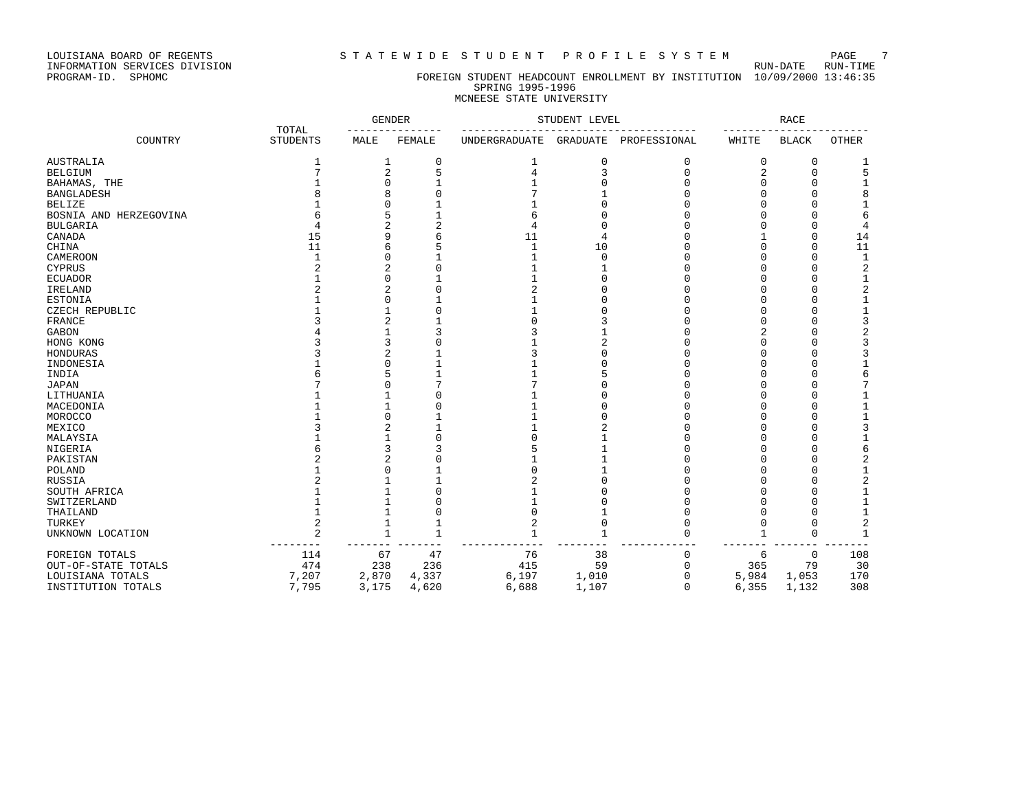LOUISIANA BOARD OF REGENTS
INFORMATION SERVICES DIVISION
PROGRAM-ID. SPHOMC

# STATEWIDE STUDENT PROFILE SYSTEM

RUN-DATE 10/09/2000 RUN-TIME 13:46:35

## FOREIGN STUDENT HEADCOUNT ENROLLMENT BY INSTITUTION
### SPRING 1995-1996
### MCNEESE STATE UNIVERSITY

| COUNTRY | TOTAL STUDENTS | GENDER | | STUDENT LEVEL | | | RACE | | |
|---|---|---|---|---|---|---|---|---|---|
| | | MALE | FEMALE | UNDERGRADUATE | GRADUATE | PROFESSIONAL | WHITE | BLACK | OTHER |
| AUSTRALIA | 1 | 1 | 0 | 1 | 0 | 0 | 0 | 0 | 1 |
| BELGIUM | 7 | 2 | 5 | 4 | 3 | 0 | 2 | 0 | 5 |
| BAHAMAS, THE | 1 | 0 | 1 | 1 | 0 | 0 | 0 | 0 | 1 |
| BANGLADESH | 8 | 8 | 0 | 7 | 1 | 0 | 0 | 0 | 8 |
| BELIZE | 1 | 0 | 1 | 1 | 0 | 0 | 0 | 0 | 1 |
| BOSNIA AND HERZEGOVINA | 6 | 5 | 1 | 6 | 0 | 0 | 0 | 0 | 6 |
| BULGARIA | 4 | 2 | 2 | 4 | 0 | 0 | 0 | 0 | 4 |
| CANADA | 15 | 9 | 6 | 11 | 4 | 0 | 1 | 0 | 14 |
| CHINA | 11 | 6 | 5 | 1 | 10 | 0 | 0 | 0 | 11 |
| CAMEROON | 1 | 0 | 1 | 1 | 0 | 0 | 0 | 0 | 1 |
| CYPRUS | 2 | 2 | 0 | 1 | 1 | 0 | 0 | 0 | 2 |
| ECUADOR | 1 | 0 | 1 | 1 | 0 | 0 | 0 | 0 | 1 |
| IRELAND | 2 | 2 | 0 | 2 | 0 | 0 | 0 | 0 | 2 |
| ESTONIA | 1 | 0 | 1 | 1 | 0 | 0 | 0 | 0 | 1 |
| CZECH REPUBLIC | 1 | 1 | 0 | 1 | 0 | 0 | 0 | 0 | 1 |
| FRANCE | 3 | 2 | 1 | 0 | 3 | 0 | 0 | 0 | 3 |
| GABON | 4 | 1 | 3 | 3 | 1 | 0 | 2 | 0 | 2 |
| HONG KONG | 3 | 3 | 0 | 1 | 2 | 0 | 0 | 0 | 3 |
| HONDURAS | 3 | 2 | 1 | 3 | 0 | 0 | 0 | 0 | 3 |
| INDONESIA | 1 | 0 | 1 | 1 | 0 | 0 | 0 | 0 | 1 |
| INDIA | 6 | 5 | 1 | 1 | 5 | 0 | 0 | 0 | 6 |
| JAPAN | 7 | 0 | 7 | 7 | 0 | 0 | 0 | 0 | 7 |
| LITHUANIA | 1 | 1 | 0 | 1 | 0 | 0 | 0 | 0 | 1 |
| MACEDONIA | 1 | 1 | 0 | 1 | 0 | 0 | 0 | 0 | 1 |
| MOROCCO | 1 | 0 | 1 | 1 | 0 | 0 | 0 | 0 | 1 |
| MEXICO | 3 | 2 | 1 | 1 | 2 | 0 | 0 | 0 | 3 |
| MALAYSIA | 1 | 1 | 0 | 0 | 1 | 0 | 0 | 0 | 1 |
| NIGERIA | 6 | 3 | 3 | 5 | 1 | 0 | 0 | 0 | 6 |
| PAKISTAN | 2 | 2 | 0 | 1 | 1 | 0 | 0 | 0 | 2 |
| POLAND | 1 | 0 | 1 | 0 | 1 | 0 | 0 | 0 | 1 |
| RUSSIA | 2 | 1 | 1 | 2 | 0 | 0 | 0 | 0 | 2 |
| SOUTH AFRICA | 1 | 1 | 0 | 1 | 0 | 0 | 0 | 0 | 1 |
| SWITZERLAND | 1 | 1 | 0 | 1 | 0 | 0 | 0 | 0 | 1 |
| THAILAND | 1 | 1 | 0 | 0 | 1 | 0 | 0 | 0 | 1 |
| TURKEY | 2 | 1 | 1 | 2 | 0 | 0 | 0 | 0 | 2 |
| UNKNOWN LOCATION | 2 | 1 | 1 | 1 | 1 | 0 | 1 | 0 | 1 |
| FOREIGN TOTALS | 114 | 67 | 47 | 76 | 38 | 0 | 6 | 0 | 108 |
| OUT-OF-STATE TOTALS | 474 | 238 | 236 | 415 | 59 | 0 | 365 | 79 | 30 |
| LOUISIANA TOTALS | 7,207 | 2,870 | 4,337 | 6,197 | 1,010 | 0 | 5,984 | 1,053 | 170 |
| INSTITUTION TOTALS | 7,795 | 3,175 | 4,620 | 6,688 | 1,107 | 0 | 6,355 | 1,132 | 308 |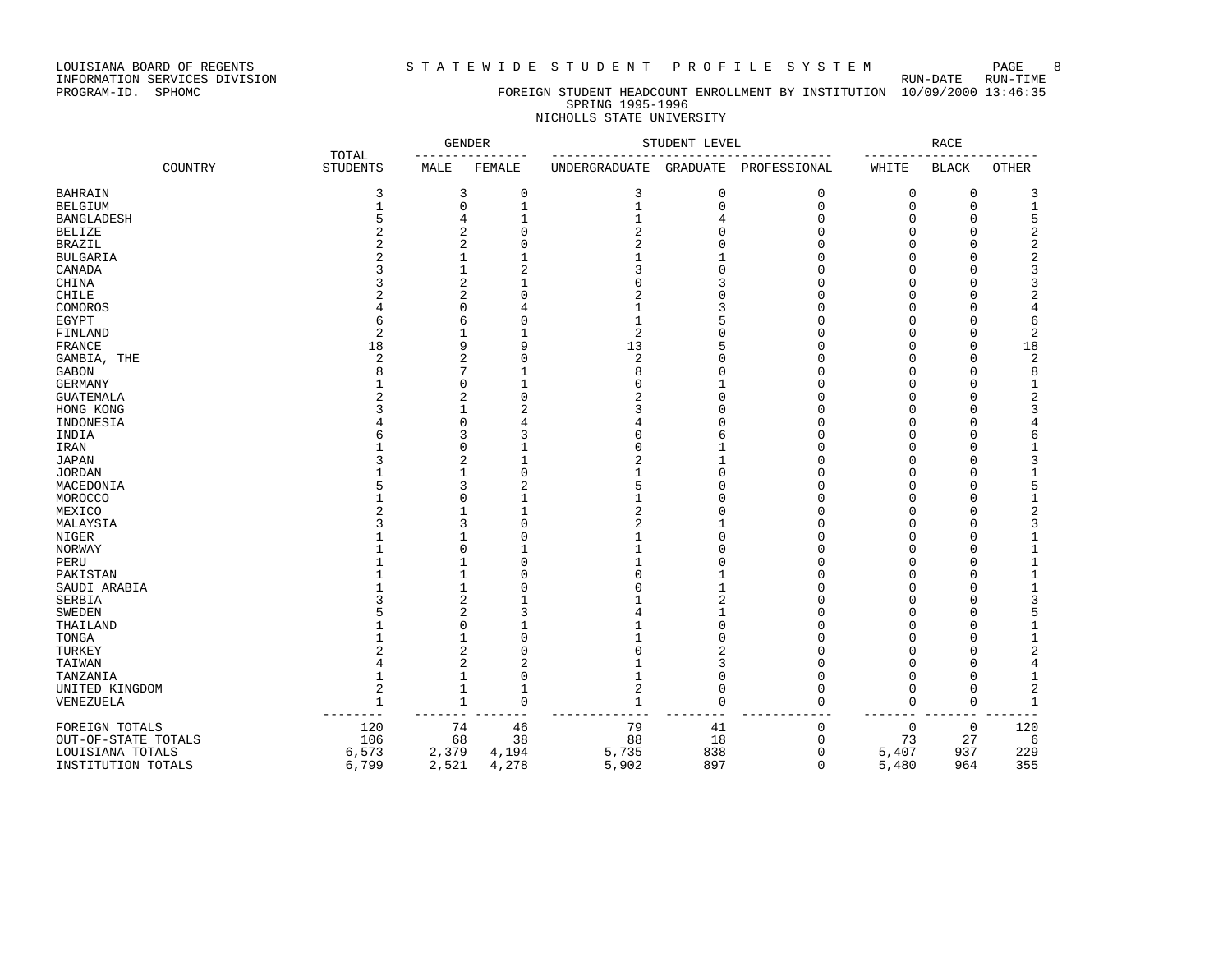LOUISIANA BOARD OF REGENTS — S T A T E W I D E   S T U D E N T   P R O F I L E   S Y S T E M

INFORMATION SERVICES DIVISION — RUN-DATE RUN-TIME

PROGRAM-ID. SPHOMC — FOREIGN STUDENT HEADCOUNT ENROLLMENT BY INSTITUTION 10/09/2000 13:46:35

SPRING 1995-1996

NICHOLLS STATE UNIVERSITY

| COUNTRY | TOTAL STUDENTS | GENDER | | STUDENT LEVEL | | | RACE | | |
|---|---|---|---|---|---|---|---|---|---|
| | | MALE | FEMALE | UNDERGRADUATE | GRADUATE | PROFESSIONAL | WHITE | BLACK | OTHER |
| BAHRAIN | 3 | 3 | 0 | 3 | 0 | 0 | 0 | 0 | 3 |
| BELGIUM | 1 | 0 | 1 | 1 | 0 | 0 | 0 | 0 | 1 |
| BANGLADESH | 5 | 4 | 1 | 1 | 4 | 0 | 0 | 0 | 5 |
| BELIZE | 2 | 2 | 0 | 2 | 0 | 0 | 0 | 0 | 2 |
| BRAZIL | 2 | 2 | 0 | 2 | 0 | 0 | 0 | 0 | 2 |
| BULGARIA | 2 | 1 | 1 | 1 | 1 | 0 | 0 | 0 | 2 |
| CANADA | 3 | 1 | 2 | 3 | 0 | 0 | 0 | 0 | 3 |
| CHINA | 3 | 2 | 1 | 0 | 3 | 0 | 0 | 0 | 3 |
| CHILE | 2 | 2 | 0 | 2 | 0 | 0 | 0 | 0 | 2 |
| COMOROS | 4 | 0 | 4 | 1 | 3 | 0 | 0 | 0 | 4 |
| EGYPT | 6 | 6 | 0 | 1 | 5 | 0 | 0 | 0 | 6 |
| FINLAND | 2 | 1 | 1 | 2 | 0 | 0 | 0 | 0 | 2 |
| FRANCE | 18 | 9 | 9 | 13 | 5 | 0 | 0 | 0 | 18 |
| GAMBIA, THE | 2 | 2 | 0 | 2 | 0 | 0 | 0 | 0 | 2 |
| GABON | 8 | 7 | 1 | 8 | 0 | 0 | 0 | 0 | 8 |
| GERMANY | 1 | 0 | 1 | 0 | 1 | 0 | 0 | 0 | 1 |
| GUATEMALA | 2 | 2 | 0 | 2 | 0 | 0 | 0 | 0 | 2 |
| HONG KONG | 3 | 1 | 2 | 3 | 0 | 0 | 0 | 0 | 3 |
| INDONESIA | 4 | 0 | 4 | 4 | 0 | 0 | 0 | 0 | 4 |
| INDIA | 6 | 3 | 3 | 0 | 6 | 0 | 0 | 0 | 6 |
| IRAN | 1 | 0 | 1 | 0 | 1 | 0 | 0 | 0 | 1 |
| JAPAN | 3 | 2 | 1 | 2 | 1 | 0 | 0 | 0 | 3 |
| JORDAN | 1 | 1 | 0 | 1 | 0 | 0 | 0 | 0 | 1 |
| MACEDONIA | 5 | 3 | 2 | 5 | 0 | 0 | 0 | 0 | 5 |
| MOROCCO | 1 | 0 | 1 | 1 | 0 | 0 | 0 | 0 | 1 |
| MEXICO | 2 | 1 | 1 | 2 | 0 | 0 | 0 | 0 | 2 |
| MALAYSIA | 3 | 3 | 0 | 2 | 1 | 0 | 0 | 0 | 3 |
| NIGER | 1 | 1 | 0 | 1 | 0 | 0 | 0 | 0 | 1 |
| NORWAY | 1 | 0 | 1 | 1 | 0 | 0 | 0 | 0 | 1 |
| PERU | 1 | 1 | 0 | 1 | 0 | 0 | 0 | 0 | 1 |
| PAKISTAN | 1 | 1 | 0 | 0 | 1 | 0 | 0 | 0 | 1 |
| SAUDI ARABIA | 1 | 1 | 0 | 0 | 1 | 0 | 0 | 0 | 1 |
| SERBIA | 3 | 2 | 1 | 1 | 2 | 0 | 0 | 0 | 3 |
| SWEDEN | 5 | 2 | 3 | 4 | 1 | 0 | 0 | 0 | 5 |
| THAILAND | 1 | 0 | 1 | 1 | 0 | 0 | 0 | 0 | 1 |
| TONGA | 1 | 1 | 0 | 1 | 0 | 0 | 0 | 0 | 1 |
| TURKEY | 2 | 2 | 0 | 0 | 2 | 0 | 0 | 0 | 2 |
| TAIWAN | 4 | 2 | 2 | 1 | 3 | 0 | 0 | 0 | 4 |
| TANZANIA | 1 | 1 | 0 | 1 | 0 | 0 | 0 | 0 | 1 |
| UNITED KINGDOM | 2 | 1 | 1 | 2 | 0 | 0 | 0 | 0 | 2 |
| VENEZUELA | 1 | 1 | 0 | 1 | 0 | 0 | 0 | 0 | 1 |
| FOREIGN TOTALS | 120 | 74 | 46 | 79 | 41 | 0 | 0 | 0 | 120 |
| OUT-OF-STATE TOTALS | 106 | 68 | 38 | 88 | 18 | 0 | 73 | 27 | 6 |
| LOUISIANA TOTALS | 6,573 | 2,379 | 4,194 | 5,735 | 838 | 0 | 5,407 | 937 | 229 |
| INSTITUTION TOTALS | 6,799 | 2,521 | 4,278 | 5,902 | 897 | 0 | 5,480 | 964 | 355 |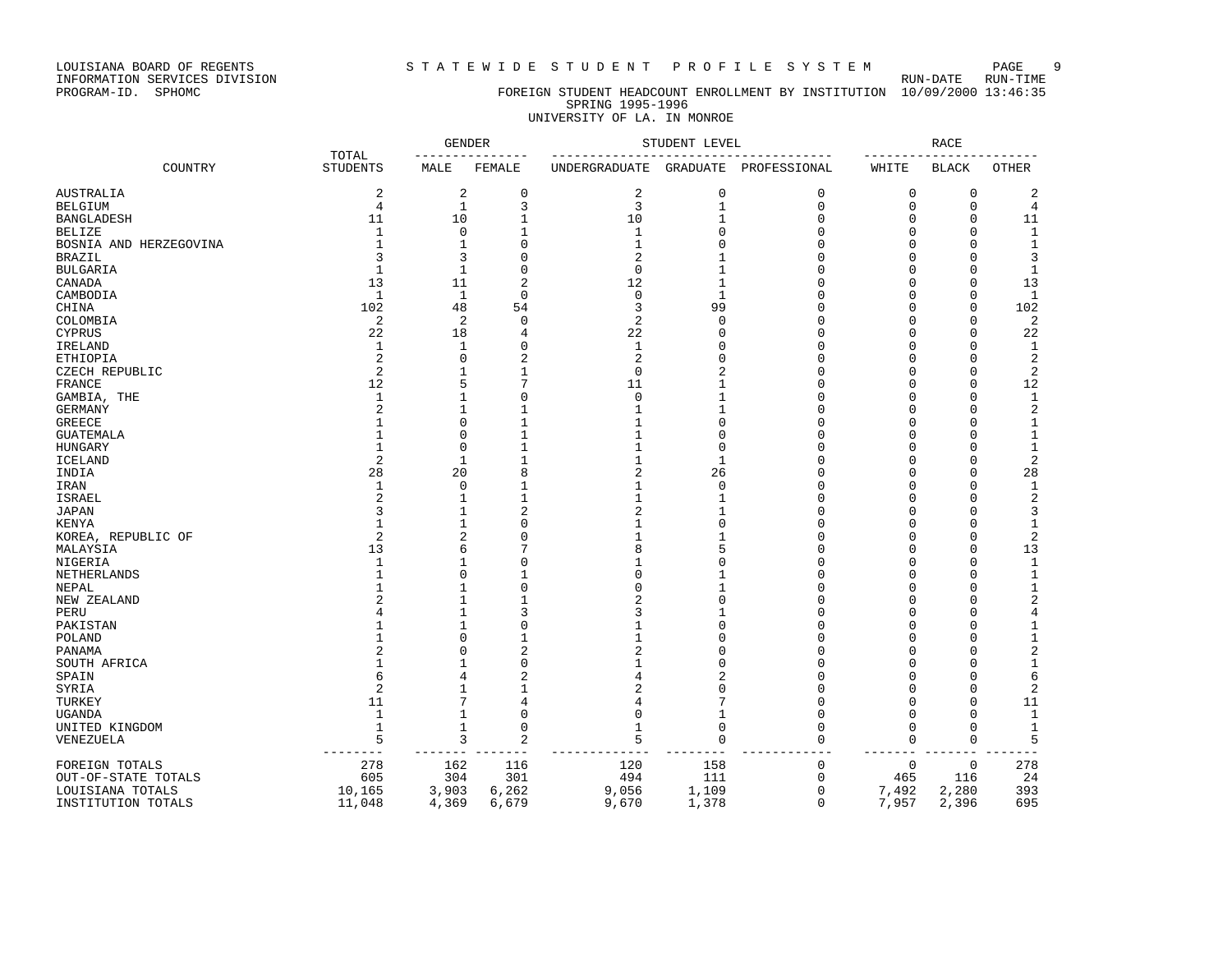LOUISIANA BOARD OF REGENTS — STATEWIDE STUDENT PROFILE SYSTEM
INFORMATION SERVICES DIVISION — RUN-DATE 10/09/2000 RUN-TIME 13:46:35
PROGRAM-ID. SPHOMC

## FOREIGN STUDENT HEADCOUNT ENROLLMENT BY INSTITUTION
### SPRING 1995-1996
### UNIVERSITY OF LA. IN MONROE

| COUNTRY | TOTAL STUDENTS | GENDER | | STUDENT LEVEL | | | RACE | | |
|---|---|---|---|---|---|---|---|---|---|
| | | MALE | FEMALE | UNDERGRADUATE | GRADUATE | PROFESSIONAL | WHITE | BLACK | OTHER |
| AUSTRALIA | 2 | 2 | 0 | 2 | 0 | 0 | 0 | 0 | 2 |
| BELGIUM | 4 | 1 | 3 | 3 | 1 | 0 | 0 | 0 | 4 |
| BANGLADESH | 11 | 10 | 1 | 10 | 1 | 0 | 0 | 0 | 11 |
| BELIZE | 1 | 0 | 1 | 1 | 0 | 0 | 0 | 0 | 1 |
| BOSNIA AND HERZEGOVINA | 1 | 1 | 0 | 1 | 0 | 0 | 0 | 0 | 1 |
| BRAZIL | 3 | 3 | 0 | 2 | 1 | 0 | 0 | 0 | 3 |
| BULGARIA | 1 | 1 | 0 | 0 | 1 | 0 | 0 | 0 | 1 |
| CANADA | 13 | 11 | 2 | 12 | 1 | 0 | 0 | 0 | 13 |
| CAMBODIA | 1 | 1 | 0 | 0 | 1 | 0 | 0 | 0 | 1 |
| CHINA | 102 | 48 | 54 | 3 | 99 | 0 | 0 | 0 | 102 |
| COLOMBIA | 2 | 2 | 0 | 2 | 0 | 0 | 0 | 0 | 2 |
| CYPRUS | 22 | 18 | 4 | 22 | 0 | 0 | 0 | 0 | 22 |
| IRELAND | 1 | 1 | 0 | 1 | 0 | 0 | 0 | 0 | 1 |
| ETHIOPIA | 2 | 0 | 2 | 2 | 0 | 0 | 0 | 0 | 2 |
| CZECH REPUBLIC | 2 | 1 | 1 | 0 | 2 | 0 | 0 | 0 | 2 |
| FRANCE | 12 | 5 | 7 | 11 | 1 | 0 | 0 | 0 | 12 |
| GAMBIA, THE | 1 | 1 | 0 | 0 | 1 | 0 | 0 | 0 | 1 |
| GERMANY | 2 | 1 | 1 | 1 | 1 | 0 | 0 | 0 | 2 |
| GREECE | 1 | 0 | 1 | 1 | 0 | 0 | 0 | 0 | 1 |
| GUATEMALA | 1 | 0 | 1 | 1 | 0 | 0 | 0 | 0 | 1 |
| HUNGARY | 1 | 0 | 1 | 1 | 0 | 0 | 0 | 0 | 1 |
| ICELAND | 2 | 1 | 1 | 1 | 1 | 0 | 0 | 0 | 2 |
| INDIA | 28 | 20 | 8 | 2 | 26 | 0 | 0 | 0 | 28 |
| IRAN | 1 | 0 | 1 | 1 | 0 | 0 | 0 | 0 | 1 |
| ISRAEL | 2 | 1 | 1 | 1 | 1 | 0 | 0 | 0 | 2 |
| JAPAN | 3 | 1 | 2 | 2 | 1 | 0 | 0 | 0 | 3 |
| KENYA | 1 | 1 | 0 | 1 | 0 | 0 | 0 | 0 | 1 |
| KOREA, REPUBLIC OF | 2 | 2 | 0 | 1 | 1 | 0 | 0 | 0 | 2 |
| MALAYSIA | 13 | 6 | 7 | 8 | 5 | 0 | 0 | 0 | 13 |
| NIGERIA | 1 | 1 | 0 | 1 | 0 | 0 | 0 | 0 | 1 |
| NETHERLANDS | 1 | 0 | 1 | 0 | 1 | 0 | 0 | 0 | 1 |
| NEPAL | 1 | 1 | 0 | 0 | 1 | 0 | 0 | 0 | 1 |
| NEW ZEALAND | 2 | 1 | 1 | 2 | 0 | 0 | 0 | 0 | 2 |
| PERU | 4 | 1 | 3 | 3 | 1 | 0 | 0 | 0 | 4 |
| PAKISTAN | 1 | 1 | 0 | 1 | 0 | 0 | 0 | 0 | 1 |
| POLAND | 1 | 0 | 1 | 1 | 0 | 0 | 0 | 0 | 1 |
| PANAMA | 2 | 0 | 2 | 2 | 0 | 0 | 0 | 0 | 2 |
| SOUTH AFRICA | 1 | 1 | 0 | 1 | 0 | 0 | 0 | 0 | 1 |
| SPAIN | 6 | 4 | 2 | 4 | 2 | 0 | 0 | 0 | 6 |
| SYRIA | 2 | 1 | 1 | 2 | 0 | 0 | 0 | 0 | 2 |
| TURKEY | 11 | 7 | 4 | 4 | 7 | 0 | 0 | 0 | 11 |
| UGANDA | 1 | 1 | 0 | 0 | 1 | 0 | 0 | 0 | 1 |
| UNITED KINGDOM | 1 | 1 | 0 | 1 | 0 | 0 | 0 | 0 | 1 |
| VENEZUELA | 5 | 3 | 2 | 5 | 0 | 0 | 0 | 0 | 5 |
| FOREIGN TOTALS | 278 | 162 | 116 | 120 | 158 | 0 | 0 | 0 | 278 |
| OUT-OF-STATE TOTALS | 605 | 304 | 301 | 494 | 111 | 0 | 465 | 116 | 24 |
| LOUISIANA TOTALS | 10,165 | 3,903 | 6,262 | 9,056 | 1,109 | 0 | 7,492 | 2,280 | 393 |
| INSTITUTION TOTALS | 11,048 | 4,369 | 6,679 | 9,670 | 1,378 | 0 | 7,957 | 2,396 | 695 |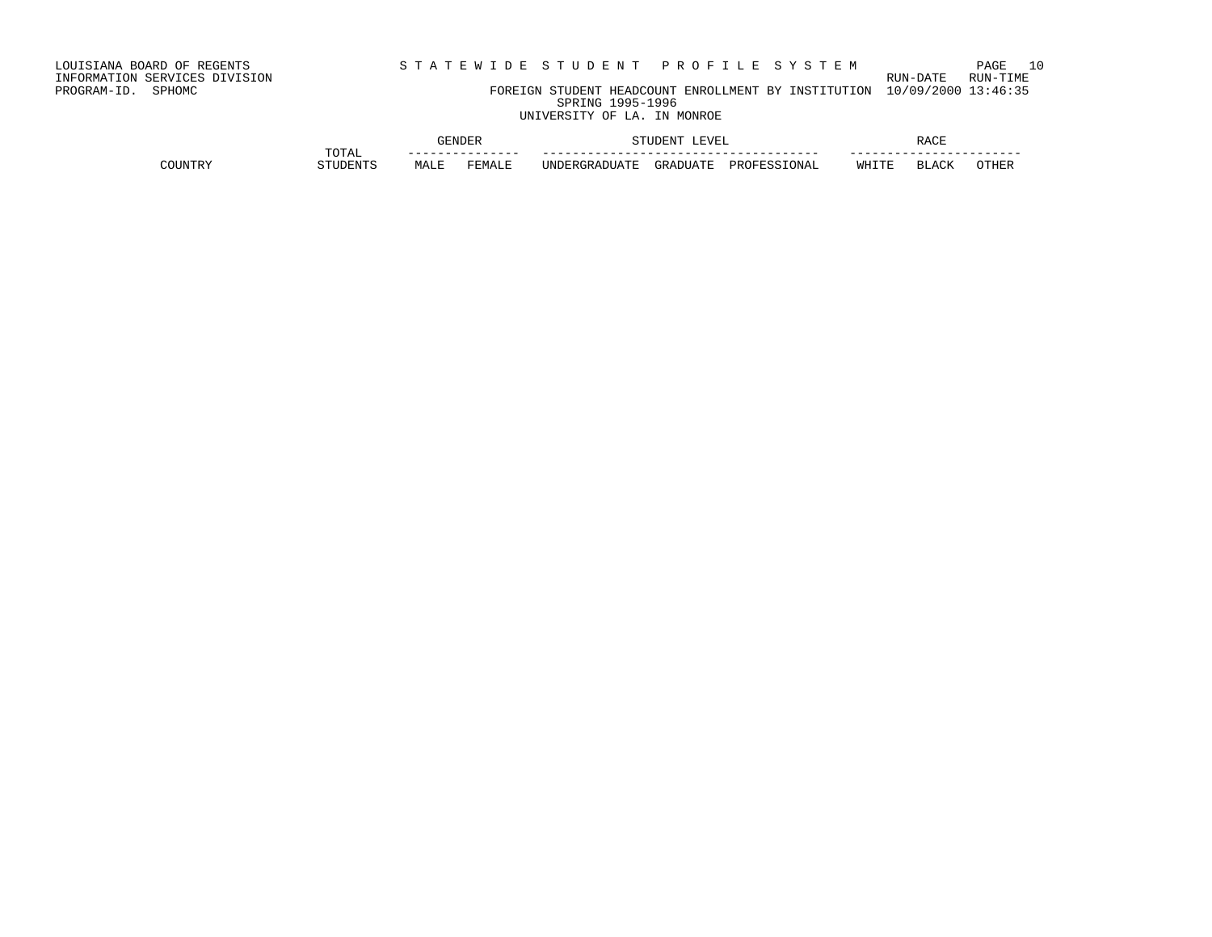LOUISIANA BOARD OF REGENTS
INFORMATION SERVICES DIVISION
PROGRAM-ID. SPHOMC

S T A T E W I D E  S T U D E N T  P R O F I L E  S Y S T E M

RUN-DATE RUN-TIME
10/09/2000 13:46:35

FOREIGN STUDENT HEADCOUNT ENROLLMENT BY INSTITUTION
SPRING 1995-1996
UNIVERSITY OF LA. IN MONROE

| COUNTRY | TOTAL STUDENTS | GENDER | | STUDENT LEVEL | | | RACE | | |
|---|---|---|---|---|---|---|---|---|---|
| | | MALE | FEMALE | UNDERGRADUATE | GRADUATE | PROFESSIONAL | WHITE | BLACK | OTHER |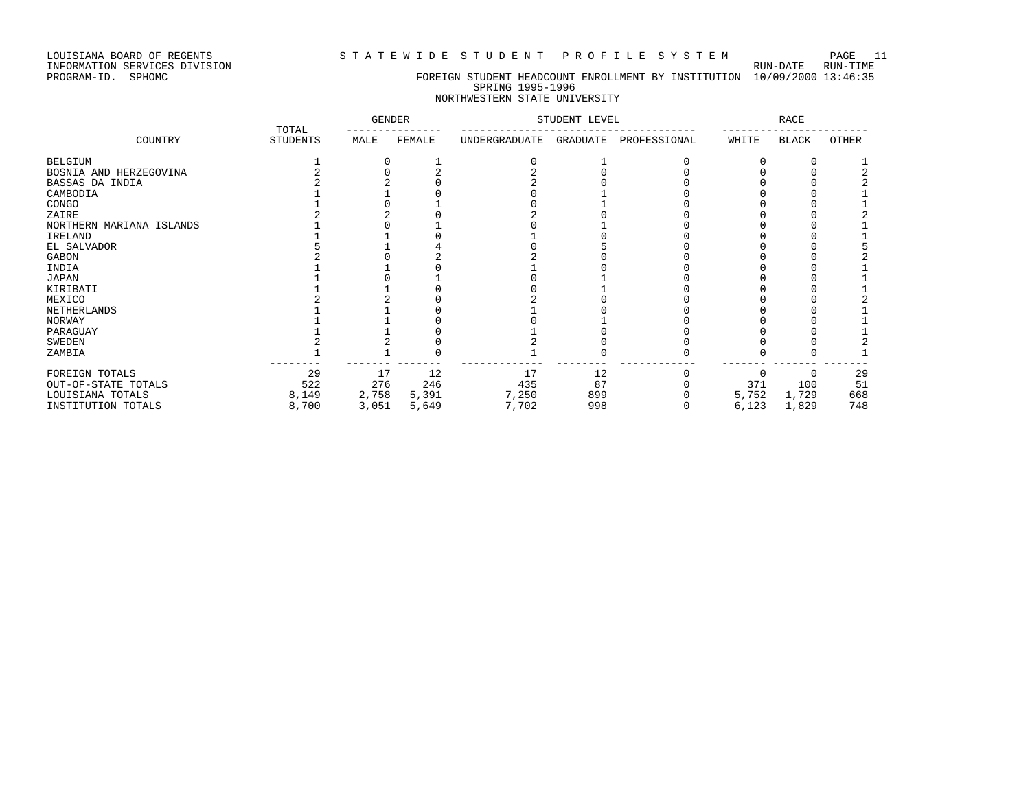LOUISIANA BOARD OF REGENTS
INFORMATION SERVICES DIVISION
PROGRAM-ID. SPHOMC

S T A T E W I D E S T U D E N T P R O F I L E S Y S T E M

RUN-DATE RUN-TIME
10/09/2000 13:46:35

FOREIGN STUDENT HEADCOUNT ENROLLMENT BY INSTITUTION
SPRING 1995-1996
NORTHWESTERN STATE UNIVERSITY

| COUNTRY | TOTAL STUDENTS | GENDER | | STUDENT LEVEL | | | RACE | | |
|---|---|---|---|---|---|---|---|---|---|
| | | MALE | FEMALE | UNDERGRADUATE | GRADUATE | PROFESSIONAL | WHITE | BLACK | OTHER |
| BELGIUM | 1 | 0 | 1 | 0 | 1 | 0 | 0 | 0 | 1 |
| BOSNIA AND HERZEGOVINA | 2 | 0 | 2 | 2 | 0 | 0 | 0 | 0 | 2 |
| BASSAS DA INDIA | 2 | 2 | 0 | 2 | 0 | 0 | 0 | 0 | 2 |
| CAMBODIA | 1 | 1 | 0 | 0 | 1 | 0 | 0 | 0 | 1 |
| CONGO | 1 | 0 | 1 | 0 | 1 | 0 | 0 | 0 | 1 |
| ZAIRE | 2 | 2 | 0 | 2 | 0 | 0 | 0 | 0 | 2 |
| NORTHERN MARIANA ISLANDS | 1 | 0 | 1 | 0 | 1 | 0 | 0 | 0 | 1 |
| IRELAND | 1 | 1 | 0 | 1 | 0 | 0 | 0 | 0 | 1 |
| EL SALVADOR | 5 | 1 | 4 | 0 | 5 | 0 | 0 | 0 | 5 |
| GABON | 2 | 0 | 2 | 2 | 0 | 0 | 0 | 0 | 2 |
| INDIA | 1 | 1 | 0 | 1 | 0 | 0 | 0 | 0 | 1 |
| JAPAN | 1 | 0 | 1 | 0 | 1 | 0 | 0 | 0 | 1 |
| KIRIBATI | 1 | 1 | 0 | 0 | 1 | 0 | 0 | 0 | 1 |
| MEXICO | 2 | 2 | 0 | 2 | 0 | 0 | 0 | 0 | 2 |
| NETHERLANDS | 1 | 1 | 0 | 1 | 0 | 0 | 0 | 0 | 1 |
| NORWAY | 1 | 1 | 0 | 0 | 1 | 0 | 0 | 0 | 1 |
| PARAGUAY | 1 | 1 | 0 | 1 | 0 | 0 | 0 | 0 | 1 |
| SWEDEN | 2 | 2 | 0 | 2 | 0 | 0 | 0 | 0 | 2 |
| ZAMBIA | 1 | 1 | 0 | 1 | 0 | 0 | 0 | 0 | 1 |
| FOREIGN TOTALS | 29 | 17 | 12 | 17 | 12 | 0 | 0 | 0 | 29 |
| OUT-OF-STATE TOTALS | 522 | 276 | 246 | 435 | 87 | 0 | 371 | 100 | 51 |
| LOUISIANA TOTALS | 8,149 | 2,758 | 5,391 | 7,250 | 899 | 0 | 5,752 | 1,729 | 668 |
| INSTITUTION TOTALS | 8,700 | 3,051 | 5,649 | 7,702 | 998 | 0 | 6,123 | 1,829 | 748 |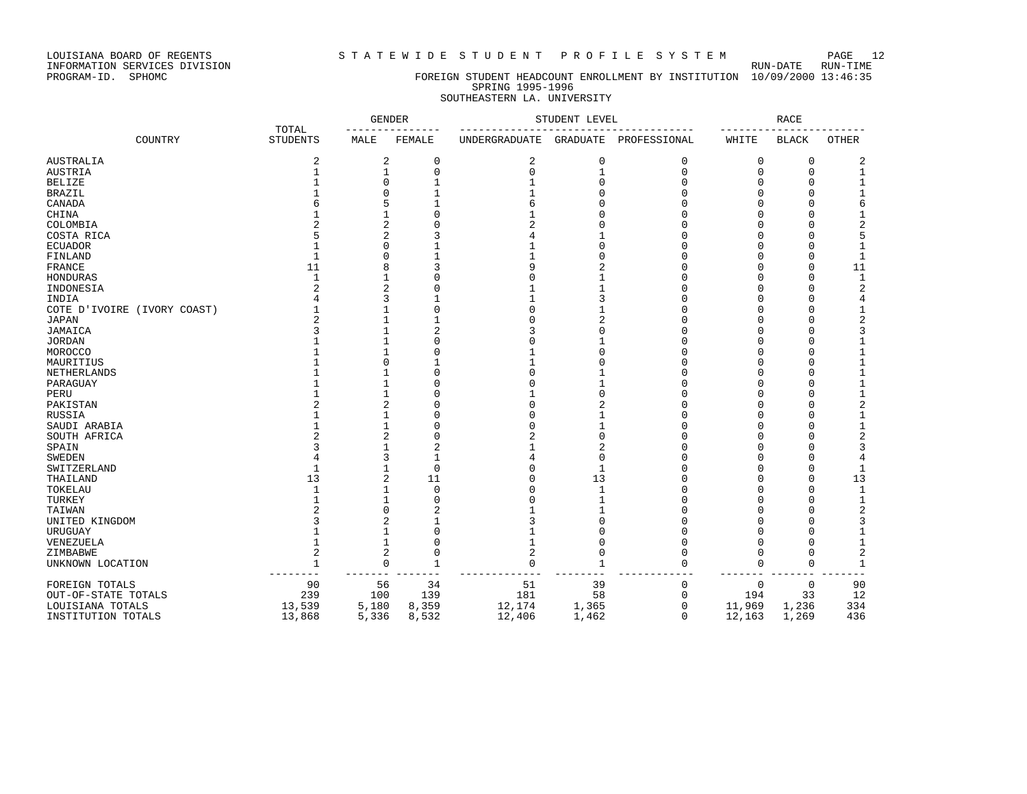LOUISIANA BOARD OF REGENTS
INFORMATION SERVICES DIVISION
PROGRAM-ID. SPHOMC

S T A T E W I D E S T U D E N T P R O F I L E S Y S T E M

FOREIGN STUDENT HEADCOUNT ENROLLMENT BY INSTITUTION

RUN-DATE 10/09/2000 RUN-TIME 13:46:35

SPRING 1995-1996

SOUTHEASTERN LA. UNIVERSITY

| COUNTRY | TOTAL STUDENTS | GENDER | | STUDENT LEVEL | | | RACE | | |
|---|---|---|---|---|---|---|---|---|---|
| | | MALE | FEMALE | UNDERGRADUATE | GRADUATE | PROFESSIONAL | WHITE | BLACK | OTHER |
| AUSTRALIA | 2 | 2 | 0 | 2 | 0 | 0 | 0 | 0 | 2 |
| AUSTRIA | 1 | 1 | 0 | 0 | 1 | 0 | 0 | 0 | 1 |
| BELIZE | 1 | 0 | 1 | 1 | 0 | 0 | 0 | 0 | 1 |
| BRAZIL | 1 | 0 | 1 | 1 | 0 | 0 | 0 | 0 | 1 |
| CANADA | 6 | 5 | 1 | 6 | 0 | 0 | 0 | 0 | 6 |
| CHINA | 1 | 1 | 0 | 1 | 0 | 0 | 0 | 0 | 1 |
| COLOMBIA | 2 | 2 | 0 | 2 | 0 | 0 | 0 | 0 | 2 |
| COSTA RICA | 5 | 2 | 3 | 4 | 1 | 0 | 0 | 0 | 5 |
| ECUADOR | 1 | 0 | 1 | 1 | 0 | 0 | 0 | 0 | 1 |
| FINLAND | 1 | 0 | 1 | 1 | 0 | 0 | 0 | 0 | 1 |
| FRANCE | 11 | 8 | 3 | 9 | 2 | 0 | 0 | 0 | 11 |
| HONDURAS | 1 | 1 | 0 | 0 | 1 | 0 | 0 | 0 | 1 |
| INDONESIA | 2 | 2 | 0 | 1 | 1 | 0 | 0 | 0 | 2 |
| INDIA | 4 | 3 | 1 | 1 | 3 | 0 | 0 | 0 | 4 |
| COTE D'IVOIRE (IVORY COAST) | 1 | 1 | 0 | 0 | 1 | 0 | 0 | 0 | 1 |
| JAPAN | 2 | 1 | 1 | 0 | 2 | 0 | 0 | 0 | 2 |
| JAMAICA | 3 | 1 | 2 | 3 | 0 | 0 | 0 | 0 | 3 |
| JORDAN | 1 | 1 | 0 | 0 | 1 | 0 | 0 | 0 | 1 |
| MOROCCO | 1 | 1 | 0 | 1 | 0 | 0 | 0 | 0 | 1 |
| MAURITIUS | 1 | 0 | 1 | 1 | 0 | 0 | 0 | 0 | 1 |
| NETHERLANDS | 1 | 1 | 0 | 0 | 1 | 0 | 0 | 0 | 1 |
| PARAGUAY | 1 | 1 | 0 | 0 | 1 | 0 | 0 | 0 | 1 |
| PERU | 1 | 1 | 0 | 1 | 0 | 0 | 0 | 0 | 1 |
| PAKISTAN | 2 | 2 | 0 | 0 | 2 | 0 | 0 | 0 | 2 |
| RUSSIA | 1 | 1 | 0 | 0 | 1 | 0 | 0 | 0 | 1 |
| SAUDI ARABIA | 1 | 1 | 0 | 0 | 1 | 0 | 0 | 0 | 1 |
| SOUTH AFRICA | 2 | 2 | 0 | 2 | 0 | 0 | 0 | 0 | 2 |
| SPAIN | 3 | 1 | 2 | 1 | 2 | 0 | 0 | 0 | 3 |
| SWEDEN | 4 | 3 | 1 | 4 | 0 | 0 | 0 | 0 | 4 |
| SWITZERLAND | 1 | 1 | 0 | 0 | 1 | 0 | 0 | 0 | 1 |
| THAILAND | 13 | 2 | 11 | 0 | 13 | 0 | 0 | 0 | 13 |
| TOKELAU | 1 | 1 | 0 | 0 | 1 | 0 | 0 | 0 | 1 |
| TURKEY | 1 | 1 | 0 | 0 | 1 | 0 | 0 | 0 | 1 |
| TAIWAN | 2 | 0 | 2 | 1 | 1 | 0 | 0 | 0 | 2 |
| UNITED KINGDOM | 3 | 2 | 1 | 3 | 0 | 0 | 0 | 0 | 3 |
| URUGUAY | 1 | 1 | 0 | 1 | 0 | 0 | 0 | 0 | 1 |
| VENEZUELA | 1 | 1 | 0 | 1 | 0 | 0 | 0 | 0 | 1 |
| ZIMBABWE | 2 | 2 | 0 | 2 | 0 | 0 | 0 | 0 | 2 |
| UNKNOWN LOCATION | 1 | 0 | 1 | 0 | 1 | 0 | 0 | 0 | 1 |
| FOREIGN TOTALS | 90 | 56 | 34 | 51 | 39 | 0 | 0 | 0 | 90 |
| OUT-OF-STATE TOTALS | 239 | 100 | 139 | 181 | 58 | 0 | 194 | 33 | 12 |
| LOUISIANA TOTALS | 13,539 | 5,180 | 8,359 | 12,174 | 1,365 | 0 | 11,969 | 1,236 | 334 |
| INSTITUTION TOTALS | 13,868 | 5,336 | 8,532 | 12,406 | 1,462 | 0 | 12,163 | 1,269 | 436 |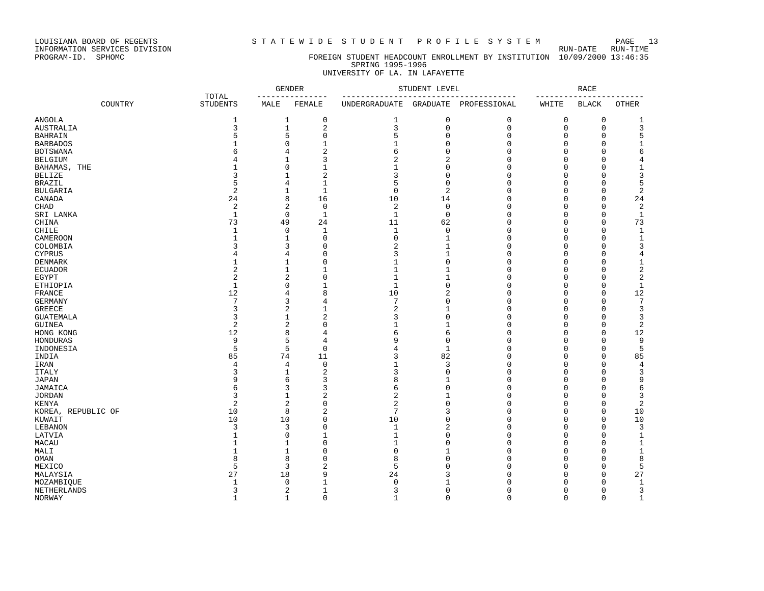LOUISIANA BOARD OF REGENTS
INFORMATION SERVICES DIVISION
PROGRAM-ID. SPHOMC

# STATEWIDE STUDENT PROFILE SYSTEM

RUN-DATE 10/09/2000 RUN-TIME 13:46:35

## FOREIGN STUDENT HEADCOUNT ENROLLMENT BY INSTITUTION
SPRING 1995-1996
UNIVERSITY OF LA. IN LAFAYETTE

| COUNTRY | TOTAL STUDENTS | GENDER | | STUDENT LEVEL | | | RACE | | |
|---|---|---|---|---|---|---|---|---|---|
| | | MALE | FEMALE | UNDERGRADUATE | GRADUATE | PROFESSIONAL | WHITE | BLACK | OTHER |
| ANGOLA | 1 | 1 | 0 | 1 | 0 | 0 | 0 | 0 | 1 |
| AUSTRALIA | 3 | 1 | 2 | 3 | 0 | 0 | 0 | 0 | 3 |
| BAHRAIN | 5 | 5 | 0 | 5 | 0 | 0 | 0 | 0 | 5 |
| BARBADOS | 1 | 0 | 1 | 1 | 0 | 0 | 0 | 0 | 1 |
| BOTSWANA | 6 | 4 | 2 | 6 | 0 | 0 | 0 | 0 | 6 |
| BELGIUM | 4 | 1 | 3 | 2 | 2 | 0 | 0 | 0 | 4 |
| BAHAMAS, THE | 1 | 0 | 1 | 1 | 0 | 0 | 0 | 0 | 1 |
| BELIZE | 3 | 1 | 2 | 3 | 0 | 0 | 0 | 0 | 3 |
| BRAZIL | 5 | 4 | 1 | 5 | 0 | 0 | 0 | 0 | 5 |
| BULGARIA | 2 | 1 | 1 | 0 | 2 | 0 | 0 | 0 | 2 |
| CANADA | 24 | 8 | 16 | 10 | 14 | 0 | 0 | 0 | 24 |
| CHAD | 2 | 2 | 0 | 2 | 0 | 0 | 0 | 0 | 2 |
| SRI LANKA | 1 | 0 | 1 | 1 | 0 | 0 | 0 | 0 | 1 |
| CHINA | 73 | 49 | 24 | 11 | 62 | 0 | 0 | 0 | 73 |
| CHILE | 1 | 0 | 1 | 1 | 0 | 0 | 0 | 0 | 1 |
| CAMEROON | 1 | 1 | 0 | 0 | 1 | 0 | 0 | 0 | 1 |
| COLOMBIA | 3 | 3 | 0 | 2 | 1 | 0 | 0 | 0 | 3 |
| CYPRUS | 4 | 4 | 0 | 3 | 1 | 0 | 0 | 0 | 4 |
| DENMARK | 1 | 1 | 0 | 1 | 0 | 0 | 0 | 0 | 1 |
| ECUADOR | 2 | 1 | 1 | 1 | 1 | 0 | 0 | 0 | 2 |
| EGYPT | 2 | 2 | 0 | 1 | 1 | 0 | 0 | 0 | 2 |
| ETHIOPIA | 1 | 0 | 1 | 1 | 0 | 0 | 0 | 0 | 1 |
| FRANCE | 12 | 4 | 8 | 10 | 2 | 0 | 0 | 0 | 12 |
| GERMANY | 7 | 3 | 4 | 7 | 0 | 0 | 0 | 0 | 7 |
| GREECE | 3 | 2 | 1 | 2 | 1 | 0 | 0 | 0 | 3 |
| GUATEMALA | 3 | 1 | 2 | 3 | 0 | 0 | 0 | 0 | 3 |
| GUINEA | 2 | 2 | 0 | 1 | 1 | 0 | 0 | 0 | 2 |
| HONG KONG | 12 | 8 | 4 | 6 | 6 | 0 | 0 | 0 | 12 |
| HONDURAS | 9 | 5 | 4 | 9 | 0 | 0 | 0 | 0 | 9 |
| INDONESIA | 5 | 5 | 0 | 4 | 1 | 0 | 0 | 0 | 5 |
| INDIA | 85 | 74 | 11 | 3 | 82 | 0 | 0 | 0 | 85 |
| IRAN | 4 | 4 | 0 | 1 | 3 | 0 | 0 | 0 | 4 |
| ITALY | 3 | 1 | 2 | 3 | 0 | 0 | 0 | 0 | 3 |
| JAPAN | 9 | 6 | 3 | 8 | 1 | 0 | 0 | 0 | 9 |
| JAMAICA | 6 | 3 | 3 | 6 | 0 | 0 | 0 | 0 | 6 |
| JORDAN | 3 | 1 | 2 | 2 | 1 | 0 | 0 | 0 | 3 |
| KENYA | 2 | 2 | 0 | 2 | 0 | 0 | 0 | 0 | 2 |
| KOREA, REPUBLIC OF | 10 | 8 | 2 | 7 | 3 | 0 | 0 | 0 | 10 |
| KUWAIT | 10 | 10 | 0 | 10 | 0 | 0 | 0 | 0 | 10 |
| LEBANON | 3 | 3 | 0 | 1 | 2 | 0 | 0 | 0 | 3 |
| LATVIA | 1 | 0 | 1 | 1 | 0 | 0 | 0 | 0 | 1 |
| MACAU | 1 | 1 | 0 | 1 | 0 | 0 | 0 | 0 | 1 |
| MALI | 1 | 1 | 0 | 0 | 1 | 0 | 0 | 0 | 1 |
| OMAN | 8 | 8 | 0 | 8 | 0 | 0 | 0 | 0 | 8 |
| MEXICO | 5 | 3 | 2 | 5 | 0 | 0 | 0 | 0 | 5 |
| MALAYSIA | 27 | 18 | 9 | 24 | 3 | 0 | 0 | 0 | 27 |
| MOZAMBIQUE | 1 | 0 | 1 | 0 | 1 | 0 | 0 | 0 | 1 |
| NETHERLANDS | 3 | 2 | 1 | 3 | 0 | 0 | 0 | 0 | 3 |
| NORWAY | 1 | 1 | 0 | 1 | 0 | 0 | 0 | 0 | 1 |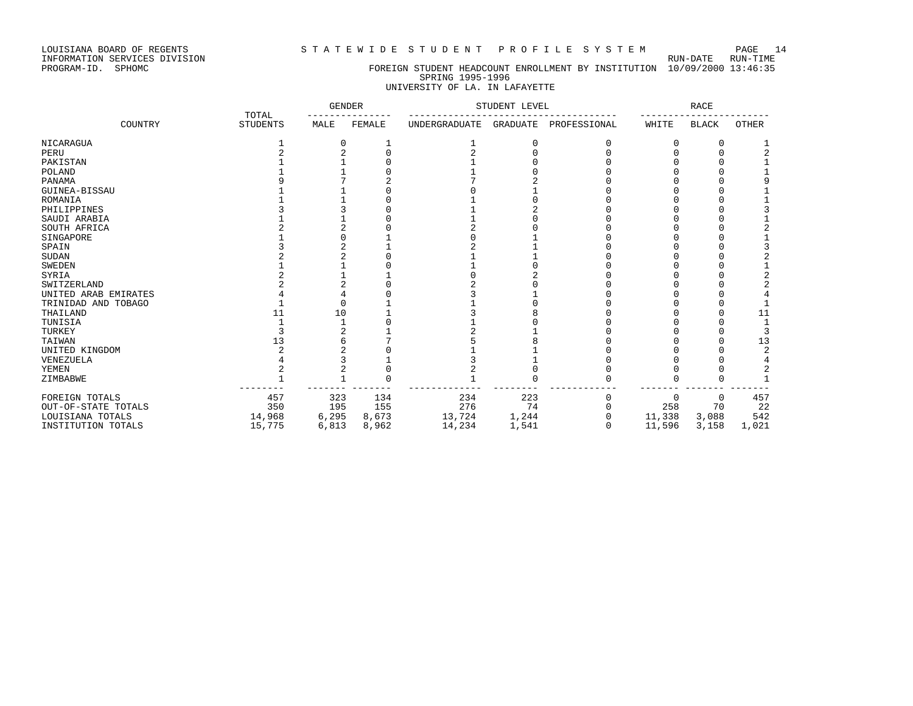LOUISIANA BOARD OF REGENTS
INFORMATION SERVICES DIVISION
PROGRAM-ID. SPHOMC

STATEWIDE STUDENT PROFILE SYSTEM

RUN-DATE 10/09/2000 RUN-TIME 13:46:35

## FOREIGN STUDENT HEADCOUNT ENROLLMENT BY INSTITUTION
### SPRING 1995-1996
### UNIVERSITY OF LA. IN LAFAYETTE

| COUNTRY | TOTAL STUDENTS | GENDER | | STUDENT LEVEL | | | RACE | | |
|---|---|---|---|---|---|---|---|---|---|
| | | MALE | FEMALE | UNDERGRADUATE | GRADUATE | PROFESSIONAL | WHITE | BLACK | OTHER |
| NICARAGUA | 1 | 0 | 1 | 1 | 0 | 0 | 0 | 0 | 1 |
| PERU | 2 | 2 | 0 | 2 | 0 | 0 | 0 | 0 | 2 |
| PAKISTAN | 1 | 1 | 0 | 1 | 0 | 0 | 0 | 0 | 1 |
| POLAND | 1 | 1 | 0 | 1 | 0 | 0 | 0 | 0 | 1 |
| PANAMA | 9 | 7 | 2 | 7 | 2 | 0 | 0 | 0 | 9 |
| GUINEA-BISSAU | 1 | 1 | 0 | 0 | 1 | 0 | 0 | 0 | 1 |
| ROMANIA | 1 | 1 | 0 | 1 | 0 | 0 | 0 | 0 | 1 |
| PHILIPPINES | 3 | 3 | 0 | 1 | 2 | 0 | 0 | 0 | 3 |
| SAUDI ARABIA | 1 | 1 | 0 | 1 | 0 | 0 | 0 | 0 | 1 |
| SOUTH AFRICA | 2 | 2 | 0 | 2 | 0 | 0 | 0 | 0 | 2 |
| SINGAPORE | 1 | 0 | 1 | 0 | 1 | 0 | 0 | 0 | 1 |
| SPAIN | 3 | 2 | 1 | 2 | 1 | 0 | 0 | 0 | 3 |
| SUDAN | 2 | 2 | 0 | 1 | 1 | 0 | 0 | 0 | 2 |
| SWEDEN | 1 | 1 | 0 | 1 | 0 | 0 | 0 | 0 | 1 |
| SYRIA | 2 | 1 | 1 | 0 | 2 | 0 | 0 | 0 | 2 |
| SWITZERLAND | 2 | 2 | 0 | 2 | 0 | 0 | 0 | 0 | 2 |
| UNITED ARAB EMIRATES | 4 | 4 | 0 | 3 | 1 | 0 | 0 | 0 | 4 |
| TRINIDAD AND TOBAGO | 1 | 0 | 1 | 1 | 0 | 0 | 0 | 0 | 1 |
| THAILAND | 11 | 10 | 1 | 3 | 8 | 0 | 0 | 0 | 11 |
| TUNISIA | 1 | 1 | 0 | 1 | 0 | 0 | 0 | 0 | 1 |
| TURKEY | 3 | 2 | 1 | 2 | 1 | 0 | 0 | 0 | 3 |
| TAIWAN | 13 | 6 | 7 | 5 | 8 | 0 | 0 | 0 | 13 |
| UNITED KINGDOM | 2 | 2 | 0 | 1 | 1 | 0 | 0 | 0 | 2 |
| VENEZUELA | 4 | 3 | 1 | 3 | 1 | 0 | 0 | 0 | 4 |
| YEMEN | 2 | 2 | 0 | 2 | 0 | 0 | 0 | 0 | 2 |
| ZIMBABWE | 1 | 1 | 0 | 1 | 0 | 0 | 0 | 0 | 1 |
| FOREIGN TOTALS | 457 | 323 | 134 | 234 | 223 | 0 | 0 | 0 | 457 |
| OUT-OF-STATE TOTALS | 350 | 195 | 155 | 276 | 74 | 0 | 258 | 70 | 22 |
| LOUISIANA TOTALS | 14,968 | 6,295 | 8,673 | 13,724 | 1,244 | 0 | 11,338 | 3,088 | 542 |
| INSTITUTION TOTALS | 15,775 | 6,813 | 8,962 | 14,234 | 1,541 | 0 | 11,596 | 3,158 | 1,021 |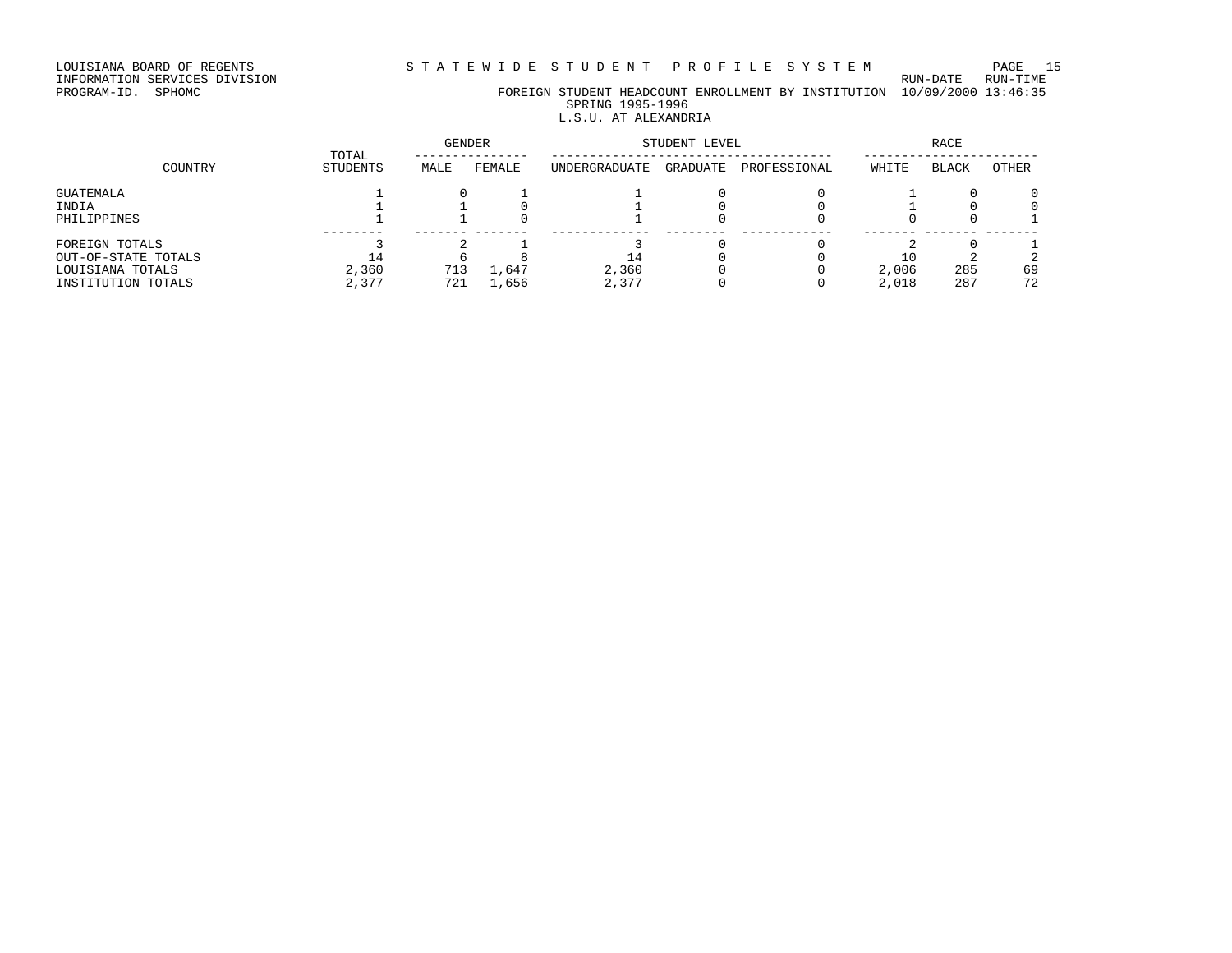LOUISIANA BOARD OF REGENTS — STATEWIDE STUDENT PROFILE SYSTEM
INFORMATION SERVICES DIVISION
PROGRAM-ID. SPHOMC

RUN-DATE 10/09/2000 RUN-TIME 13:46:35

## FOREIGN STUDENT HEADCOUNT ENROLLMENT BY INSTITUTION
### SPRING 1995-1996
### L.S.U. AT ALEXANDRIA

| COUNTRY | TOTAL STUDENTS | GENDER | | STUDENT LEVEL | | | RACE | | |
|---|---|---|---|---|---|---|---|---|---|
| | | MALE | FEMALE | UNDERGRADUATE | GRADUATE | PROFESSIONAL | WHITE | BLACK | OTHER |
| GUATEMALA | 1 | 0 | 1 | 1 | 0 | 0 | 1 | 0 | 0 |
| INDIA | 1 | 1 | 0 | 1 | 0 | 0 | 1 | 0 | 0 |
| PHILIPPINES | 1 | 1 | 0 | 1 | 0 | 0 | 0 | 0 | 1 |
| FOREIGN TOTALS | 3 | 2 | 1 | 3 | 0 | 0 | 2 | 0 | 1 |
| OUT-OF-STATE TOTALS | 14 | 6 | 8 | 14 | 0 | 0 | 10 | 2 | 2 |
| LOUISIANA TOTALS | 2,360 | 713 | 1,647 | 2,360 | 0 | 0 | 2,006 | 285 | 69 |
| INSTITUTION TOTALS | 2,377 | 721 | 1,656 | 2,377 | 0 | 0 | 2,018 | 287 | 72 |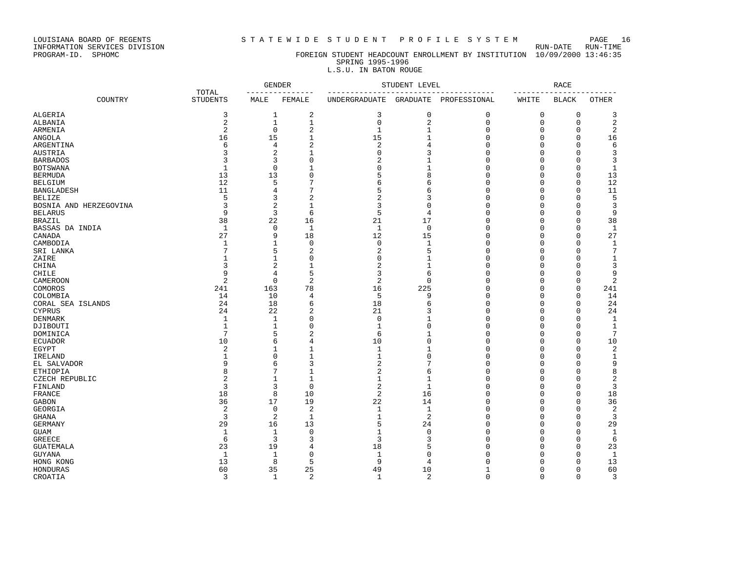LOUISIANA BOARD OF REGENTS
INFORMATION SERVICES DIVISION
PROGRAM-ID. SPHOMC

# STATEWIDE STUDENT PROFILE SYSTEM

RUN-DATE RUN-TIME
10/09/2000 13:46:35

## FOREIGN STUDENT HEADCOUNT ENROLLMENT BY INSTITUTION
SPRING 1995-1996
L.S.U. IN BATON ROUGE

| COUNTRY | TOTAL STUDENTS | GENDER | | STUDENT LEVEL | | | RACE | | |
|---|---|---|---|---|---|---|---|---|---|
| | | MALE | FEMALE | UNDERGRADUATE | GRADUATE | PROFESSIONAL | WHITE | BLACK | OTHER |
| ALGERIA | 3 | 1 | 2 | 3 | 0 | 0 | 0 | 0 | 3 |
| ALBANIA | 2 | 1 | 1 | 0 | 2 | 0 | 0 | 0 | 2 |
| ARMENIA | 2 | 0 | 2 | 1 | 1 | 0 | 0 | 0 | 2 |
| ANGOLA | 16 | 15 | 1 | 15 | 1 | 0 | 0 | 0 | 16 |
| ARGENTINA | 6 | 4 | 2 | 2 | 4 | 0 | 0 | 0 | 6 |
| AUSTRIA | 3 | 2 | 1 | 0 | 3 | 0 | 0 | 0 | 3 |
| BARBADOS | 3 | 3 | 0 | 2 | 1 | 0 | 0 | 0 | 3 |
| BOTSWANA | 1 | 0 | 1 | 0 | 1 | 0 | 0 | 0 | 1 |
| BERMUDA | 13 | 13 | 0 | 5 | 8 | 0 | 0 | 0 | 13 |
| BELGIUM | 12 | 5 | 7 | 6 | 6 | 0 | 0 | 0 | 12 |
| BANGLADESH | 11 | 4 | 7 | 5 | 6 | 0 | 0 | 0 | 11 |
| BELIZE | 5 | 3 | 2 | 2 | 3 | 0 | 0 | 0 | 5 |
| BOSNIA AND HERZEGOVINA | 3 | 2 | 1 | 3 | 0 | 0 | 0 | 0 | 3 |
| BELARUS | 9 | 3 | 6 | 5 | 4 | 0 | 0 | 0 | 9 |
| BRAZIL | 38 | 22 | 16 | 21 | 17 | 0 | 0 | 0 | 38 |
| BASSAS DA INDIA | 1 | 0 | 1 | 1 | 0 | 0 | 0 | 0 | 1 |
| CANADA | 27 | 9 | 18 | 12 | 15 | 0 | 0 | 0 | 27 |
| CAMBODIA | 1 | 1 | 0 | 0 | 1 | 0 | 0 | 0 | 1 |
| SRI LANKA | 7 | 5 | 2 | 2 | 5 | 0 | 0 | 0 | 7 |
| ZAIRE | 1 | 1 | 0 | 0 | 1 | 0 | 0 | 0 | 1 |
| CHINA | 3 | 2 | 1 | 2 | 1 | 0 | 0 | 0 | 3 |
| CHILE | 9 | 4 | 5 | 3 | 6 | 0 | 0 | 0 | 9 |
| CAMEROON | 2 | 0 | 2 | 2 | 0 | 0 | 0 | 0 | 2 |
| COMOROS | 241 | 163 | 78 | 16 | 225 | 0 | 0 | 0 | 241 |
| COLOMBIA | 14 | 10 | 4 | 5 | 9 | 0 | 0 | 0 | 14 |
| CORAL SEA ISLANDS | 24 | 18 | 6 | 18 | 6 | 0 | 0 | 0 | 24 |
| CYPRUS | 24 | 22 | 2 | 21 | 3 | 0 | 0 | 0 | 24 |
| DENMARK | 1 | 1 | 0 | 0 | 1 | 0 | 0 | 0 | 1 |
| DJIBOUTI | 1 | 1 | 0 | 1 | 0 | 0 | 0 | 0 | 1 |
| DOMINICA | 7 | 5 | 2 | 6 | 1 | 0 | 0 | 0 | 7 |
| ECUADOR | 10 | 6 | 4 | 10 | 0 | 0 | 0 | 0 | 10 |
| EGYPT | 2 | 1 | 1 | 1 | 1 | 0 | 0 | 0 | 2 |
| IRELAND | 1 | 0 | 1 | 1 | 0 | 0 | 0 | 0 | 1 |
| EL SALVADOR | 9 | 6 | 3 | 2 | 7 | 0 | 0 | 0 | 9 |
| ETHIOPIA | 8 | 7 | 1 | 2 | 6 | 0 | 0 | 0 | 8 |
| CZECH REPUBLIC | 2 | 1 | 1 | 1 | 1 | 0 | 0 | 0 | 2 |
| FINLAND | 3 | 3 | 0 | 2 | 1 | 0 | 0 | 0 | 3 |
| FRANCE | 18 | 8 | 10 | 2 | 16 | 0 | 0 | 0 | 18 |
| GABON | 36 | 17 | 19 | 22 | 14 | 0 | 0 | 0 | 36 |
| GEORGIA | 2 | 0 | 2 | 1 | 1 | 0 | 0 | 0 | 2 |
| GHANA | 3 | 2 | 1 | 1 | 2 | 0 | 0 | 0 | 3 |
| GERMANY | 29 | 16 | 13 | 5 | 24 | 0 | 0 | 0 | 29 |
| GUAM | 1 | 1 | 0 | 1 | 0 | 0 | 0 | 0 | 1 |
| GREECE | 6 | 3 | 3 | 3 | 3 | 0 | 0 | 0 | 6 |
| GUATEMALA | 23 | 19 | 4 | 18 | 5 | 0 | 0 | 0 | 23 |
| GUYANA | 1 | 1 | 0 | 1 | 0 | 0 | 0 | 0 | 1 |
| HONG KONG | 13 | 8 | 5 | 9 | 4 | 0 | 0 | 0 | 13 |
| HONDURAS | 60 | 35 | 25 | 49 | 10 | 1 | 0 | 0 | 60 |
| CROATIA | 3 | 1 | 2 | 1 | 2 | 0 | 0 | 0 | 3 |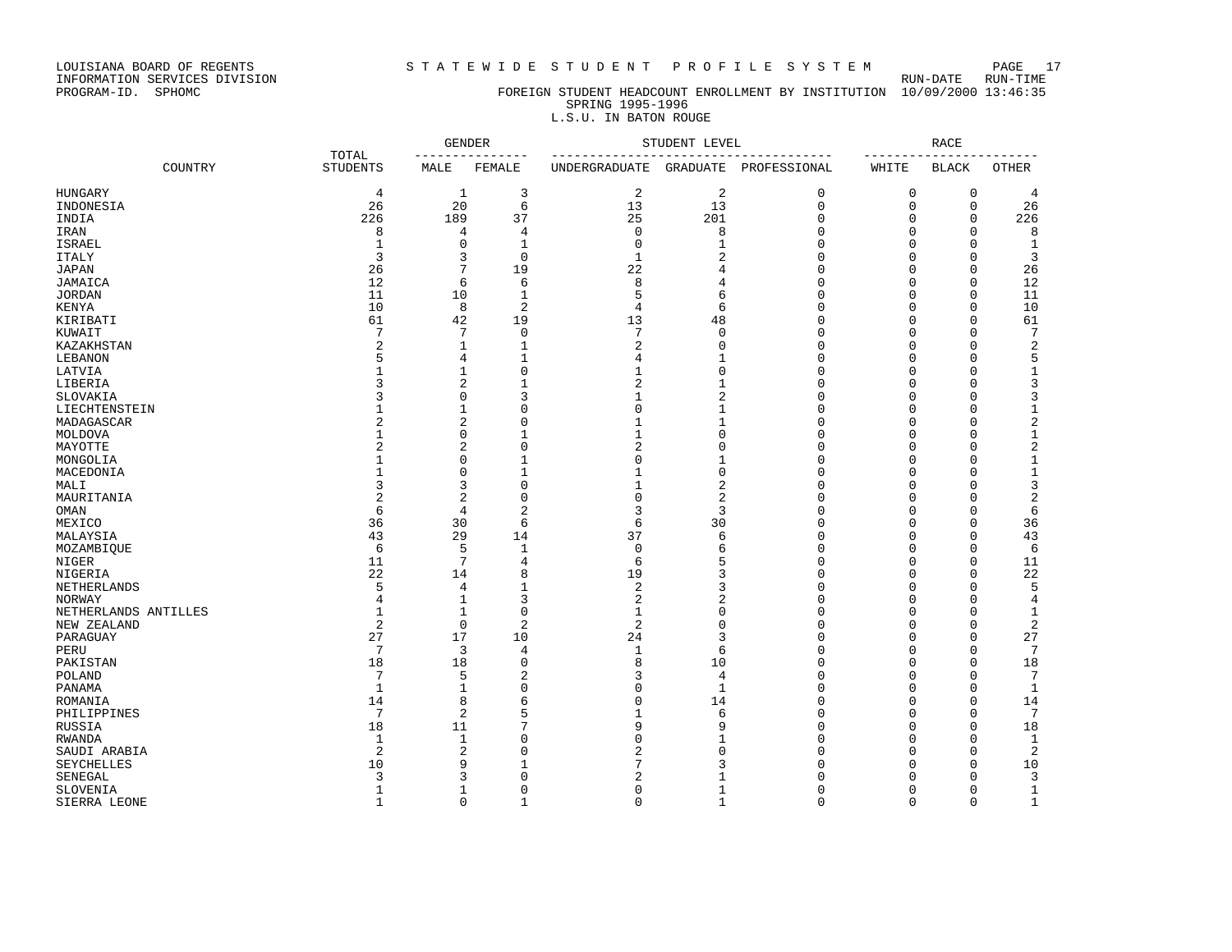LOUISIANA BOARD OF REGENTS
INFORMATION SERVICES DIVISION
PROGRAM-ID. SPHOMC

# S T A T E W I D E   S T U D E N T   P R O F I L E   S Y S T E M

RUN-DATE RUN-TIME
10/09/2000 13:46:35

## FOREIGN STUDENT HEADCOUNT ENROLLMENT BY INSTITUTION
SPRING 1995-1996
L.S.U. IN BATON ROUGE

| COUNTRY | TOTAL STUDENTS | GENDER | | STUDENT LEVEL | | | RACE | | |
|---|---|---|---|---|---|---|---|---|---|
| | | MALE | FEMALE | UNDERGRADUATE | GRADUATE | PROFESSIONAL | WHITE | BLACK | OTHER |
| HUNGARY | 4 | 1 | 3 | 2 | 2 | 0 | 0 | 0 | 4 |
| INDONESIA | 26 | 20 | 6 | 13 | 13 | 0 | 0 | 0 | 26 |
| INDIA | 226 | 189 | 37 | 25 | 201 | 0 | 0 | 0 | 226 |
| IRAN | 8 | 4 | 4 | 0 | 8 | 0 | 0 | 0 | 8 |
| ISRAEL | 1 | 0 | 1 | 0 | 1 | 0 | 0 | 0 | 1 |
| ITALY | 3 | 3 | 0 | 1 | 2 | 0 | 0 | 0 | 3 |
| JAPAN | 26 | 7 | 19 | 22 | 4 | 0 | 0 | 0 | 26 |
| JAMAICA | 12 | 6 | 6 | 8 | 4 | 0 | 0 | 0 | 12 |
| JORDAN | 11 | 10 | 1 | 5 | 6 | 0 | 0 | 0 | 11 |
| KENYA | 10 | 8 | 2 | 4 | 6 | 0 | 0 | 0 | 10 |
| KIRIBATI | 61 | 42 | 19 | 13 | 48 | 0 | 0 | 0 | 61 |
| KUWAIT | 7 | 7 | 0 | 7 | 0 | 0 | 0 | 0 | 7 |
| KAZAKHSTAN | 2 | 1 | 1 | 2 | 0 | 0 | 0 | 0 | 2 |
| LEBANON | 5 | 4 | 1 | 4 | 1 | 0 | 0 | 0 | 5 |
| LATVIA | 1 | 1 | 0 | 1 | 0 | 0 | 0 | 0 | 1 |
| LIBERIA | 3 | 2 | 1 | 2 | 1 | 0 | 0 | 0 | 3 |
| SLOVAKIA | 3 | 0 | 3 | 1 | 2 | 0 | 0 | 0 | 3 |
| LIECHTENSTEIN | 1 | 1 | 0 | 0 | 1 | 0 | 0 | 0 | 1 |
| MADAGASCAR | 2 | 2 | 0 | 1 | 1 | 0 | 0 | 0 | 2 |
| MOLDOVA | 1 | 0 | 1 | 1 | 0 | 0 | 0 | 0 | 1 |
| MAYOTTE | 2 | 2 | 0 | 2 | 0 | 0 | 0 | 0 | 2 |
| MONGOLIA | 1 | 0 | 1 | 0 | 1 | 0 | 0 | 0 | 1 |
| MACEDONIA | 1 | 0 | 1 | 1 | 0 | 0 | 0 | 0 | 1 |
| MALI | 3 | 3 | 0 | 1 | 2 | 0 | 0 | 0 | 3 |
| MAURITANIA | 2 | 2 | 0 | 0 | 2 | 0 | 0 | 0 | 2 |
| OMAN | 6 | 4 | 2 | 3 | 3 | 0 | 0 | 0 | 6 |
| MEXICO | 36 | 30 | 6 | 6 | 30 | 0 | 0 | 0 | 36 |
| MALAYSIA | 43 | 29 | 14 | 37 | 6 | 0 | 0 | 0 | 43 |
| MOZAMBIQUE | 6 | 5 | 1 | 0 | 6 | 0 | 0 | 0 | 6 |
| NIGER | 11 | 7 | 4 | 6 | 5 | 0 | 0 | 0 | 11 |
| NIGERIA | 22 | 14 | 8 | 19 | 3 | 0 | 0 | 0 | 22 |
| NETHERLANDS | 5 | 4 | 1 | 2 | 3 | 0 | 0 | 0 | 5 |
| NORWAY | 4 | 1 | 3 | 2 | 2 | 0 | 0 | 0 | 4 |
| NETHERLANDS ANTILLES | 1 | 1 | 0 | 1 | 0 | 0 | 0 | 0 | 1 |
| NEW ZEALAND | 2 | 0 | 2 | 2 | 0 | 0 | 0 | 0 | 2 |
| PARAGUAY | 27 | 17 | 10 | 24 | 3 | 0 | 0 | 0 | 27 |
| PERU | 7 | 3 | 4 | 1 | 6 | 0 | 0 | 0 | 7 |
| PAKISTAN | 18 | 18 | 0 | 8 | 10 | 0 | 0 | 0 | 18 |
| POLAND | 7 | 5 | 2 | 3 | 4 | 0 | 0 | 0 | 7 |
| PANAMA | 1 | 1 | 0 | 0 | 1 | 0 | 0 | 0 | 1 |
| ROMANIA | 14 | 8 | 6 | 0 | 14 | 0 | 0 | 0 | 14 |
| PHILIPPINES | 7 | 2 | 5 | 1 | 6 | 0 | 0 | 0 | 7 |
| RUSSIA | 18 | 11 | 7 | 9 | 9 | 0 | 0 | 0 | 18 |
| RWANDA | 1 | 1 | 0 | 0 | 1 | 0 | 0 | 0 | 1 |
| SAUDI ARABIA | 2 | 2 | 0 | 2 | 0 | 0 | 0 | 0 | 2 |
| SEYCHELLES | 10 | 9 | 1 | 7 | 3 | 0 | 0 | 0 | 10 |
| SENEGAL | 3 | 3 | 0 | 2 | 1 | 0 | 0 | 0 | 3 |
| SLOVENIA | 1 | 1 | 0 | 0 | 1 | 0 | 0 | 0 | 1 |
| SIERRA LEONE | 1 | 0 | 1 | 0 | 1 | 0 | 0 | 0 | 1 |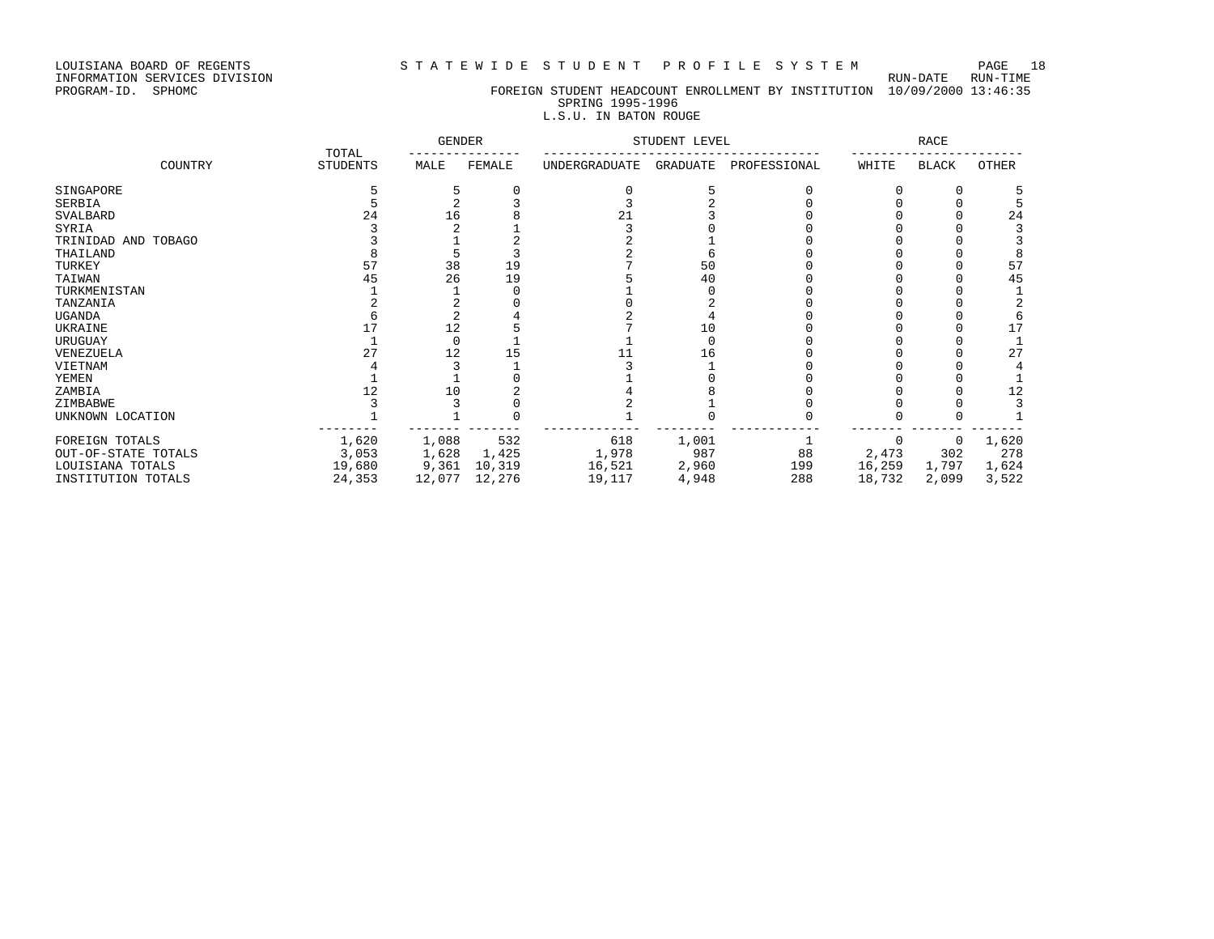LOUISIANA BOARD OF REGENTS
INFORMATION SERVICES DIVISION
PROGRAM-ID. SPHOMC

S T A T E W I D E   S T U D E N T   P R O F I L E   S Y S T E M

RUN-DATE 10/09/2000 RUN-TIME 13:46:35

FOREIGN STUDENT HEADCOUNT ENROLLMENT BY INSTITUTION
SPRING 1995-1996
L.S.U. IN BATON ROUGE

| COUNTRY | TOTAL STUDENTS | GENDER | | STUDENT LEVEL | | | RACE | | |
|---|---|---|---|---|---|---|---|---|---|
| | | MALE | FEMALE | UNDERGRADUATE | GRADUATE | PROFESSIONAL | WHITE | BLACK | OTHER |
| SINGAPORE | 5 | 5 | 0 | 0 | 5 | 0 | 0 | 0 | 5 |
| SERBIA | 5 | 2 | 3 | 3 | 2 | 0 | 0 | 0 | 5 |
| SVALBARD | 24 | 16 | 8 | 21 | 3 | 0 | 0 | 0 | 24 |
| SYRIA | 3 | 2 | 1 | 3 | 0 | 0 | 0 | 0 | 3 |
| TRINIDAD AND TOBAGO | 3 | 1 | 2 | 2 | 1 | 0 | 0 | 0 | 3 |
| THAILAND | 8 | 5 | 3 | 2 | 6 | 0 | 0 | 0 | 8 |
| TURKEY | 57 | 38 | 19 | 7 | 50 | 0 | 0 | 0 | 57 |
| TAIWAN | 45 | 26 | 19 | 5 | 40 | 0 | 0 | 0 | 45 |
| TURKMENISTAN | 1 | 1 | 0 | 1 | 0 | 0 | 0 | 0 | 1 |
| TANZANIA | 2 | 2 | 0 | 0 | 2 | 0 | 0 | 0 | 2 |
| UGANDA | 6 | 2 | 4 | 2 | 4 | 0 | 0 | 0 | 6 |
| UKRAINE | 17 | 12 | 5 | 7 | 10 | 0 | 0 | 0 | 17 |
| URUGUAY | 1 | 0 | 1 | 1 | 0 | 0 | 0 | 0 | 1 |
| VENEZUELA | 27 | 12 | 15 | 11 | 16 | 0 | 0 | 0 | 27 |
| VIETNAM | 4 | 3 | 1 | 3 | 1 | 0 | 0 | 0 | 4 |
| YEMEN | 1 | 1 | 0 | 1 | 0 | 0 | 0 | 0 | 1 |
| ZAMBIA | 12 | 10 | 2 | 4 | 8 | 0 | 0 | 0 | 12 |
| ZIMBABWE | 3 | 3 | 0 | 2 | 1 | 0 | 0 | 0 | 3 |
| UNKNOWN LOCATION | 1 | 1 | 0 | 1 | 0 | 0 | 0 | 0 | 1 |
| FOREIGN TOTALS | 1,620 | 1,088 | 532 | 618 | 1,001 | 1 | 0 | 0 | 1,620 |
| OUT-OF-STATE TOTALS | 3,053 | 1,628 | 1,425 | 1,978 | 987 | 88 | 2,473 | 302 | 278 |
| LOUISIANA TOTALS | 19,680 | 9,361 | 10,319 | 16,521 | 2,960 | 199 | 16,259 | 1,797 | 1,624 |
| INSTITUTION TOTALS | 24,353 | 12,077 | 12,276 | 19,117 | 4,948 | 288 | 18,732 | 2,099 | 3,522 |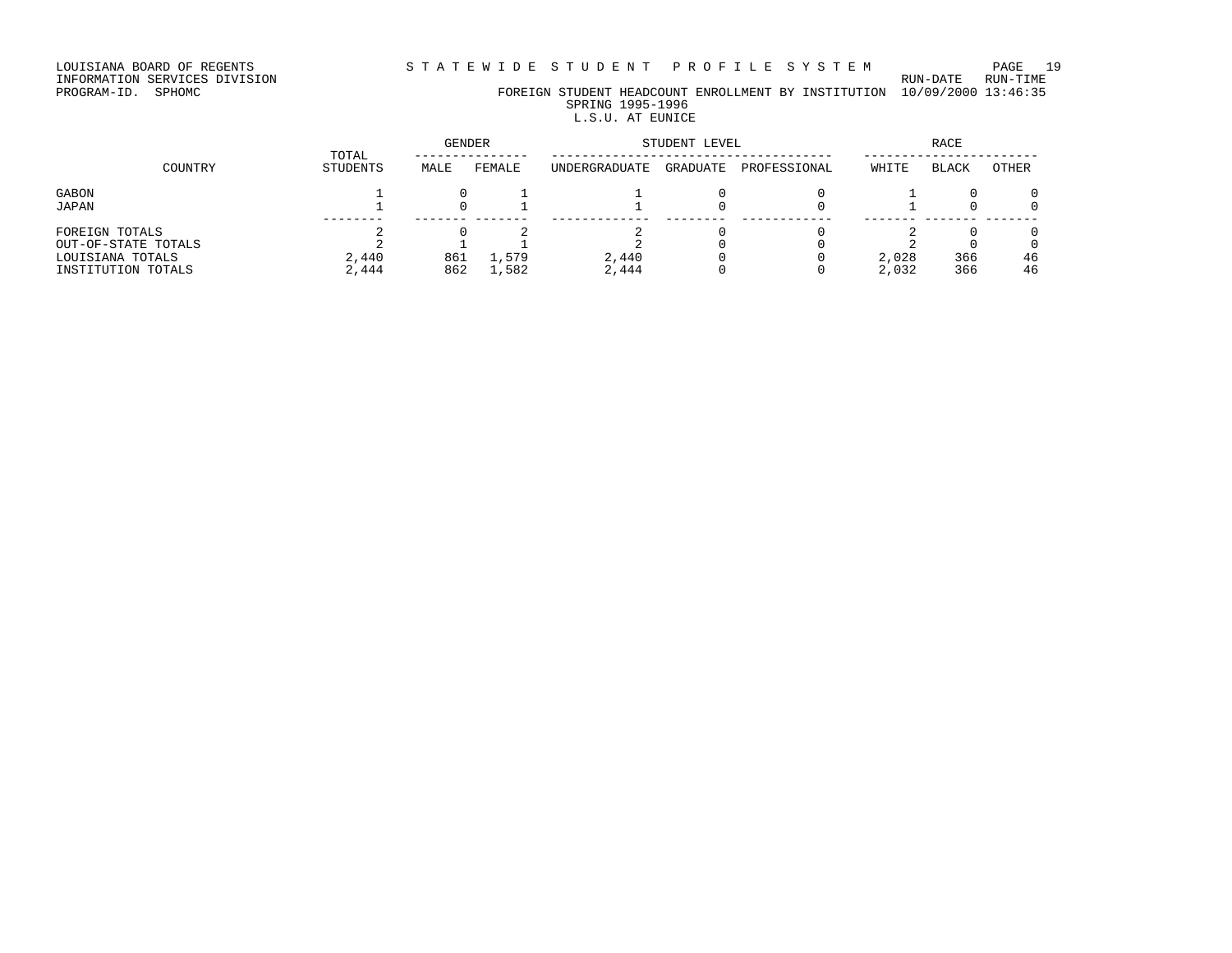LOUISIANA BOARD OF REGENTS
INFORMATION SERVICES DIVISION
PROGRAM-ID. SPHOMC

# STATEWIDE STUDENT PROFILE SYSTEM

RUN-DATE 10/09/2000 RUN-TIME 13:46:35

## FOREIGN STUDENT HEADCOUNT ENROLLMENT BY INSTITUTION
SPRING 1995-1996
L.S.U. AT EUNICE

| COUNTRY | TOTAL STUDENTS | GENDER | | STUDENT LEVEL | | | RACE | | |
|---|---|---|---|---|---|---|---|---|---|
| | | MALE | FEMALE | UNDERGRADUATE | GRADUATE | PROFESSIONAL | WHITE | BLACK | OTHER |
| GABON | 1 | 0 | 1 | 1 | 0 | 0 | 1 | 0 | 0 |
| JAPAN | 1 | 0 | 1 | 1 | 0 | 0 | 1 | 0 | 0 |
| FOREIGN TOTALS | 2 | 0 | 2 | 2 | 0 | 0 | 2 | 0 | 0 |
| OUT-OF-STATE TOTALS | 2 | 1 | 1 | 2 | 0 | 0 | 2 | 0 | 0 |
| LOUISIANA TOTALS | 2,440 | 861 | 1,579 | 2,440 | 0 | 0 | 2,028 | 366 | 46 |
| INSTITUTION TOTALS | 2,444 | 862 | 1,582 | 2,444 | 0 | 0 | 2,032 | 366 | 46 |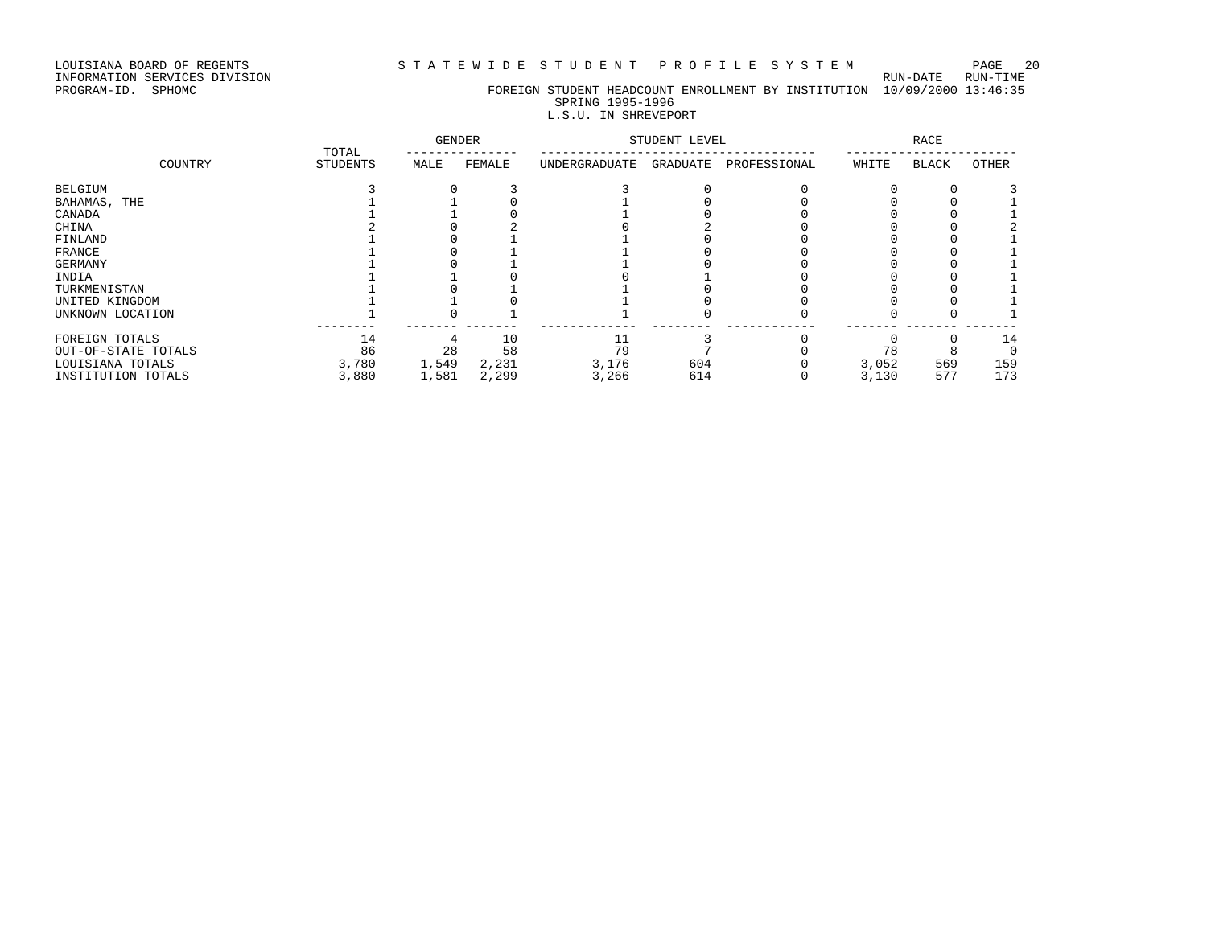LOUISIANA BOARD OF REGENTS — STATEWIDE STUDENT PROFILE SYSTEM
INFORMATION SERVICES DIVISION — RUN-DATE 10/09/2000, RUN-TIME 13:46:35
PROGRAM-ID. SPHOMC

## FOREIGN STUDENT HEADCOUNT ENROLLMENT BY INSTITUTION
### SPRING 1995-1996
### L.S.U. IN SHREVEPORT

| COUNTRY | TOTAL STUDENTS | GENDER | | STUDENT LEVEL | | | RACE | | |
|---|---|---|---|---|---|---|---|---|---|
| | | MALE | FEMALE | UNDERGRADUATE | GRADUATE | PROFESSIONAL | WHITE | BLACK | OTHER |
| BELGIUM | 3 | 0 | 3 | 3 | 0 | 0 | 0 | 0 | 3 |
| BAHAMAS, THE | 1 | 1 | 0 | 1 | 0 | 0 | 0 | 0 | 1 |
| CANADA | 1 | 1 | 0 | 1 | 0 | 0 | 0 | 0 | 1 |
| CHINA | 2 | 0 | 2 | 0 | 2 | 0 | 0 | 0 | 2 |
| FINLAND | 1 | 0 | 1 | 1 | 0 | 0 | 0 | 0 | 1 |
| FRANCE | 1 | 0 | 1 | 1 | 0 | 0 | 0 | 0 | 1 |
| GERMANY | 1 | 0 | 1 | 1 | 0 | 0 | 0 | 0 | 1 |
| INDIA | 1 | 1 | 0 | 0 | 1 | 0 | 0 | 0 | 1 |
| TURKMENISTAN | 1 | 0 | 1 | 1 | 0 | 0 | 0 | 0 | 1 |
| UNITED KINGDOM | 1 | 1 | 0 | 1 | 0 | 0 | 0 | 0 | 1 |
| UNKNOWN LOCATION | 1 | 0 | 1 | 1 | 0 | 0 | 0 | 0 | 1 |
| FOREIGN TOTALS | 14 | 4 | 10 | 11 | 3 | 0 | 0 | 0 | 14 |
| OUT-OF-STATE TOTALS | 86 | 28 | 58 | 79 | 7 | 0 | 78 | 8 | 0 |
| LOUISIANA TOTALS | 3,780 | 1,549 | 2,231 | 3,176 | 604 | 0 | 3,052 | 569 | 159 |
| INSTITUTION TOTALS | 3,880 | 1,581 | 2,299 | 3,266 | 614 | 0 | 3,130 | 577 | 173 |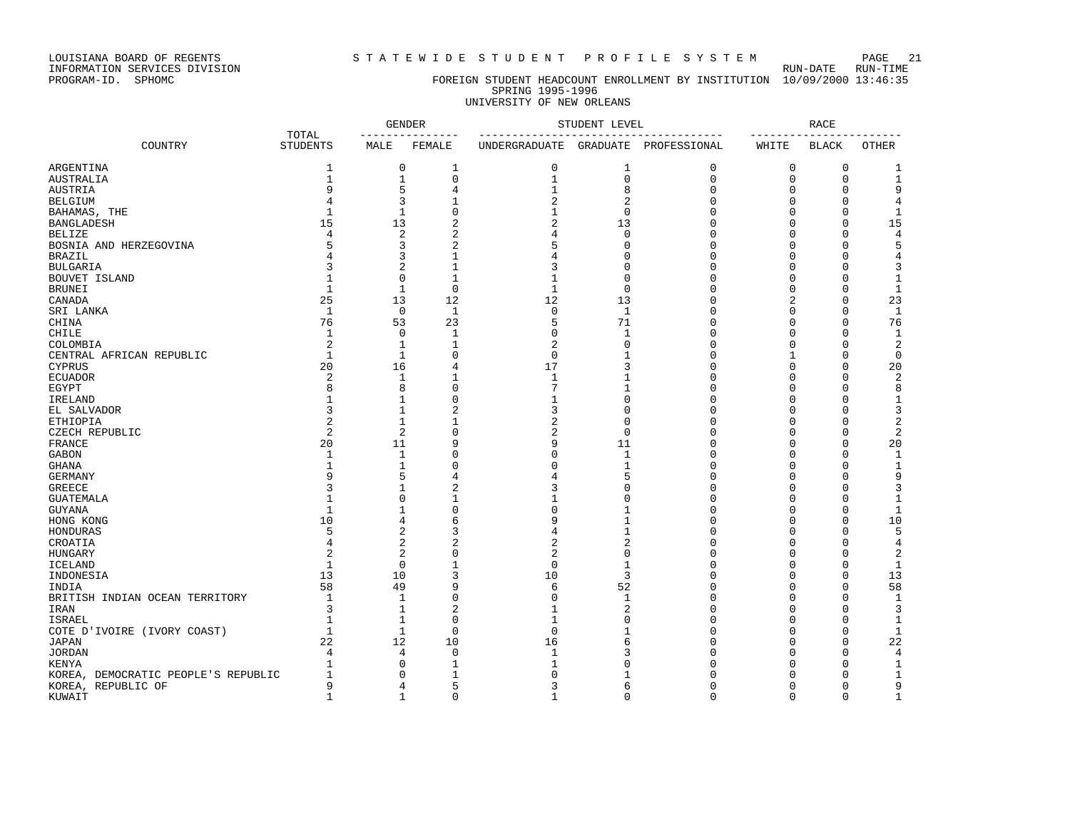LOUISIANA BOARD OF REGENTS — S T A T E W I D E S T U D E N T P R O F I L E S Y S T E M

INFORMATION SERVICES DIVISION — RUN-DATE RUN-TIME

PROGRAM-ID. SPHOMC — FOREIGN STUDENT HEADCOUNT ENROLLMENT BY INSTITUTION 10/09/2000 13:46:35

SPRING 1995-1996

UNIVERSITY OF NEW ORLEANS

| COUNTRY | TOTAL STUDENTS | GENDER | | STUDENT LEVEL | | | RACE | | |
|---|---|---|---|---|---|---|---|---|---|
| | | MALE | FEMALE | UNDERGRADUATE | GRADUATE | PROFESSIONAL | WHITE | BLACK | OTHER |
| ARGENTINA | 1 | 0 | 1 | 0 | 1 | 0 | 0 | 0 | 1 |
| AUSTRALIA | 1 | 1 | 0 | 1 | 0 | 0 | 0 | 0 | 1 |
| AUSTRIA | 9 | 5 | 4 | 1 | 8 | 0 | 0 | 0 | 9 |
| BELGIUM | 4 | 3 | 1 | 2 | 2 | 0 | 0 | 0 | 4 |
| BAHAMAS, THE | 1 | 1 | 0 | 1 | 0 | 0 | 0 | 0 | 1 |
| BANGLADESH | 15 | 13 | 2 | 2 | 13 | 0 | 0 | 0 | 15 |
| BELIZE | 4 | 2 | 2 | 4 | 0 | 0 | 0 | 0 | 4 |
| BOSNIA AND HERZEGOVINA | 5 | 3 | 2 | 5 | 0 | 0 | 0 | 0 | 5 |
| BRAZIL | 4 | 3 | 1 | 4 | 0 | 0 | 0 | 0 | 4 |
| BULGARIA | 3 | 2 | 1 | 3 | 0 | 0 | 0 | 0 | 3 |
| BOUVET ISLAND | 1 | 0 | 1 | 1 | 0 | 0 | 0 | 0 | 1 |
| BRUNEI | 1 | 1 | 0 | 1 | 0 | 0 | 0 | 0 | 1 |
| CANADA | 25 | 13 | 12 | 12 | 13 | 0 | 2 | 0 | 23 |
| SRI LANKA | 1 | 0 | 1 | 0 | 1 | 0 | 0 | 0 | 1 |
| CHINA | 76 | 53 | 23 | 5 | 71 | 0 | 0 | 0 | 76 |
| CHILE | 1 | 0 | 1 | 0 | 1 | 0 | 0 | 0 | 1 |
| COLOMBIA | 2 | 1 | 1 | 2 | 0 | 0 | 0 | 0 | 2 |
| CENTRAL AFRICAN REPUBLIC | 1 | 1 | 0 | 0 | 1 | 0 | 1 | 0 | 0 |
| CYPRUS | 20 | 16 | 4 | 17 | 3 | 0 | 0 | 0 | 20 |
| ECUADOR | 2 | 1 | 1 | 1 | 1 | 0 | 0 | 0 | 2 |
| EGYPT | 8 | 8 | 0 | 7 | 1 | 0 | 0 | 0 | 8 |
| IRELAND | 1 | 1 | 0 | 1 | 0 | 0 | 0 | 0 | 1 |
| EL SALVADOR | 3 | 1 | 2 | 3 | 0 | 0 | 0 | 0 | 3 |
| ETHIOPIA | 2 | 1 | 1 | 2 | 0 | 0 | 0 | 0 | 2 |
| CZECH REPUBLIC | 2 | 2 | 0 | 2 | 0 | 0 | 0 | 0 | 2 |
| FRANCE | 20 | 11 | 9 | 9 | 11 | 0 | 0 | 0 | 20 |
| GABON | 1 | 1 | 0 | 0 | 1 | 0 | 0 | 0 | 1 |
| GHANA | 1 | 1 | 0 | 0 | 1 | 0 | 0 | 0 | 1 |
| GERMANY | 9 | 5 | 4 | 4 | 5 | 0 | 0 | 0 | 9 |
| GREECE | 3 | 1 | 2 | 3 | 0 | 0 | 0 | 0 | 3 |
| GUATEMALA | 1 | 0 | 1 | 1 | 0 | 0 | 0 | 0 | 1 |
| GUYANA | 1 | 1 | 0 | 0 | 1 | 0 | 0 | 0 | 1 |
| HONG KONG | 10 | 4 | 6 | 9 | 1 | 0 | 0 | 0 | 10 |
| HONDURAS | 5 | 2 | 3 | 4 | 1 | 0 | 0 | 0 | 5 |
| CROATIA | 4 | 2 | 2 | 2 | 2 | 0 | 0 | 0 | 4 |
| HUNGARY | 2 | 2 | 0 | 2 | 0 | 0 | 0 | 0 | 2 |
| ICELAND | 1 | 0 | 1 | 0 | 1 | 0 | 0 | 0 | 1 |
| INDONESIA | 13 | 10 | 3 | 10 | 3 | 0 | 0 | 0 | 13 |
| INDIA | 58 | 49 | 9 | 6 | 52 | 0 | 0 | 0 | 58 |
| BRITISH INDIAN OCEAN TERRITORY | 1 | 1 | 0 | 0 | 1 | 0 | 0 | 0 | 1 |
| IRAN | 3 | 1 | 2 | 1 | 2 | 0 | 0 | 0 | 3 |
| ISRAEL | 1 | 1 | 0 | 1 | 0 | 0 | 0 | 0 | 1 |
| COTE D'IVOIRE (IVORY COAST) | 1 | 1 | 0 | 0 | 1 | 0 | 0 | 0 | 1 |
| JAPAN | 22 | 12 | 10 | 16 | 6 | 0 | 0 | 0 | 22 |
| JORDAN | 4 | 4 | 0 | 1 | 3 | 0 | 0 | 0 | 4 |
| KENYA | 1 | 0 | 1 | 1 | 0 | 0 | 0 | 0 | 1 |
| KOREA, DEMOCRATIC PEOPLE'S REPUBLIC | 1 | 0 | 1 | 0 | 1 | 0 | 0 | 0 | 1 |
| KOREA, REPUBLIC OF | 9 | 4 | 5 | 3 | 6 | 0 | 0 | 0 | 9 |
| KUWAIT | 1 | 1 | 0 | 1 | 0 | 0 | 0 | 0 | 1 |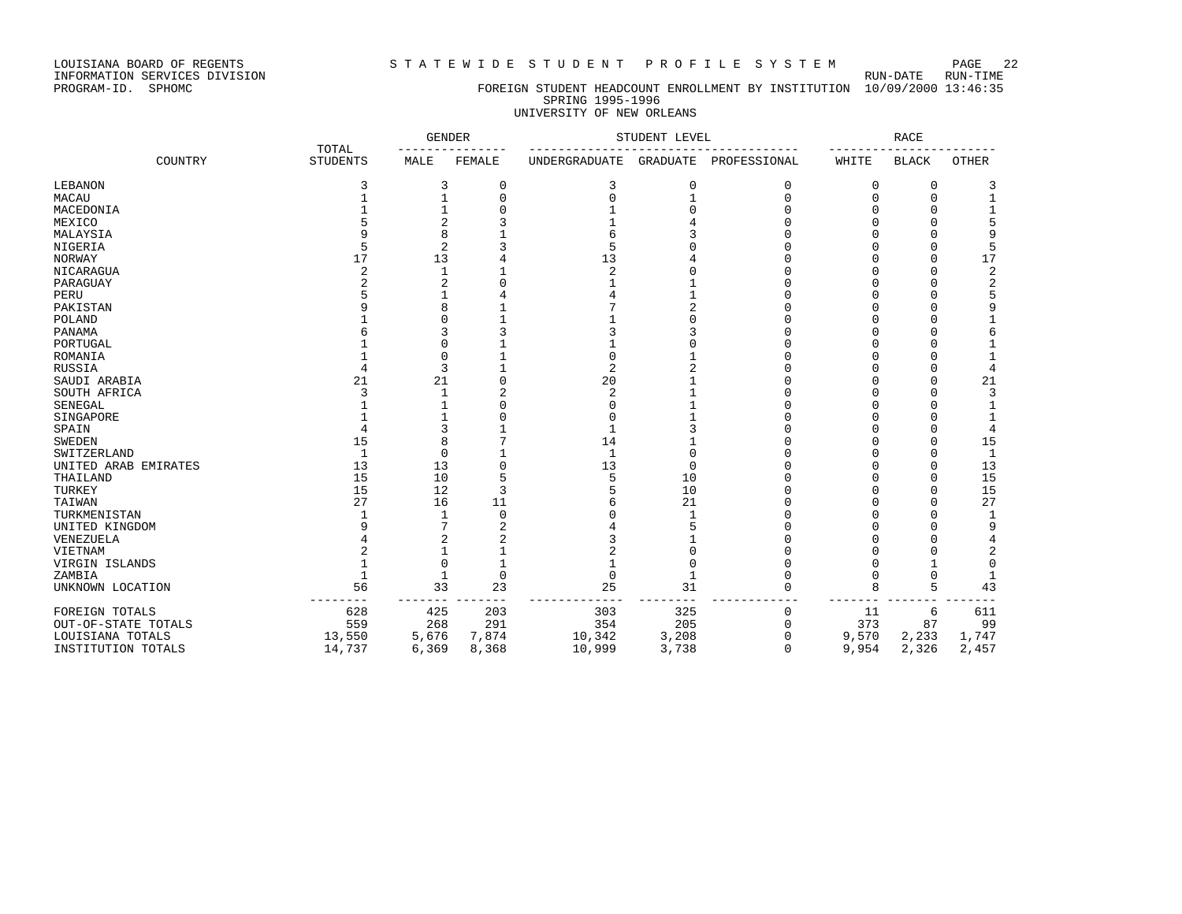LOUISIANA BOARD OF REGENTS
INFORMATION SERVICES DIVISION
PROGRAM-ID. SPHOMC

STATEWIDE STUDENT PROFILE SYSTEM

FOREIGN STUDENT HEADCOUNT ENROLLMENT BY INSTITUTION

SPRING 1995-1996

UNIVERSITY OF NEW ORLEANS

RUN-DATE 10/09/2000 RUN-TIME 13:46:35

| COUNTRY | TOTAL STUDENTS | GENDER | | STUDENT LEVEL | | | RACE | | |
|---|---|---|---|---|---|---|---|---|---|
| | | MALE | FEMALE | UNDERGRADUATE | GRADUATE | PROFESSIONAL | WHITE | BLACK | OTHER |
| LEBANON | 3 | 3 | 0 | 3 | 0 | 0 | 0 | 0 | 3 |
| MACAU | 1 | 1 | 0 | 0 | 1 | 0 | 0 | 0 | 1 |
| MACEDONIA | 1 | 1 | 0 | 1 | 0 | 0 | 0 | 0 | 1 |
| MEXICO | 5 | 2 | 3 | 1 | 4 | 0 | 0 | 0 | 5 |
| MALAYSIA | 9 | 8 | 1 | 6 | 3 | 0 | 0 | 0 | 9 |
| NIGERIA | 5 | 2 | 3 | 5 | 0 | 0 | 0 | 0 | 5 |
| NORWAY | 17 | 13 | 4 | 13 | 4 | 0 | 0 | 0 | 17 |
| NICARAGUA | 2 | 1 | 1 | 2 | 0 | 0 | 0 | 0 | 2 |
| PARAGUAY | 2 | 2 | 0 | 1 | 1 | 0 | 0 | 0 | 2 |
| PERU | 5 | 1 | 4 | 4 | 1 | 0 | 0 | 0 | 5 |
| PAKISTAN | 9 | 8 | 1 | 7 | 2 | 0 | 0 | 0 | 9 |
| POLAND | 1 | 0 | 1 | 1 | 0 | 0 | 0 | 0 | 1 |
| PANAMA | 6 | 3 | 3 | 3 | 3 | 0 | 0 | 0 | 6 |
| PORTUGAL | 1 | 0 | 1 | 1 | 0 | 0 | 0 | 0 | 1 |
| ROMANIA | 1 | 0 | 1 | 0 | 1 | 0 | 0 | 0 | 1 |
| RUSSIA | 4 | 3 | 1 | 2 | 2 | 0 | 0 | 0 | 4 |
| SAUDI ARABIA | 21 | 21 | 0 | 20 | 1 | 0 | 0 | 0 | 21 |
| SOUTH AFRICA | 3 | 1 | 2 | 2 | 1 | 0 | 0 | 0 | 3 |
| SENEGAL | 1 | 1 | 0 | 0 | 1 | 0 | 0 | 0 | 1 |
| SINGAPORE | 1 | 1 | 0 | 0 | 1 | 0 | 0 | 0 | 1 |
| SPAIN | 4 | 3 | 1 | 1 | 3 | 0 | 0 | 0 | 4 |
| SWEDEN | 15 | 8 | 7 | 14 | 1 | 0 | 0 | 0 | 15 |
| SWITZERLAND | 1 | 0 | 1 | 1 | 0 | 0 | 0 | 0 | 1 |
| UNITED ARAB EMIRATES | 13 | 13 | 0 | 13 | 0 | 0 | 0 | 0 | 13 |
| THAILAND | 15 | 10 | 5 | 5 | 10 | 0 | 0 | 0 | 15 |
| TURKEY | 15 | 12 | 3 | 5 | 10 | 0 | 0 | 0 | 15 |
| TAIWAN | 27 | 16 | 11 | 6 | 21 | 0 | 0 | 0 | 27 |
| TURKMENISTAN | 1 | 1 | 0 | 0 | 1 | 0 | 0 | 0 | 1 |
| UNITED KINGDOM | 9 | 7 | 2 | 4 | 5 | 0 | 0 | 0 | 9 |
| VENEZUELA | 4 | 2 | 2 | 3 | 1 | 0 | 0 | 0 | 4 |
| VIETNAM | 2 | 1 | 1 | 2 | 0 | 0 | 0 | 0 | 2 |
| VIRGIN ISLANDS | 1 | 0 | 1 | 1 | 0 | 0 | 0 | 1 | 0 |
| ZAMBIA | 1 | 1 | 0 | 0 | 1 | 0 | 0 | 0 | 1 |
| UNKNOWN LOCATION | 56 | 33 | 23 | 25 | 31 | 0 | 8 | 5 | 43 |
| FOREIGN TOTALS | 628 | 425 | 203 | 303 | 325 | 0 | 11 | 6 | 611 |
| OUT-OF-STATE TOTALS | 559 | 268 | 291 | 354 | 205 | 0 | 373 | 87 | 99 |
| LOUISIANA TOTALS | 13,550 | 5,676 | 7,874 | 10,342 | 3,208 | 0 | 9,570 | 2,233 | 1,747 |
| INSTITUTION TOTALS | 14,737 | 6,369 | 8,368 | 10,999 | 3,738 | 0 | 9,954 | 2,326 | 2,457 |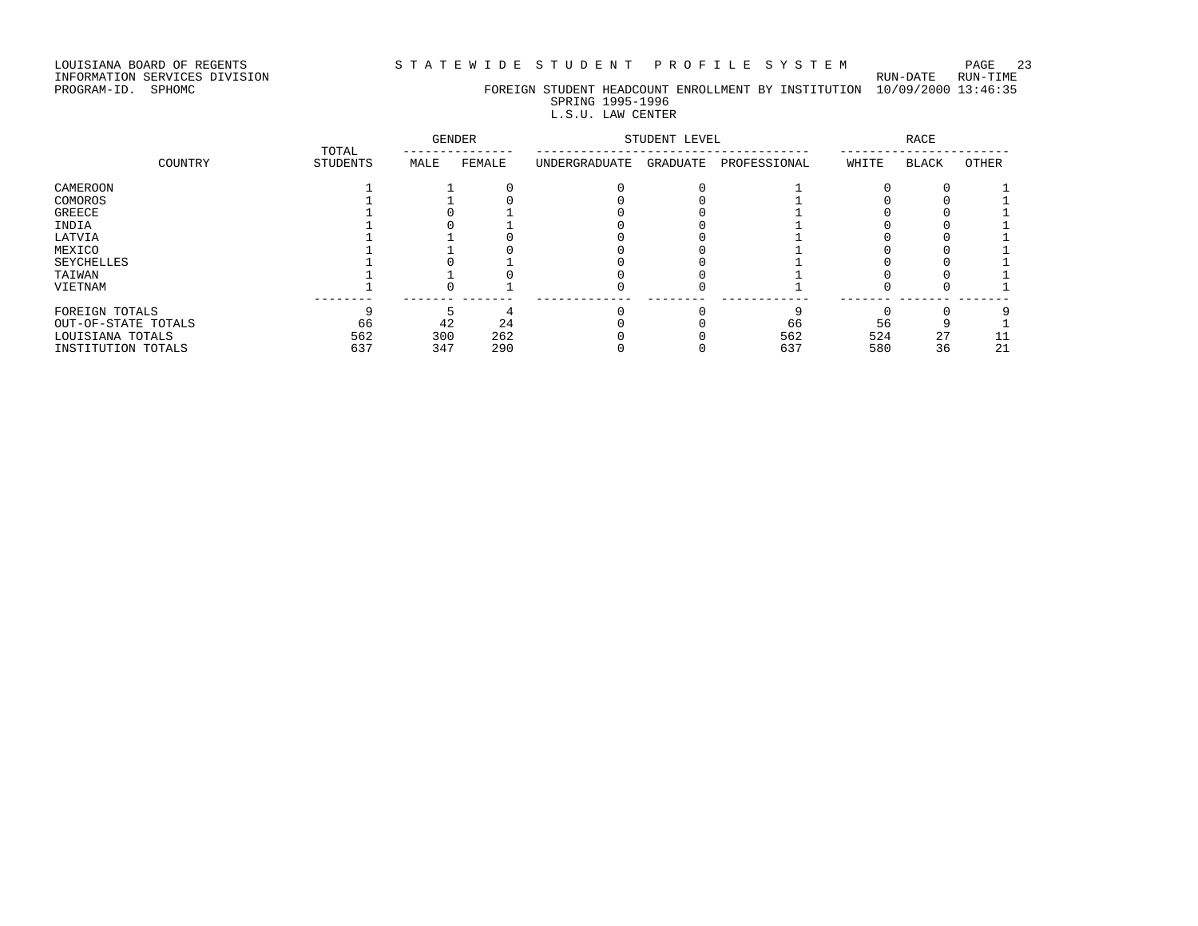LOUISIANA BOARD OF REGENTS
INFORMATION SERVICES DIVISION
PROGRAM-ID. SPHOMC

# STATEWIDE STUDENT PROFILE SYSTEM

RUN-DATE RUN-TIME
10/09/2000 13:46:35

## FOREIGN STUDENT HEADCOUNT ENROLLMENT BY INSTITUTION
SPRING 1995-1996
L.S.U. LAW CENTER

| COUNTRY | TOTAL STUDENTS | GENDER | | STUDENT LEVEL | | | RACE | | |
|---|---|---|---|---|---|---|---|---|---|
| | | MALE | FEMALE | UNDERGRADUATE | GRADUATE | PROFESSIONAL | WHITE | BLACK | OTHER |
| CAMEROON | 1 | 1 | 0 | 0 | 0 | 1 | 0 | 0 | 1 |
| COMOROS | 1 | 1 | 0 | 0 | 0 | 1 | 0 | 0 | 1 |
| GREECE | 1 | 0 | 1 | 0 | 0 | 1 | 0 | 0 | 1 |
| INDIA | 1 | 0 | 1 | 0 | 0 | 1 | 0 | 0 | 1 |
| LATVIA | 1 | 1 | 0 | 0 | 0 | 1 | 0 | 0 | 1 |
| MEXICO | 1 | 1 | 0 | 0 | 0 | 1 | 0 | 0 | 1 |
| SEYCHELLES | 1 | 0 | 1 | 0 | 0 | 1 | 0 | 0 | 1 |
| TAIWAN | 1 | 1 | 0 | 0 | 0 | 1 | 0 | 0 | 1 |
| VIETNAM | 1 | 0 | 1 | 0 | 0 | 1 | 0 | 0 | 1 |
| FOREIGN TOTALS | 9 | 5 | 4 | 0 | 0 | 9 | 0 | 0 | 9 |
| OUT-OF-STATE TOTALS | 66 | 42 | 24 | 0 | 0 | 66 | 56 | 9 | 1 |
| LOUISIANA TOTALS | 562 | 300 | 262 | 0 | 0 | 562 | 524 | 27 | 11 |
| INSTITUTION TOTALS | 637 | 347 | 290 | 0 | 0 | 637 | 580 | 36 | 21 |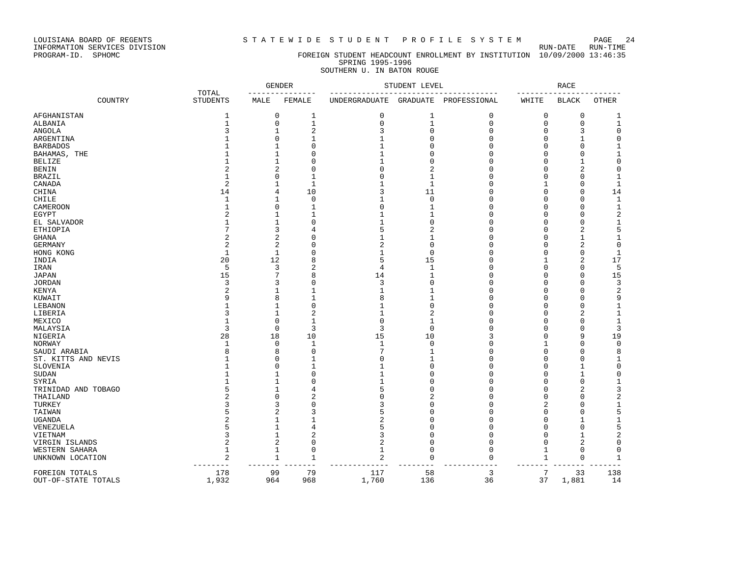LOUISIANA BOARD OF REGENTS — S T A T E W I D E  S T U D E N T  P R O F I L E  S Y S T E M

INFORMATION SERVICES DIVISION — RUN-DATE 10/09/2000 RUN-TIME 13:46:35

PROGRAM-ID. SPHOMC

# FOREIGN STUDENT HEADCOUNT ENROLLMENT BY INSTITUTION
## SPRING 1995-1996
## SOUTHERN U. IN BATON ROUGE

| COUNTRY | TOTAL STUDENTS | GENDER | | STUDENT LEVEL | | | RACE | | |
|---|---|---|---|---|---|---|---|---|---|
| | | MALE | FEMALE | UNDERGRADUATE | GRADUATE | PROFESSIONAL | WHITE | BLACK | OTHER |
| AFGHANISTAN | 1 | 0 | 1 | 0 | 1 | 0 | 0 | 0 | 1 |
| ALBANIA | 1 | 0 | 1 | 0 | 1 | 0 | 0 | 0 | 1 |
| ANGOLA | 3 | 1 | 2 | 3 | 0 | 0 | 0 | 3 | 0 |
| ARGENTINA | 1 | 0 | 1 | 1 | 0 | 0 | 0 | 1 | 0 |
| BARBADOS | 1 | 1 | 0 | 1 | 0 | 0 | 0 | 0 | 1 |
| BAHAMAS, THE | 1 | 1 | 0 | 1 | 0 | 0 | 0 | 0 | 1 |
| BELIZE | 1 | 1 | 0 | 1 | 0 | 0 | 0 | 1 | 0 |
| BENIN | 2 | 2 | 0 | 0 | 2 | 0 | 0 | 2 | 0 |
| BRAZIL | 1 | 0 | 1 | 0 | 1 | 0 | 0 | 0 | 1 |
| CANADA | 2 | 1 | 1 | 1 | 1 | 0 | 1 | 0 | 1 |
| CHINA | 14 | 4 | 10 | 3 | 11 | 0 | 0 | 0 | 14 |
| CHILE | 1 | 1 | 0 | 1 | 0 | 0 | 0 | 0 | 1 |
| CAMEROON | 1 | 0 | 1 | 0 | 1 | 0 | 0 | 0 | 1 |
| EGYPT | 2 | 1 | 1 | 1 | 1 | 0 | 0 | 0 | 2 |
| EL SALVADOR | 1 | 1 | 0 | 1 | 0 | 0 | 0 | 0 | 1 |
| ETHIOPIA | 7 | 3 | 4 | 5 | 2 | 0 | 0 | 2 | 5 |
| GHANA | 2 | 2 | 0 | 1 | 1 | 0 | 0 | 1 | 1 |
| GERMANY | 2 | 2 | 0 | 2 | 0 | 0 | 0 | 2 | 0 |
| HONG KONG | 1 | 1 | 0 | 1 | 0 | 0 | 0 | 0 | 1 |
| INDIA | 20 | 12 | 8 | 5 | 15 | 0 | 1 | 2 | 17 |
| IRAN | 5 | 3 | 2 | 4 | 1 | 0 | 0 | 0 | 5 |
| JAPAN | 15 | 7 | 8 | 14 | 1 | 0 | 0 | 0 | 15 |
| JORDAN | 3 | 3 | 0 | 3 | 0 | 0 | 0 | 0 | 3 |
| KENYA | 2 | 1 | 1 | 1 | 1 | 0 | 0 | 0 | 2 |
| KUWAIT | 9 | 8 | 1 | 8 | 1 | 0 | 0 | 0 | 9 |
| LEBANON | 1 | 1 | 0 | 1 | 0 | 0 | 0 | 0 | 1 |
| LIBERIA | 3 | 1 | 2 | 1 | 2 | 0 | 0 | 2 | 1 |
| MEXICO | 1 | 0 | 1 | 0 | 1 | 0 | 0 | 0 | 1 |
| MALAYSIA | 3 | 0 | 3 | 3 | 0 | 0 | 0 | 0 | 3 |
| NIGERIA | 28 | 18 | 10 | 15 | 10 | 3 | 0 | 9 | 19 |
| NORWAY | 1 | 0 | 1 | 1 | 0 | 0 | 1 | 0 | 0 |
| SAUDI ARABIA | 8 | 8 | 0 | 7 | 1 | 0 | 0 | 0 | 8 |
| ST. KITTS AND NEVIS | 1 | 0 | 1 | 0 | 1 | 0 | 0 | 0 | 1 |
| SLOVENIA | 1 | 0 | 1 | 1 | 0 | 0 | 0 | 1 | 0 |
| SUDAN | 1 | 1 | 0 | 1 | 0 | 0 | 0 | 1 | 0 |
| SYRIA | 1 | 1 | 0 | 1 | 0 | 0 | 0 | 0 | 1 |
| TRINIDAD AND TOBAGO | 5 | 1 | 4 | 5 | 0 | 0 | 0 | 2 | 3 |
| THAILAND | 2 | 0 | 2 | 0 | 2 | 0 | 0 | 0 | 2 |
| TURKEY | 3 | 3 | 0 | 3 | 0 | 0 | 2 | 0 | 1 |
| TAIWAN | 5 | 2 | 3 | 5 | 0 | 0 | 0 | 0 | 5 |
| UGANDA | 2 | 1 | 1 | 2 | 0 | 0 | 0 | 1 | 1 |
| VENEZUELA | 5 | 1 | 4 | 5 | 0 | 0 | 0 | 0 | 5 |
| VIETNAM | 3 | 1 | 2 | 3 | 0 | 0 | 0 | 1 | 2 |
| VIRGIN ISLANDS | 2 | 2 | 0 | 2 | 0 | 0 | 0 | 2 | 0 |
| WESTERN SAHARA | 1 | 1 | 0 | 1 | 0 | 0 | 1 | 0 | 0 |
| UNKNOWN LOCATION | 2 | 1 | 1 | 2 | 0 | 0 | 1 | 0 | 1 |
| FOREIGN TOTALS | 178 | 99 | 79 | 117 | 58 | 3 | 7 | 33 | 138 |
| OUT-OF-STATE TOTALS | 1,932 | 964 | 968 | 1,760 | 136 | 36 | 37 | 1,881 | 14 |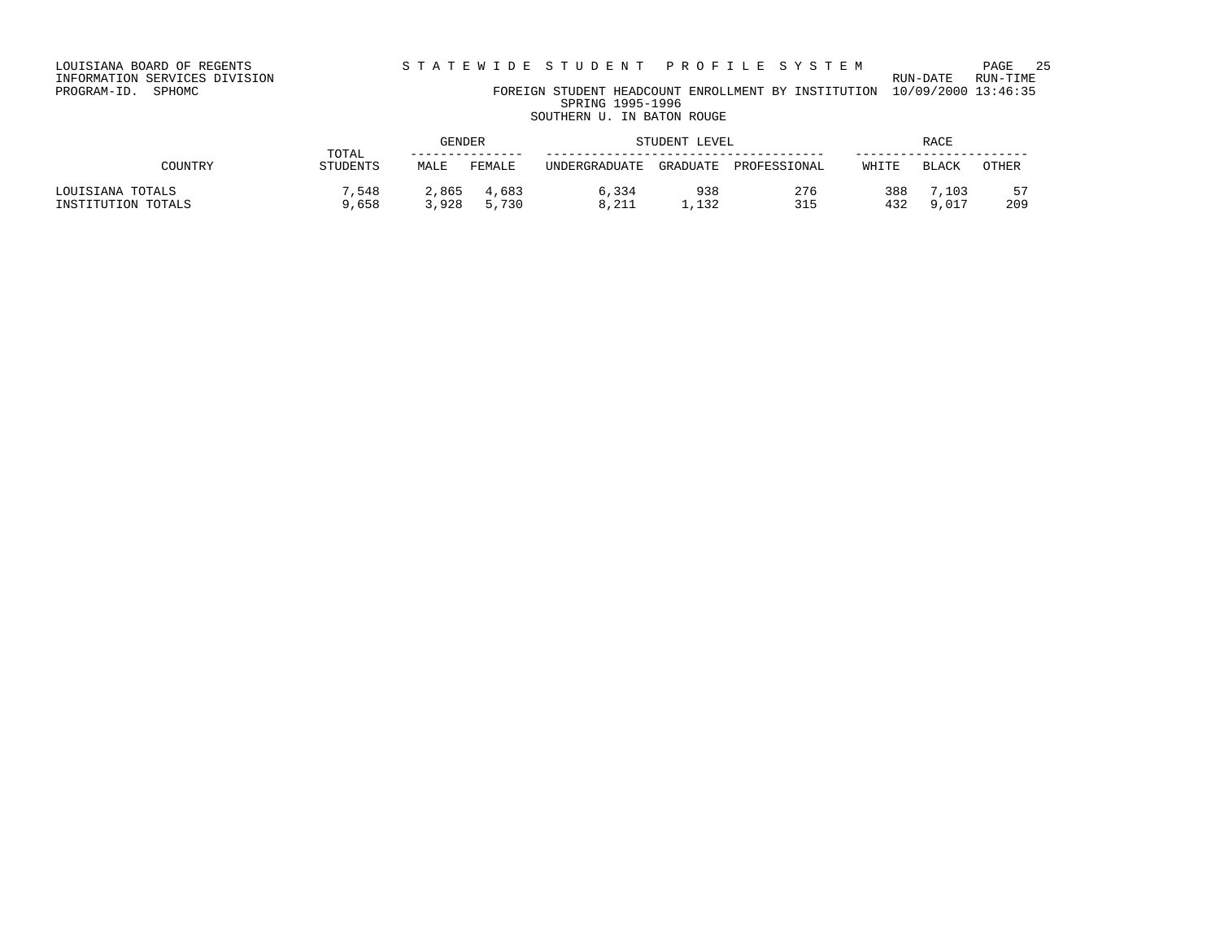LOUISIANA BOARD OF REGENTS
INFORMATION SERVICES DIVISION
PROGRAM-ID. SPHOMC

STATEWIDE STUDENT PROFILE SYSTEM

FOREIGN STUDENT HEADCOUNT ENROLLMENT BY INSTITUTION

RUN-DATE RUN-TIME
10/09/2000 13:46:35

SPRING 1995-1996

SOUTHERN U. IN BATON ROUGE

| COUNTRY | TOTAL STUDENTS | GENDER | | STUDENT LEVEL | | | RACE | | |
|---|---|---|---|---|---|---|---|---|---|
| | | MALE | FEMALE | UNDERGRADUATE | GRADUATE | PROFESSIONAL | WHITE | BLACK | OTHER |
| LOUISIANA TOTALS | 7,548 | 2,865 | 4,683 | 6,334 | 938 | 276 | 388 | 7,103 | 57 |
| INSTITUTION TOTALS | 9,658 | 3,928 | 5,730 | 8,211 | 1,132 | 315 | 432 | 9,017 | 209 |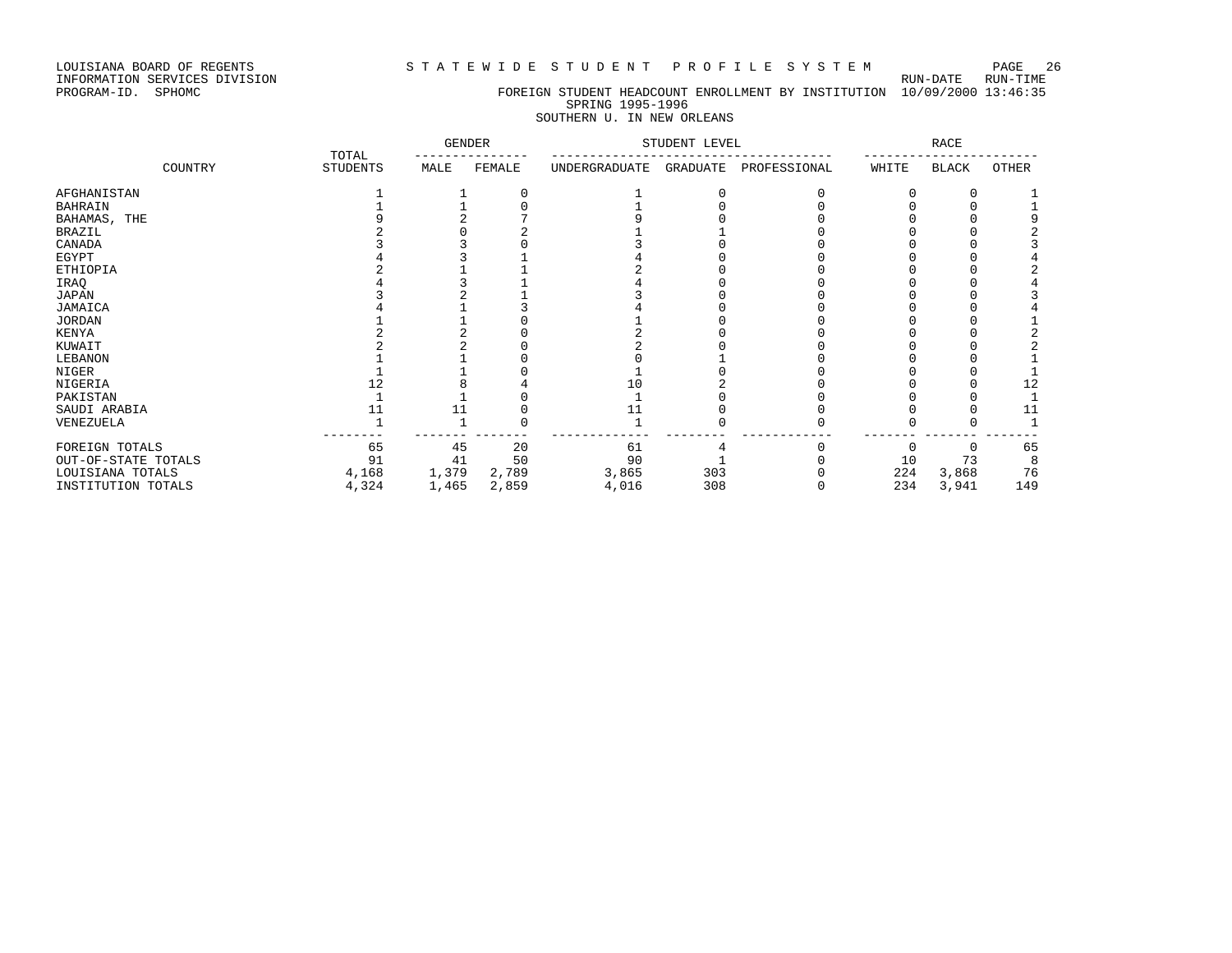LOUISIANA BOARD OF REGENTS
INFORMATION SERVICES DIVISION
PROGRAM-ID. SPHOMC

STATEWIDE STUDENT PROFILE SYSTEM

FOREIGN STUDENT HEADCOUNT ENROLLMENT BY INSTITUTION

RUN-DATE 10/09/2000 RUN-TIME 13:46:35

SPRING 1995-1996

SOUTHERN U. IN NEW ORLEANS

| COUNTRY | TOTAL STUDENTS | GENDER | | STUDENT LEVEL | | | RACE | | |
|---|---|---|---|---|---|---|---|---|---|
| | | MALE | FEMALE | UNDERGRADUATE | GRADUATE | PROFESSIONAL | WHITE | BLACK | OTHER |
| AFGHANISTAN | 1 | 1 | 0 | 1 | 0 | 0 | 0 | 0 | 1 |
| BAHRAIN | 1 | 1 | 0 | 1 | 0 | 0 | 0 | 0 | 1 |
| BAHAMAS, THE | 9 | 2 | 7 | 9 | 0 | 0 | 0 | 0 | 9 |
| BRAZIL | 2 | 0 | 2 | 1 | 1 | 0 | 0 | 0 | 2 |
| CANADA | 3 | 3 | 0 | 3 | 0 | 0 | 0 | 0 | 3 |
| EGYPT | 4 | 3 | 1 | 4 | 0 | 0 | 0 | 0 | 4 |
| ETHIOPIA | 2 | 1 | 1 | 2 | 0 | 0 | 0 | 0 | 2 |
| IRAQ | 4 | 3 | 1 | 4 | 0 | 0 | 0 | 0 | 4 |
| JAPAN | 3 | 2 | 1 | 3 | 0 | 0 | 0 | 0 | 3 |
| JAMAICA | 4 | 1 | 3 | 4 | 0 | 0 | 0 | 0 | 4 |
| JORDAN | 1 | 1 | 0 | 1 | 0 | 0 | 0 | 0 | 1 |
| KENYA | 2 | 2 | 0 | 2 | 0 | 0 | 0 | 0 | 2 |
| KUWAIT | 2 | 2 | 0 | 2 | 0 | 0 | 0 | 0 | 2 |
| LEBANON | 1 | 1 | 0 | 0 | 1 | 0 | 0 | 0 | 1 |
| NIGER | 1 | 1 | 0 | 1 | 0 | 0 | 0 | 0 | 1 |
| NIGERIA | 12 | 8 | 4 | 10 | 2 | 0 | 0 | 0 | 12 |
| PAKISTAN | 1 | 1 | 0 | 1 | 0 | 0 | 0 | 0 | 1 |
| SAUDI ARABIA | 11 | 11 | 0 | 11 | 0 | 0 | 0 | 0 | 11 |
| VENEZUELA | 1 | 1 | 0 | 1 | 0 | 0 | 0 | 0 | 1 |
| FOREIGN TOTALS | 65 | 45 | 20 | 61 | 4 | 0 | 0 | 0 | 65 |
| OUT-OF-STATE TOTALS | 91 | 41 | 50 | 90 | 1 | 0 | 10 | 73 | 8 |
| LOUISIANA TOTALS | 4,168 | 1,379 | 2,789 | 3,865 | 303 | 0 | 224 | 3,868 | 76 |
| INSTITUTION TOTALS | 4,324 | 1,465 | 2,859 | 4,016 | 308 | 0 | 234 | 3,941 | 149 |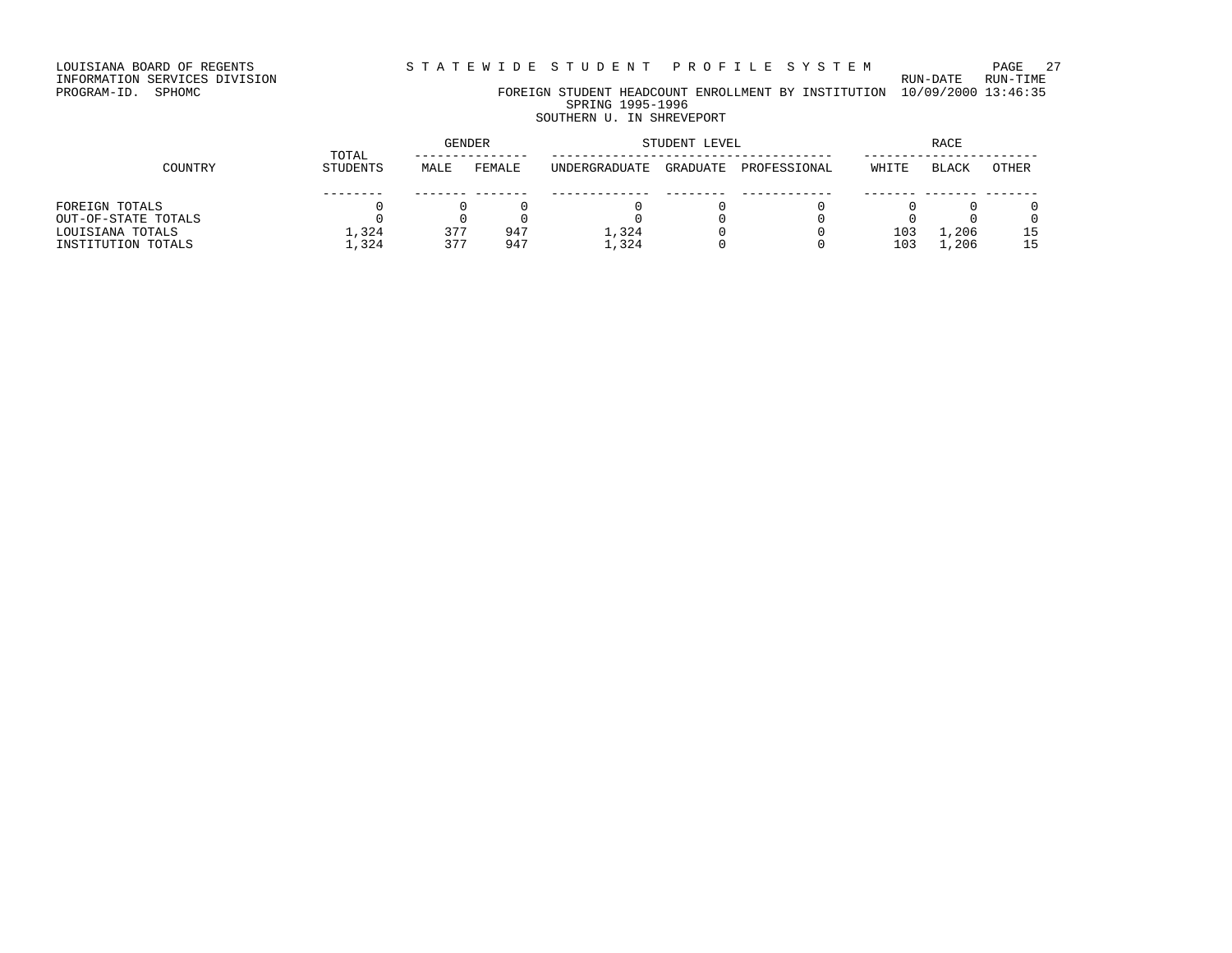LOUISIANA BOARD OF REGENTS
INFORMATION SERVICES DIVISION
PROGRAM-ID. SPHOMC

S T A T E W I D E   S T U D E N T   P R O F I L E   S Y S T E M

FOREIGN STUDENT HEADCOUNT ENROLLMENT BY INSTITUTION

RUN-DATE 10/09/2000   RUN-TIME 13:46:35

SPRING 1995-1996

SOUTHERN U. IN SHREVEPORT

| COUNTRY | TOTAL STUDENTS | GENDER | | STUDENT LEVEL | | | RACE | | |
|---|---|---|---|---|---|---|---|---|---|
| | | MALE | FEMALE | UNDERGRADUATE | GRADUATE | PROFESSIONAL | WHITE | BLACK | OTHER |
| FOREIGN TOTALS | 0 | 0 | 0 | 0 | 0 | 0 | 0 | 0 | 0 |
| OUT-OF-STATE TOTALS | 0 | 0 | 0 | 0 | 0 | 0 | 0 | 0 | 0 |
| LOUISIANA TOTALS | 1,324 | 377 | 947 | 1,324 | 0 | 0 | 103 | 1,206 | 15 |
| INSTITUTION TOTALS | 1,324 | 377 | 947 | 1,324 | 0 | 0 | 103 | 1,206 | 15 |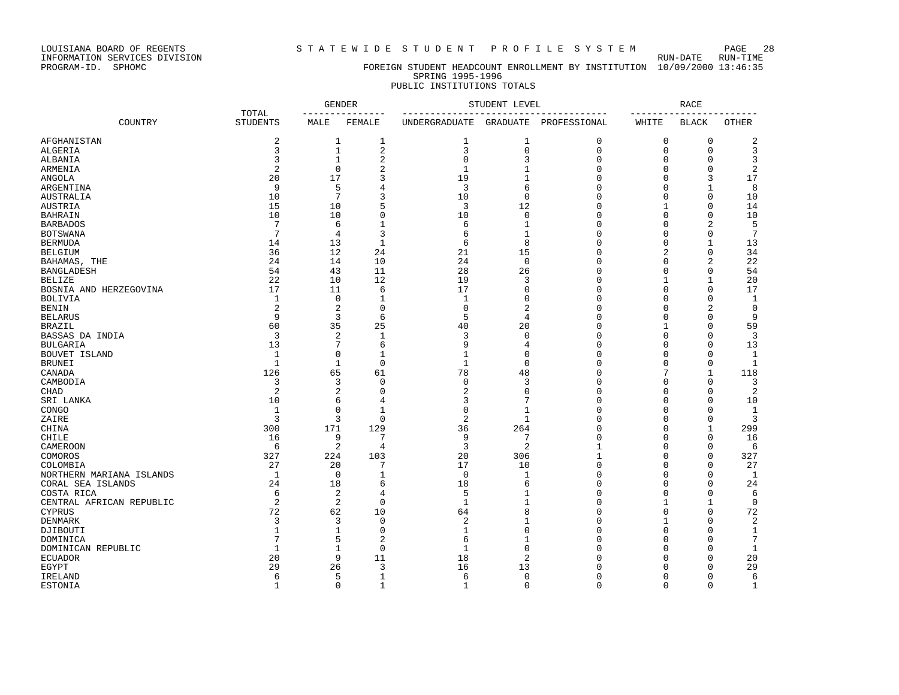LOUISIANA BOARD OF REGENTS — S T A T E W I D E S T U D E N T P R O F I L E S Y S T E M

INFORMATION SERVICES DIVISION — RUN-DATE RUN-TIME

PROGRAM-ID. SPHOMC — FOREIGN STUDENT HEADCOUNT ENROLLMENT BY INSTITUTION 10/09/2000 13:46:35

SPRING 1995-1996

PUBLIC INSTITUTIONS TOTALS

| COUNTRY | TOTAL STUDENTS | GENDER | | STUDENT LEVEL | | | RACE | | |
|---|---|---|---|---|---|---|---|---|---|
| | | MALE | FEMALE | UNDERGRADUATE | GRADUATE | PROFESSIONAL | WHITE | BLACK | OTHER |
| AFGHANISTAN | 2 | 1 | 1 | 1 | 1 | 0 | 0 | 0 | 2 |
| ALGERIA | 3 | 1 | 2 | 3 | 0 | 0 | 0 | 0 | 3 |
| ALBANIA | 3 | 1 | 2 | 0 | 3 | 0 | 0 | 0 | 3 |
| ARMENIA | 2 | 0 | 2 | 1 | 1 | 0 | 0 | 0 | 2 |
| ANGOLA | 20 | 17 | 3 | 19 | 1 | 0 | 0 | 3 | 17 |
| ARGENTINA | 9 | 5 | 4 | 3 | 6 | 0 | 0 | 1 | 8 |
| AUSTRALIA | 10 | 7 | 3 | 10 | 0 | 0 | 0 | 0 | 10 |
| AUSTRIA | 15 | 10 | 5 | 3 | 12 | 0 | 1 | 0 | 14 |
| BAHRAIN | 10 | 10 | 0 | 10 | 0 | 0 | 0 | 0 | 10 |
| BARBADOS | 7 | 6 | 1 | 6 | 1 | 0 | 0 | 2 | 5 |
| BOTSWANA | 7 | 4 | 3 | 6 | 1 | 0 | 0 | 0 | 7 |
| BERMUDA | 14 | 13 | 1 | 6 | 8 | 0 | 0 | 1 | 13 |
| BELGIUM | 36 | 12 | 24 | 21 | 15 | 0 | 2 | 0 | 34 |
| BAHAMAS, THE | 24 | 14 | 10 | 24 | 0 | 0 | 0 | 2 | 22 |
| BANGLADESH | 54 | 43 | 11 | 28 | 26 | 0 | 0 | 0 | 54 |
| BELIZE | 22 | 10 | 12 | 19 | 3 | 0 | 1 | 1 | 20 |
| BOSNIA AND HERZEGOVINA | 17 | 11 | 6 | 17 | 0 | 0 | 0 | 0 | 17 |
| BOLIVIA | 1 | 0 | 1 | 1 | 0 | 0 | 0 | 0 | 1 |
| BENIN | 2 | 2 | 0 | 0 | 2 | 0 | 0 | 2 | 0 |
| BELARUS | 9 | 3 | 6 | 5 | 4 | 0 | 0 | 0 | 9 |
| BRAZIL | 60 | 35 | 25 | 40 | 20 | 0 | 1 | 0 | 59 |
| BASSAS DA INDIA | 3 | 2 | 1 | 3 | 0 | 0 | 0 | 0 | 3 |
| BULGARIA | 13 | 7 | 6 | 9 | 4 | 0 | 0 | 0 | 13 |
| BOUVET ISLAND | 1 | 0 | 1 | 1 | 0 | 0 | 0 | 0 | 1 |
| BRUNEI | 1 | 1 | 0 | 1 | 0 | 0 | 0 | 0 | 1 |
| CANADA | 126 | 65 | 61 | 78 | 48 | 0 | 7 | 1 | 118 |
| CAMBODIA | 3 | 3 | 0 | 0 | 3 | 0 | 0 | 0 | 3 |
| CHAD | 2 | 2 | 0 | 2 | 0 | 0 | 0 | 0 | 2 |
| SRI LANKA | 10 | 6 | 4 | 3 | 7 | 0 | 0 | 0 | 10 |
| CONGO | 1 | 0 | 1 | 0 | 1 | 0 | 0 | 0 | 1 |
| ZAIRE | 3 | 3 | 0 | 2 | 1 | 0 | 0 | 0 | 3 |
| CHINA | 300 | 171 | 129 | 36 | 264 | 0 | 0 | 1 | 299 |
| CHILE | 16 | 9 | 7 | 9 | 7 | 0 | 0 | 0 | 16 |
| CAMEROON | 6 | 2 | 4 | 3 | 2 | 1 | 0 | 0 | 6 |
| COMOROS | 327 | 224 | 103 | 20 | 306 | 1 | 0 | 0 | 327 |
| COLOMBIA | 27 | 20 | 7 | 17 | 10 | 0 | 0 | 0 | 27 |
| NORTHERN MARIANA ISLANDS | 1 | 0 | 1 | 0 | 1 | 0 | 0 | 0 | 1 |
| CORAL SEA ISLANDS | 24 | 18 | 6 | 18 | 6 | 0 | 0 | 0 | 24 |
| COSTA RICA | 6 | 2 | 4 | 5 | 1 | 0 | 0 | 0 | 6 |
| CENTRAL AFRICAN REPUBLIC | 2 | 2 | 0 | 1 | 1 | 0 | 1 | 1 | 0 |
| CYPRUS | 72 | 62 | 10 | 64 | 8 | 0 | 0 | 0 | 72 |
| DENMARK | 3 | 3 | 0 | 2 | 1 | 0 | 1 | 0 | 2 |
| DJIBOUTI | 1 | 1 | 0 | 1 | 0 | 0 | 0 | 0 | 1 |
| DOMINICA | 7 | 5 | 2 | 6 | 1 | 0 | 0 | 0 | 7 |
| DOMINICAN REPUBLIC | 1 | 1 | 0 | 1 | 0 | 0 | 0 | 0 | 1 |
| ECUADOR | 20 | 9 | 11 | 18 | 2 | 0 | 0 | 0 | 20 |
| EGYPT | 29 | 26 | 3 | 16 | 13 | 0 | 0 | 0 | 29 |
| IRELAND | 6 | 5 | 1 | 6 | 0 | 0 | 0 | 0 | 6 |
| ESTONIA | 1 | 0 | 1 | 1 | 0 | 0 | 0 | 0 | 1 |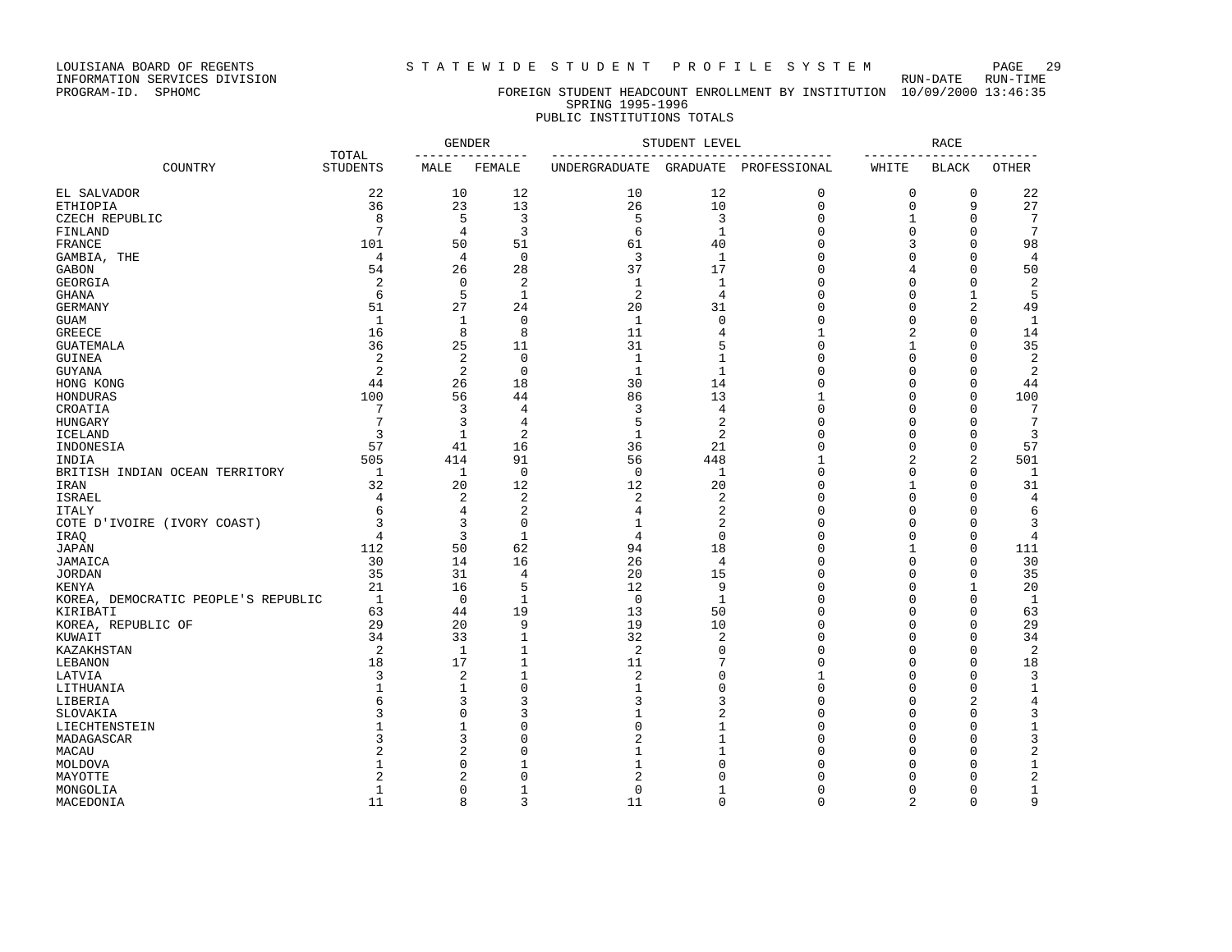LOUISIANA BOARD OF REGENTS — S T A T E W I D E   S T U D E N T   P R O F I L E   S Y S T E M
INFORMATION SERVICES DIVISION — RUN-DATE RUN-TIME
PROGRAM-ID. SPHOMC — FOREIGN STUDENT HEADCOUNT ENROLLMENT BY INSTITUTION 10/09/2000 13:46:35

SPRING 1995-1996
PUBLIC INSTITUTIONS TOTALS

| COUNTRY | TOTAL STUDENTS | GENDER | | STUDENT LEVEL | | | RACE | | |
|---|---|---|---|---|---|---|---|---|---|
| | | MALE | FEMALE | UNDERGRADUATE | GRADUATE | PROFESSIONAL | WHITE | BLACK | OTHER |
| EL SALVADOR | 22 | 10 | 12 | 10 | 12 | 0 | 0 | 0 | 22 |
| ETHIOPIA | 36 | 23 | 13 | 26 | 10 | 0 | 0 | 9 | 27 |
| CZECH REPUBLIC | 8 | 5 | 3 | 5 | 3 | 0 | 1 | 0 | 7 |
| FINLAND | 7 | 4 | 3 | 6 | 1 | 0 | 0 | 0 | 7 |
| FRANCE | 101 | 50 | 51 | 61 | 40 | 0 | 3 | 0 | 98 |
| GAMBIA, THE | 4 | 4 | 0 | 3 | 1 | 0 | 0 | 0 | 4 |
| GABON | 54 | 26 | 28 | 37 | 17 | 0 | 4 | 0 | 50 |
| GEORGIA | 2 | 0 | 2 | 1 | 1 | 0 | 0 | 0 | 2 |
| GHANA | 6 | 5 | 1 | 2 | 4 | 0 | 0 | 1 | 5 |
| GERMANY | 51 | 27 | 24 | 20 | 31 | 0 | 0 | 2 | 49 |
| GUAM | 1 | 1 | 0 | 1 | 0 | 0 | 0 | 0 | 1 |
| GREECE | 16 | 8 | 8 | 11 | 4 | 1 | 2 | 0 | 14 |
| GUATEMALA | 36 | 25 | 11 | 31 | 5 | 0 | 1 | 0 | 35 |
| GUINEA | 2 | 2 | 0 | 1 | 1 | 0 | 0 | 0 | 2 |
| GUYANA | 2 | 2 | 0 | 1 | 1 | 0 | 0 | 0 | 2 |
| HONG KONG | 44 | 26 | 18 | 30 | 14 | 0 | 0 | 0 | 44 |
| HONDURAS | 100 | 56 | 44 | 86 | 13 | 1 | 0 | 0 | 100 |
| CROATIA | 7 | 3 | 4 | 3 | 4 | 0 | 0 | 0 | 7 |
| HUNGARY | 7 | 3 | 4 | 5 | 2 | 0 | 0 | 0 | 7 |
| ICELAND | 3 | 1 | 2 | 1 | 2 | 0 | 0 | 0 | 3 |
| INDONESIA | 57 | 41 | 16 | 36 | 21 | 0 | 0 | 0 | 57 |
| INDIA | 505 | 414 | 91 | 56 | 448 | 1 | 2 | 2 | 501 |
| BRITISH INDIAN OCEAN TERRITORY | 1 | 1 | 0 | 0 | 1 | 0 | 0 | 0 | 1 |
| IRAN | 32 | 20 | 12 | 12 | 20 | 0 | 1 | 0 | 31 |
| ISRAEL | 4 | 2 | 2 | 2 | 2 | 0 | 0 | 0 | 4 |
| ITALY | 6 | 4 | 2 | 4 | 2 | 0 | 0 | 0 | 6 |
| COTE D'IVOIRE (IVORY COAST) | 3 | 3 | 0 | 1 | 2 | 0 | 0 | 0 | 3 |
| IRAQ | 4 | 3 | 1 | 4 | 0 | 0 | 0 | 0 | 4 |
| JAPAN | 112 | 50 | 62 | 94 | 18 | 0 | 1 | 0 | 111 |
| JAMAICA | 30 | 14 | 16 | 26 | 4 | 0 | 0 | 0 | 30 |
| JORDAN | 35 | 31 | 4 | 20 | 15 | 0 | 0 | 0 | 35 |
| KENYA | 21 | 16 | 5 | 12 | 9 | 0 | 0 | 1 | 20 |
| KOREA, DEMOCRATIC PEOPLE'S REPUBLIC | 1 | 0 | 1 | 0 | 1 | 0 | 0 | 0 | 1 |
| KIRIBATI | 63 | 44 | 19 | 13 | 50 | 0 | 0 | 0 | 63 |
| KOREA, REPUBLIC OF | 29 | 20 | 9 | 19 | 10 | 0 | 0 | 0 | 29 |
| KUWAIT | 34 | 33 | 1 | 32 | 2 | 0 | 0 | 0 | 34 |
| KAZAKHSTAN | 2 | 1 | 1 | 2 | 0 | 0 | 0 | 0 | 2 |
| LEBANON | 18 | 17 | 1 | 11 | 7 | 0 | 0 | 0 | 18 |
| LATVIA | 3 | 2 | 1 | 2 | 0 | 1 | 0 | 0 | 3 |
| LITHUANIA | 1 | 1 | 0 | 1 | 0 | 0 | 0 | 0 | 1 |
| LIBERIA | 6 | 3 | 3 | 3 | 3 | 0 | 0 | 2 | 4 |
| SLOVAKIA | 3 | 0 | 3 | 1 | 2 | 0 | 0 | 0 | 3 |
| LIECHTENSTEIN | 1 | 1 | 0 | 0 | 1 | 0 | 0 | 0 | 1 |
| MADAGASCAR | 3 | 3 | 0 | 2 | 1 | 0 | 0 | 0 | 3 |
| MACAU | 2 | 2 | 0 | 1 | 1 | 0 | 0 | 0 | 2 |
| MOLDOVA | 1 | 0 | 1 | 1 | 0 | 0 | 0 | 0 | 1 |
| MAYOTTE | 2 | 2 | 0 | 2 | 0 | 0 | 0 | 0 | 2 |
| MONGOLIA | 1 | 0 | 1 | 0 | 1 | 0 | 0 | 0 | 1 |
| MACEDONIA | 11 | 8 | 3 | 11 | 0 | 0 | 2 | 0 | 9 |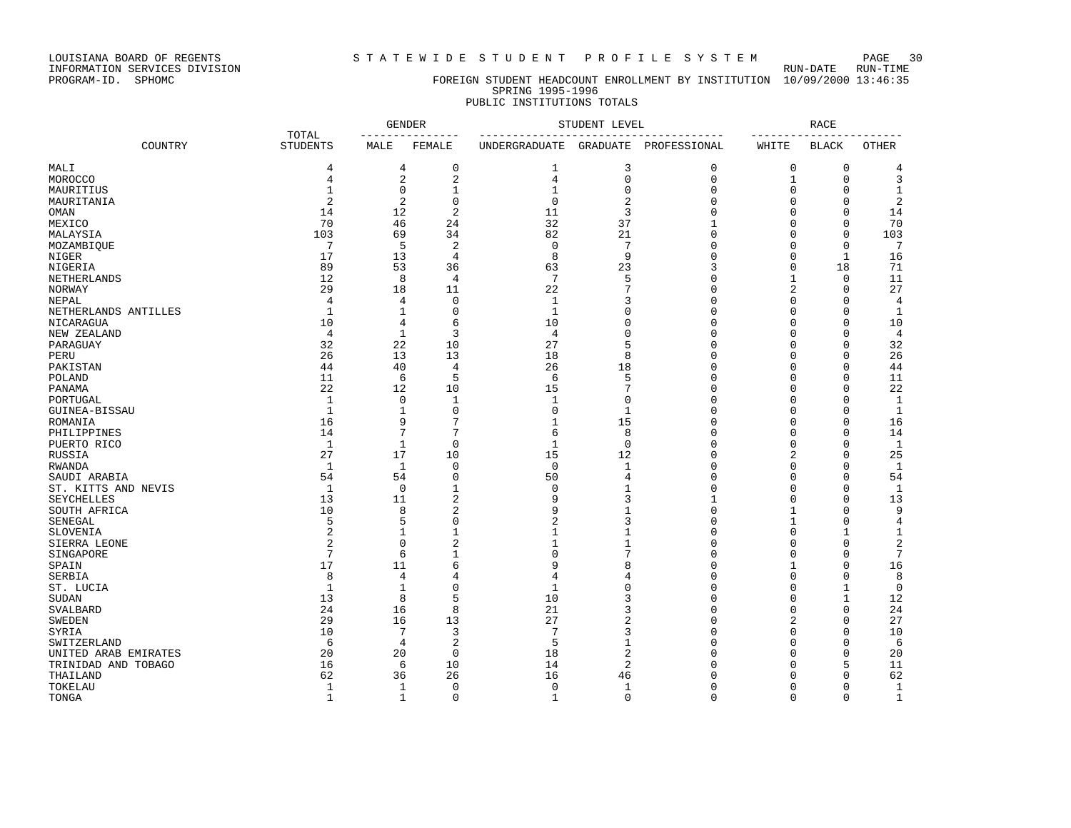LOUISIANA BOARD OF REGENTS
INFORMATION SERVICES DIVISION
PROGRAM-ID. SPHOMC

S T A T E W I D E S T U D E N T P R O F I L E S Y S T E M

RUN-DATE RUN-TIME
10/09/2000 13:46:35

FOREIGN STUDENT HEADCOUNT ENROLLMENT BY INSTITUTION
SPRING 1995-1996
PUBLIC INSTITUTIONS TOTALS

| COUNTRY | TOTAL STUDENTS | GENDER | | STUDENT LEVEL | | | RACE | | |
|---|---|---|---|---|---|---|---|---|---|
| | | MALE | FEMALE | UNDERGRADUATE | GRADUATE | PROFESSIONAL | WHITE | BLACK | OTHER |
| MALI | 4 | 4 | 0 | 1 | 3 | 0 | 0 | 0 | 4 |
| MOROCCO | 4 | 2 | 2 | 4 | 0 | 0 | 1 | 0 | 3 |
| MAURITIUS | 1 | 0 | 1 | 1 | 0 | 0 | 0 | 0 | 1 |
| MAURITANIA | 2 | 2 | 0 | 0 | 2 | 0 | 0 | 0 | 2 |
| OMAN | 14 | 12 | 2 | 11 | 3 | 0 | 0 | 0 | 14 |
| MEXICO | 70 | 46 | 24 | 32 | 37 | 1 | 0 | 0 | 70 |
| MALAYSIA | 103 | 69 | 34 | 82 | 21 | 0 | 0 | 0 | 103 |
| MOZAMBIQUE | 7 | 5 | 2 | 0 | 7 | 0 | 0 | 0 | 7 |
| NIGER | 17 | 13 | 4 | 8 | 9 | 0 | 0 | 1 | 16 |
| NIGERIA | 89 | 53 | 36 | 63 | 23 | 3 | 0 | 18 | 71 |
| NETHERLANDS | 12 | 8 | 4 | 7 | 5 | 0 | 1 | 0 | 11 |
| NORWAY | 29 | 18 | 11 | 22 | 7 | 0 | 2 | 0 | 27 |
| NEPAL | 4 | 4 | 0 | 1 | 3 | 0 | 0 | 0 | 4 |
| NETHERLANDS ANTILLES | 1 | 1 | 0 | 1 | 0 | 0 | 0 | 0 | 1 |
| NICARAGUA | 10 | 4 | 6 | 10 | 0 | 0 | 0 | 0 | 10 |
| NEW ZEALAND | 4 | 1 | 3 | 4 | 0 | 0 | 0 | 0 | 4 |
| PARAGUAY | 32 | 22 | 10 | 27 | 5 | 0 | 0 | 0 | 32 |
| PERU | 26 | 13 | 13 | 18 | 8 | 0 | 0 | 0 | 26 |
| PAKISTAN | 44 | 40 | 4 | 26 | 18 | 0 | 0 | 0 | 44 |
| POLAND | 11 | 6 | 5 | 6 | 5 | 0 | 0 | 0 | 11 |
| PANAMA | 22 | 12 | 10 | 15 | 7 | 0 | 0 | 0 | 22 |
| PORTUGAL | 1 | 0 | 1 | 1 | 0 | 0 | 0 | 0 | 1 |
| GUINEA-BISSAU | 1 | 1 | 0 | 0 | 1 | 0 | 0 | 0 | 1 |
| ROMANIA | 16 | 9 | 7 | 1 | 15 | 0 | 0 | 0 | 16 |
| PHILIPPINES | 14 | 7 | 7 | 6 | 8 | 0 | 0 | 0 | 14 |
| PUERTO RICO | 1 | 1 | 0 | 1 | 0 | 0 | 0 | 0 | 1 |
| RUSSIA | 27 | 17 | 10 | 15 | 12 | 0 | 2 | 0 | 25 |
| RWANDA | 1 | 1 | 0 | 0 | 1 | 0 | 0 | 0 | 1 |
| SAUDI ARABIA | 54 | 54 | 0 | 50 | 4 | 0 | 0 | 0 | 54 |
| ST. KITTS AND NEVIS | 1 | 0 | 1 | 0 | 1 | 0 | 0 | 0 | 1 |
| SEYCHELLES | 13 | 11 | 2 | 9 | 3 | 1 | 0 | 0 | 13 |
| SOUTH AFRICA | 10 | 8 | 2 | 9 | 1 | 0 | 1 | 0 | 9 |
| SENEGAL | 5 | 5 | 0 | 2 | 3 | 0 | 1 | 0 | 4 |
| SLOVENIA | 2 | 1 | 1 | 1 | 1 | 0 | 0 | 1 | 1 |
| SIERRA LEONE | 2 | 0 | 2 | 1 | 1 | 0 | 0 | 0 | 2 |
| SINGAPORE | 7 | 6 | 1 | 0 | 7 | 0 | 0 | 0 | 7 |
| SPAIN | 17 | 11 | 6 | 9 | 8 | 0 | 1 | 0 | 16 |
| SERBIA | 8 | 4 | 4 | 4 | 4 | 0 | 0 | 0 | 8 |
| ST. LUCIA | 1 | 1 | 0 | 1 | 0 | 0 | 0 | 1 | 0 |
| SUDAN | 13 | 8 | 5 | 10 | 3 | 0 | 0 | 1 | 12 |
| SVALBARD | 24 | 16 | 8 | 21 | 3 | 0 | 0 | 0 | 24 |
| SWEDEN | 29 | 16 | 13 | 27 | 2 | 0 | 2 | 0 | 27 |
| SYRIA | 10 | 7 | 3 | 7 | 3 | 0 | 0 | 0 | 10 |
| SWITZERLAND | 6 | 4 | 2 | 5 | 1 | 0 | 0 | 0 | 6 |
| UNITED ARAB EMIRATES | 20 | 20 | 0 | 18 | 2 | 0 | 0 | 0 | 20 |
| TRINIDAD AND TOBAGO | 16 | 6 | 10 | 14 | 2 | 0 | 0 | 5 | 11 |
| THAILAND | 62 | 36 | 26 | 16 | 46 | 0 | 0 | 0 | 62 |
| TOKELAU | 1 | 1 | 0 | 0 | 1 | 0 | 0 | 0 | 1 |
| TONGA | 1 | 1 | 0 | 1 | 0 | 0 | 0 | 0 | 1 |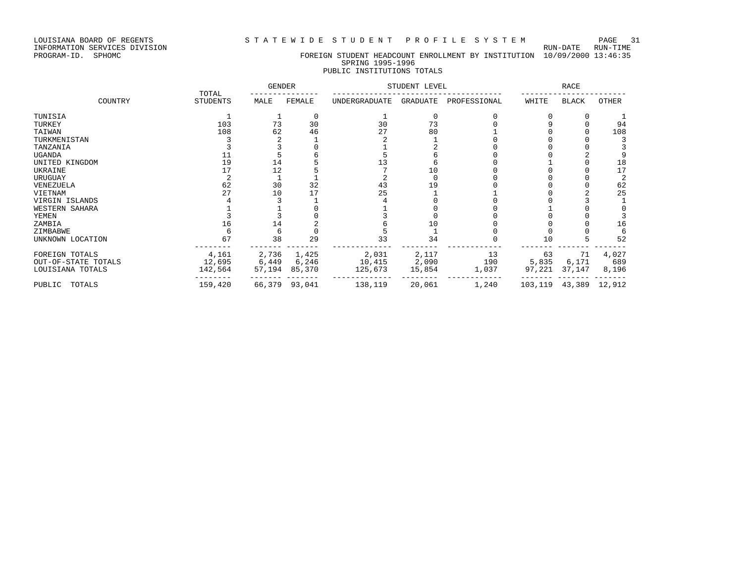LOUISIANA BOARD OF REGENTS
INFORMATION SERVICES DIVISION
PROGRAM-ID. SPHOMC

S T A T E W I D E   S T U D E N T   P R O F I L E   S Y S T E M

FOREIGN STUDENT HEADCOUNT ENROLLMENT BY INSTITUTION

RUN-DATE RUN-TIME
10/09/2000 13:46:35

SPRING 1995-1996
PUBLIC INSTITUTIONS TOTALS

| COUNTRY | TOTAL STUDENTS | GENDER | | STUDENT LEVEL | | | RACE | | |
|---|---|---|---|---|---|---|---|---|---|
| | | MALE | FEMALE | UNDERGRADUATE | GRADUATE | PROFESSIONAL | WHITE | BLACK | OTHER |
| TUNISIA | 1 | 1 | 0 | 1 | 0 | 0 | 0 | 0 | 1 |
| TURKEY | 103 | 73 | 30 | 30 | 73 | 0 | 9 | 0 | 94 |
| TAIWAN | 108 | 62 | 46 | 27 | 80 | 1 | 0 | 0 | 108 |
| TURKMENISTAN | 3 | 2 | 1 | 2 | 1 | 0 | 0 | 0 | 3 |
| TANZANIA | 3 | 3 | 0 | 1 | 2 | 0 | 0 | 0 | 3 |
| UGANDA | 11 | 5 | 6 | 5 | 6 | 0 | 0 | 2 | 9 |
| UNITED KINGDOM | 19 | 14 | 5 | 13 | 6 | 0 | 1 | 0 | 18 |
| UKRAINE | 17 | 12 | 5 | 7 | 10 | 0 | 0 | 0 | 17 |
| URUGUAY | 2 | 1 | 1 | 2 | 0 | 0 | 0 | 0 | 2 |
| VENEZUELA | 62 | 30 | 32 | 43 | 19 | 0 | 0 | 0 | 62 |
| VIETNAM | 27 | 10 | 17 | 25 | 1 | 1 | 0 | 2 | 25 |
| VIRGIN ISLANDS | 4 | 3 | 1 | 4 | 0 | 0 | 0 | 3 | 1 |
| WESTERN SAHARA | 1 | 1 | 0 | 1 | 0 | 0 | 1 | 0 | 0 |
| YEMEN | 3 | 3 | 0 | 3 | 0 | 0 | 0 | 0 | 3 |
| ZAMBIA | 16 | 14 | 2 | 6 | 10 | 0 | 0 | 0 | 16 |
| ZIMBABWE | 6 | 6 | 0 | 5 | 1 | 0 | 0 | 0 | 6 |
| UNKNOWN LOCATION | 67 | 38 | 29 | 33 | 34 | 0 | 10 | 5 | 52 |
| FOREIGN TOTALS | 4,161 | 2,736 | 1,425 | 2,031 | 2,117 | 13 | 63 | 71 | 4,027 |
| OUT-OF-STATE TOTALS | 12,695 | 6,449 | 6,246 | 10,415 | 2,090 | 190 | 5,835 | 6,171 | 689 |
| LOUISIANA TOTALS | 142,564 | 57,194 | 85,370 | 125,673 | 15,854 | 1,037 | 97,221 | 37,147 | 8,196 |
| PUBLIC TOTALS | 159,420 | 66,379 | 93,041 | 138,119 | 20,061 | 1,240 | 103,119 | 43,389 | 12,912 |